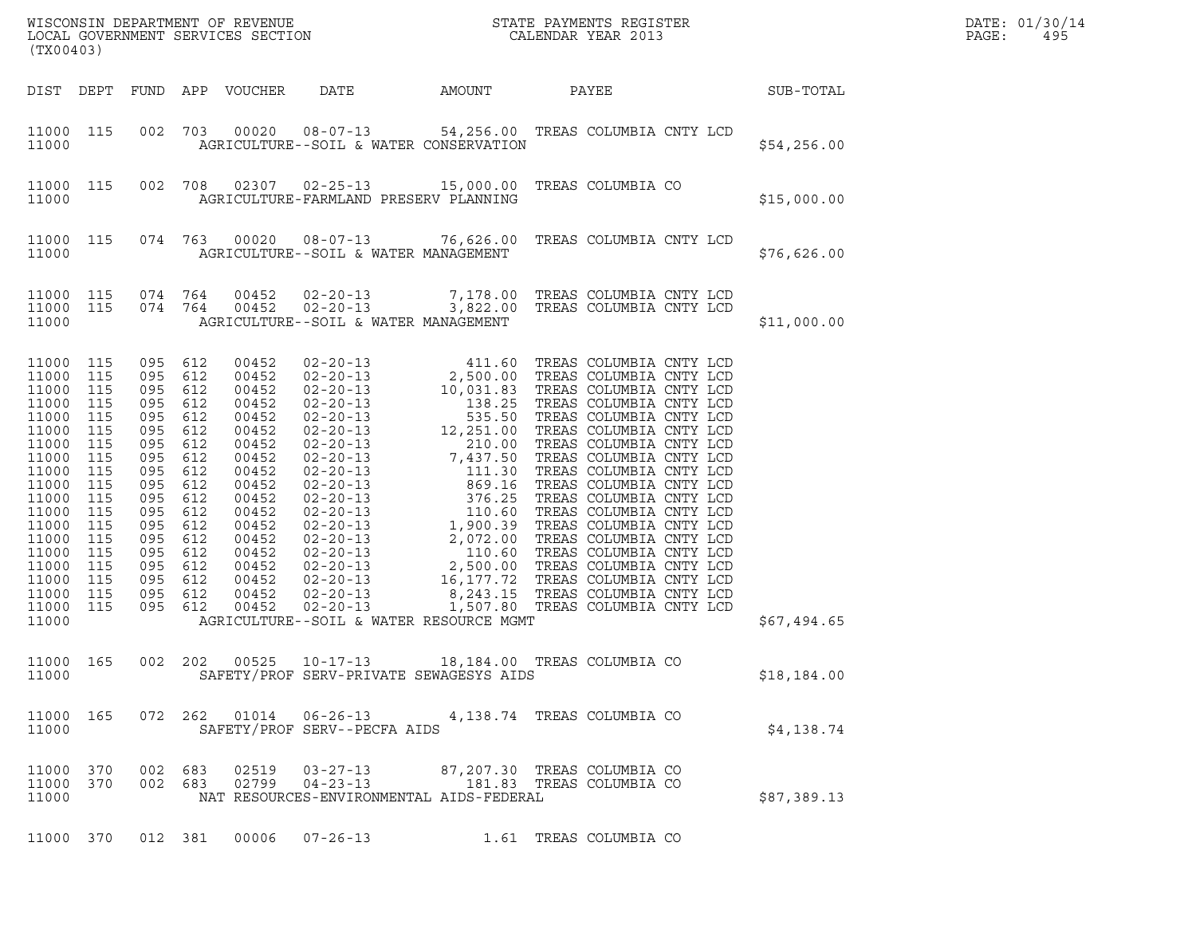WISCONSIN DEPARTMENT OF REVENUE
LOCAL GOVERNMENT SERVICES SECTION
(TX00403)

STATE PAYMENTS REGISTER
CALENDAR YEAR 2013

DATE: 01/30/14

| DIST | DEPT | FUND | APP | VOUCHER | DATE | AMOUNT | PAYEE | SUB-TOTAL |
|---|---|---|---|---|---|---|---|---|
| 11000 | 115 | 002 | 703 | 00020 | 08-07-13 | 54,256.00 | TREAS COLUMBIA CNTY LCD | |
| 11000 | | | | | AGRICULTURE--SOIL & WATER CONSERVATION | | | $54,256.00 |
| 11000 | 115 | 002 | 708 | 02307 | 02-25-13 | 15,000.00 | TREAS COLUMBIA CO | |
| 11000 | | | | | AGRICULTURE-FARMLAND PRESERV PLANNING | | | $15,000.00 |
| 11000 | 115 | 074 | 763 | 00020 | 08-07-13 | 76,626.00 | TREAS COLUMBIA CNTY LCD | |
| 11000 | | | | | AGRICULTURE--SOIL & WATER MANAGEMENT | | | $76,626.00 |
| 11000 | 115 | 074 | 764 | 00452 | 02-20-13 | 7,178.00 | TREAS COLUMBIA CNTY LCD | |
| 11000 | 115 | 074 | 764 | 00452 | 02-20-13 | 3,822.00 | TREAS COLUMBIA CNTY LCD | |
| 11000 | | | | | AGRICULTURE--SOIL & WATER MANAGEMENT | | | $11,000.00 |
| 11000 | 115 | 095 | 612 | 00452 | 02-20-13 | 411.60 | TREAS COLUMBIA CNTY LCD | |
| 11000 | 115 | 095 | 612 | 00452 | 02-20-13 | 2,500.00 | TREAS COLUMBIA CNTY LCD | |
| 11000 | 115 | 095 | 612 | 00452 | 02-20-13 | 10,031.83 | TREAS COLUMBIA CNTY LCD | |
| 11000 | 115 | 095 | 612 | 00452 | 02-20-13 | 138.25 | TREAS COLUMBIA CNTY LCD | |
| 11000 | 115 | 095 | 612 | 00452 | 02-20-13 | 535.50 | TREAS COLUMBIA CNTY LCD | |
| 11000 | 115 | 095 | 612 | 00452 | 02-20-13 | 12,251.00 | TREAS COLUMBIA CNTY LCD | |
| 11000 | 115 | 095 | 612 | 00452 | 02-20-13 | 210.00 | TREAS COLUMBIA CNTY LCD | |
| 11000 | 115 | 095 | 612 | 00452 | 02-20-13 | 7,437.50 | TREAS COLUMBIA CNTY LCD | |
| 11000 | 115 | 095 | 612 | 00452 | 02-20-13 | 111.30 | TREAS COLUMBIA CNTY LCD | |
| 11000 | 115 | 095 | 612 | 00452 | 02-20-13 | 869.16 | TREAS COLUMBIA CNTY LCD | |
| 11000 | 115 | 095 | 612 | 00452 | 02-20-13 | 376.25 | TREAS COLUMBIA CNTY LCD | |
| 11000 | 115 | 095 | 612 | 00452 | 02-20-13 | 110.60 | TREAS COLUMBIA CNTY LCD | |
| 11000 | 115 | 095 | 612 | 00452 | 02-20-13 | 1,900.39 | TREAS COLUMBIA CNTY LCD | |
| 11000 | 115 | 095 | 612 | 00452 | 02-20-13 | 2,072.00 | TREAS COLUMBIA CNTY LCD | |
| 11000 | 115 | 095 | 612 | 00452 | 02-20-13 | 110.60 | TREAS COLUMBIA CNTY LCD | |
| 11000 | 115 | 095 | 612 | 00452 | 02-20-13 | 2,500.00 | TREAS COLUMBIA CNTY LCD | |
| 11000 | 115 | 095 | 612 | 00452 | 02-20-13 | 16,177.72 | TREAS COLUMBIA CNTY LCD | |
| 11000 | 115 | 095 | 612 | 00452 | 02-20-13 | 8,243.15 | TREAS COLUMBIA CNTY LCD | |
| 11000 | 115 | 095 | 612 | 00452 | 02-20-13 | 1,507.80 | TREAS COLUMBIA CNTY LCD | |
| 11000 | | | | | AGRICULTURE--SOIL & WATER RESOURCE MGMT | | | $67,494.65 |
| 11000 | 165 | 002 | 202 | 00525 | 10-17-13 | 18,184.00 | TREAS COLUMBIA CO | |
| 11000 | | | | | SAFETY/PROF SERV-PRIVATE SEWAGESYS AIDS | | | $18,184.00 |
| 11000 | 165 | 072 | 262 | 01014 | 06-26-13 | 4,138.74 | TREAS COLUMBIA CO | |
| 11000 | | | | | SAFETY/PROF SERV--PECFA AIDS | | | $4,138.74 |
| 11000 | 370 | 002 | 683 | 02519 | 03-27-13 | 87,207.30 | TREAS COLUMBIA CO | |
| 11000 | 370 | 002 | 683 | 02799 | 04-23-13 | 181.83 | TREAS COLUMBIA CO | |
| 11000 | | | | | NAT RESOURCES-ENVIRONMENTAL AIDS-FEDERAL | | | $87,389.13 |
| 11000 | 370 | 012 | 381 | 00006 | 07-26-13 | 1.61 | TREAS COLUMBIA CO | |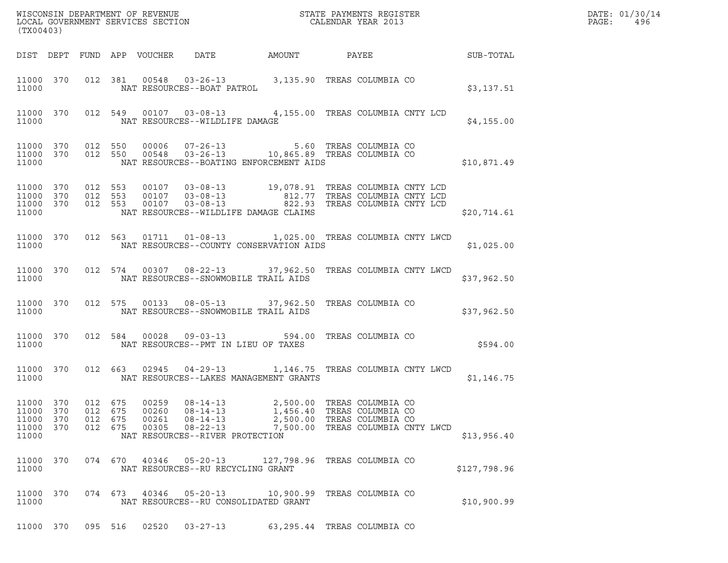WISCONSIN DEPARTMENT OF REVENUE
LOCAL GOVERNMENT SERVICES SECTION
(TX00403)

STATE PAYMENTS REGISTER
CALENDAR YEAR 2013

DATE: 01/30/14
PAGE: 496

| DIST | DEPT | FUND | APP | VOUCHER | DATE | AMOUNT | PAYEE | SUB-TOTAL |
|---|---|---|---|---|---|---|---|---|
| 11000 | 370 | 012 | 381 | 00548 | 03-26-13 | 3,135.90 | TREAS COLUMBIA CO | |
| 11000 | | | | NAT RESOURCES--BOAT PATROL | | | | $3,137.51 |
| 11000 | 370 | 012 | 549 | 00107 | 03-08-13 | 4,155.00 | TREAS COLUMBIA CNTY LCD | |
| 11000 | | | | NAT RESOURCES--WILDLIFE DAMAGE | | | | $4,155.00 |
| 11000 | 370 | 012 | 550 | 00006 | 07-26-13 | 5.60 | TREAS COLUMBIA CO | |
| 11000 | 370 | 012 | 550 | 00548 | 03-26-13 | 10,865.89 | TREAS COLUMBIA CO | |
| 11000 | | | | NAT RESOURCES--BOATING ENFORCEMENT AIDS | | | | $10,871.49 |
| 11000 | 370 | 012 | 553 | 00107 | 03-08-13 | 19,078.91 | TREAS COLUMBIA CNTY LCD | |
| 11000 | 370 | 012 | 553 | 00107 | 03-08-13 | 812.77 | TREAS COLUMBIA CNTY LCD | |
| 11000 | 370 | 012 | 553 | 00107 | 03-08-13 | 822.93 | TREAS COLUMBIA CNTY LCD | |
| 11000 | | | | NAT RESOURCES--WILDLIFE DAMAGE CLAIMS | | | | $20,714.61 |
| 11000 | 370 | 012 | 563 | 01711 | 01-08-13 | 1,025.00 | TREAS COLUMBIA CNTY LWCD | |
| 11000 | | | | NAT RESOURCES--COUNTY CONSERVATION AIDS | | | | $1,025.00 |
| 11000 | 370 | 012 | 574 | 00307 | 08-22-13 | 37,962.50 | TREAS COLUMBIA CNTY LWCD | |
| 11000 | | | | NAT RESOURCES--SNOWMOBILE TRAIL AIDS | | | | $37,962.50 |
| 11000 | 370 | 012 | 575 | 00133 | 08-05-13 | 37,962.50 | TREAS COLUMBIA CO | |
| 11000 | | | | NAT RESOURCES--SNOWMOBILE TRAIL AIDS | | | | $37,962.50 |
| 11000 | 370 | 012 | 584 | 00028 | 09-03-13 | 594.00 | TREAS COLUMBIA CO | |
| 11000 | | | | NAT RESOURCES--PMT IN LIEU OF TAXES | | | | $594.00 |
| 11000 | 370 | 012 | 663 | 02945 | 04-29-13 | 1,146.75 | TREAS COLUMBIA CNTY LWCD | |
| 11000 | | | | NAT RESOURCES--LAKES MANAGEMENT GRANTS | | | | $1,146.75 |
| 11000 | 370 | 012 | 675 | 00259 | 08-14-13 | 2,500.00 | TREAS COLUMBIA CO | |
| 11000 | 370 | 012 | 675 | 00260 | 08-14-13 | 1,456.40 | TREAS COLUMBIA CO | |
| 11000 | 370 | 012 | 675 | 00261 | 08-14-13 | 2,500.00 | TREAS COLUMBIA CO | |
| 11000 | 370 | 012 | 675 | 00305 | 08-22-13 | 7,500.00 | TREAS COLUMBIA CNTY LWCD | |
| 11000 | | | | NAT RESOURCES--RIVER PROTECTION | | | | $13,956.40 |
| 11000 | 370 | 074 | 670 | 40346 | 05-20-13 | 127,798.96 | TREAS COLUMBIA CO | |
| 11000 | | | | NAT RESOURCES--RU RECYCLING GRANT | | | | $127,798.96 |
| 11000 | 370 | 074 | 673 | 40346 | 05-20-13 | 10,900.99 | TREAS COLUMBIA CO | |
| 11000 | | | | NAT RESOURCES--RU CONSOLIDATED GRANT | | | | $10,900.99 |
| 11000 | 370 | 095 | 516 | 02520 | 03-27-13 | 63,295.44 | TREAS COLUMBIA CO | |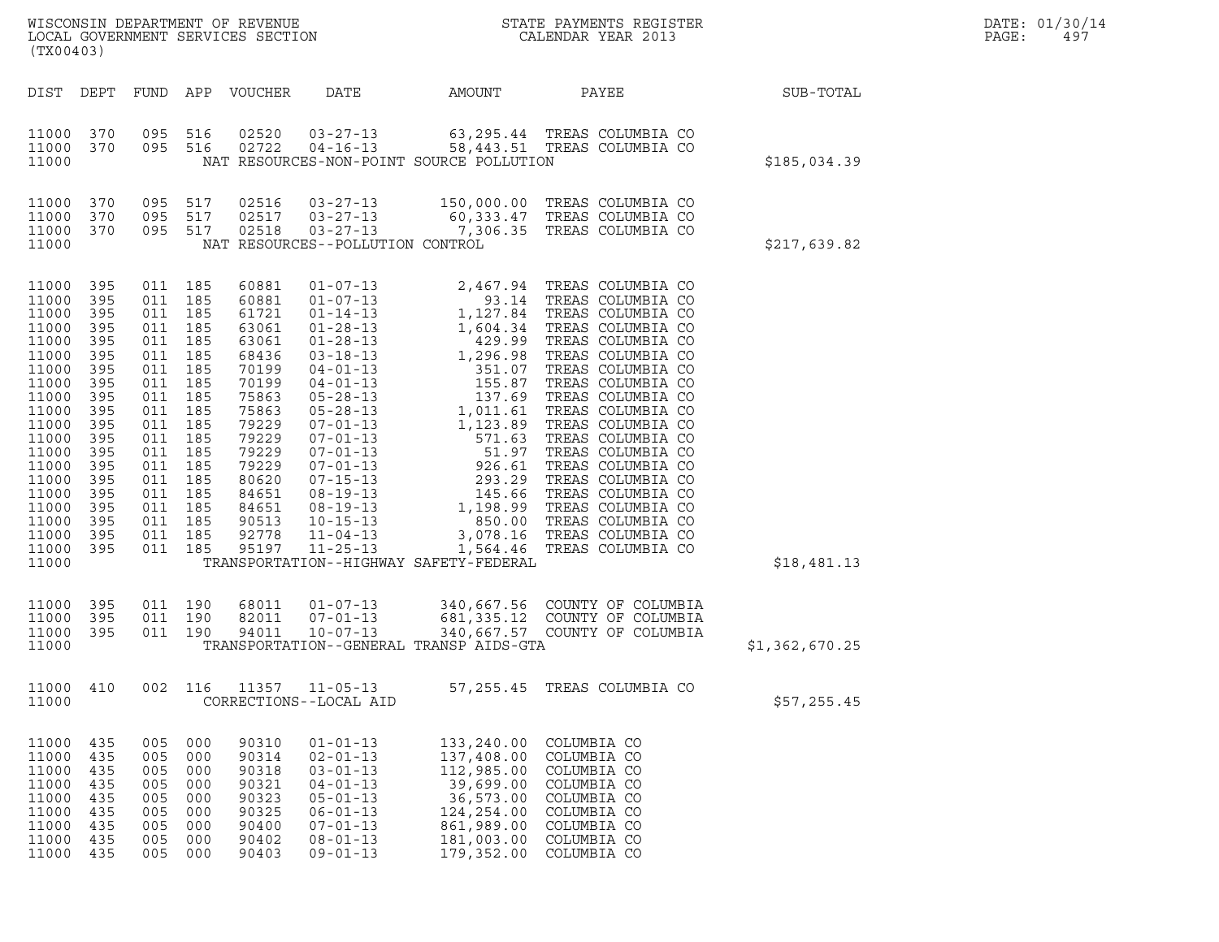| DIST | DEPT | FUND | APP | VOUCHER | DATE | AMOUNT | PAYEE | SUB-TOTAL |
|---|---|---|---|---|---|---|---|---|
| 11000 | 370 | 095 | 516 | 02520 | 03-27-13 | 63,295.44 | TREAS COLUMBIA CO | |
| 11000 | 370 | 095 | 516 | 02722 | 04-16-13 | 58,443.51 | TREAS COLUMBIA CO | |
| 11000 | | | | NAT RESOURCES-NON-POINT SOURCE POLLUTION | | | | $185,034.39 |
| 11000 | 370 | 095 | 517 | 02516 | 03-27-13 | 150,000.00 | TREAS COLUMBIA CO | |
| 11000 | 370 | 095 | 517 | 02517 | 03-27-13 | 60,333.47 | TREAS COLUMBIA CO | |
| 11000 | 370 | 095 | 517 | 02518 | 03-27-13 | 7,306.35 | TREAS COLUMBIA CO | |
| 11000 | | | | NAT RESOURCES--POLLUTION CONTROL | | | | $217,639.82 |
| 11000 | 395 | 011 | 185 | 60881 | 01-07-13 | 2,467.94 | TREAS COLUMBIA CO | |
| 11000 | 395 | 011 | 185 | 60881 | 01-07-13 | 93.14 | TREAS COLUMBIA CO | |
| 11000 | 395 | 011 | 185 | 61721 | 01-14-13 | 1,127.84 | TREAS COLUMBIA CO | |
| 11000 | 395 | 011 | 185 | 63061 | 01-28-13 | 1,604.34 | TREAS COLUMBIA CO | |
| 11000 | 395 | 011 | 185 | 63061 | 01-28-13 | 429.99 | TREAS COLUMBIA CO | |
| 11000 | 395 | 011 | 185 | 68436 | 03-18-13 | 1,296.98 | TREAS COLUMBIA CO | |
| 11000 | 395 | 011 | 185 | 70199 | 04-01-13 | 351.07 | TREAS COLUMBIA CO | |
| 11000 | 395 | 011 | 185 | 70199 | 04-01-13 | 155.87 | TREAS COLUMBIA CO | |
| 11000 | 395 | 011 | 185 | 75863 | 05-28-13 | 137.69 | TREAS COLUMBIA CO | |
| 11000 | 395 | 011 | 185 | 75863 | 05-28-13 | 1,011.61 | TREAS COLUMBIA CO | |
| 11000 | 395 | 011 | 185 | 79229 | 07-01-13 | 1,123.89 | TREAS COLUMBIA CO | |
| 11000 | 395 | 011 | 185 | 79229 | 07-01-13 | 571.63 | TREAS COLUMBIA CO | |
| 11000 | 395 | 011 | 185 | 79229 | 07-01-13 | 51.97 | TREAS COLUMBIA CO | |
| 11000 | 395 | 011 | 185 | 79229 | 07-01-13 | 926.61 | TREAS COLUMBIA CO | |
| 11000 | 395 | 011 | 185 | 80620 | 07-15-13 | 293.29 | TREAS COLUMBIA CO | |
| 11000 | 395 | 011 | 185 | 84651 | 08-19-13 | 145.66 | TREAS COLUMBIA CO | |
| 11000 | 395 | 011 | 185 | 84651 | 08-19-13 | 1,198.99 | TREAS COLUMBIA CO | |
| 11000 | 395 | 011 | 185 | 90513 | 10-15-13 | 850.00 | TREAS COLUMBIA CO | |
| 11000 | 395 | 011 | 185 | 92778 | 11-04-13 | 3,078.16 | TREAS COLUMBIA CO | |
| 11000 | 395 | 011 | 185 | 95197 | 11-25-13 | 1,564.46 | TREAS COLUMBIA CO | |
| 11000 | | | | TRANSPORTATION--HIGHWAY SAFETY-FEDERAL | | | | $18,481.13 |
| 11000 | 395 | 011 | 190 | 68011 | 01-07-13 | 340,667.56 | COUNTY OF COLUMBIA | |
| 11000 | 395 | 011 | 190 | 82011 | 07-01-13 | 681,335.12 | COUNTY OF COLUMBIA | |
| 11000 | 395 | 011 | 190 | 94011 | 10-07-13 | 340,667.57 | COUNTY OF COLUMBIA | |
| 11000 | | | | TRANSPORTATION--GENERAL TRANSP AIDS-GTA | | | | $1,362,670.25 |
| 11000 | 410 | 002 | 116 | 11357 | 11-05-13 | 57,255.45 | TREAS COLUMBIA CO | |
| 11000 | | | | CORRECTIONS--LOCAL AID | | | | $57,255.45 |
| 11000 | 435 | 005 | 000 | 90310 | 01-01-13 | 133,240.00 | COLUMBIA CO | |
| 11000 | 435 | 005 | 000 | 90314 | 02-01-13 | 137,408.00 | COLUMBIA CO | |
| 11000 | 435 | 005 | 000 | 90318 | 03-01-13 | 112,985.00 | COLUMBIA CO | |
| 11000 | 435 | 005 | 000 | 90321 | 04-01-13 | 39,699.00 | COLUMBIA CO | |
| 11000 | 435 | 005 | 000 | 90323 | 05-01-13 | 36,573.00 | COLUMBIA CO | |
| 11000 | 435 | 005 | 000 | 90325 | 06-01-13 | 124,254.00 | COLUMBIA CO | |
| 11000 | 435 | 005 | 000 | 90400 | 07-01-13 | 861,989.00 | COLUMBIA CO | |
| 11000 | 435 | 005 | 000 | 90402 | 08-01-13 | 181,003.00 | COLUMBIA CO | |
| 11000 | 435 | 005 | 000 | 90403 | 09-01-13 | 179,352.00 | COLUMBIA CO | |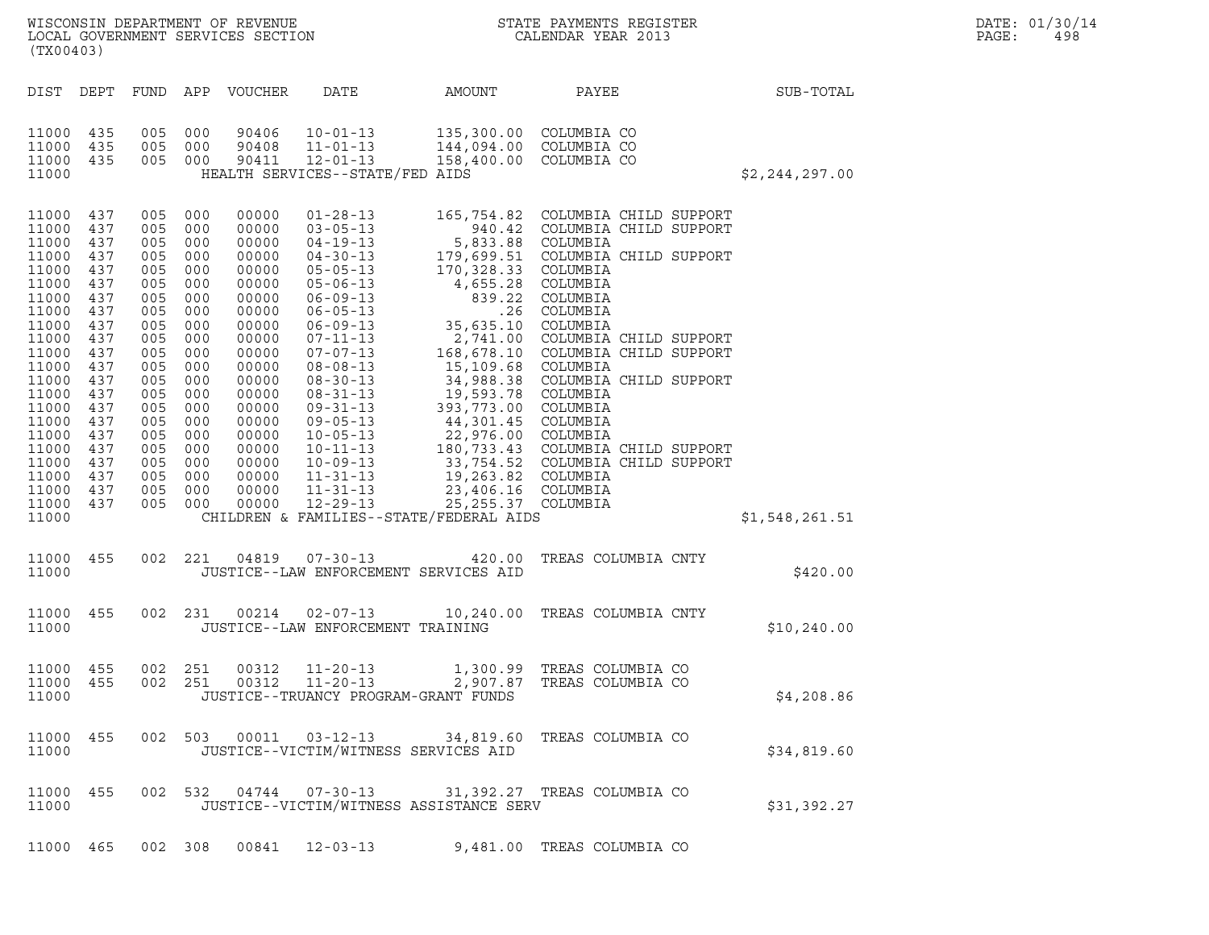WISCONSIN DEPARTMENT OF REVENUE
LOCAL GOVERNMENT SERVICES SECTION
(TX00403)

STATE PAYMENTS REGISTER
CALENDAR YEAR 2013

DATE: 01/30/14
PAGE: 498

| DIST | DEPT | FUND | APP | VOUCHER | DATE | AMOUNT | PAYEE | SUB-TOTAL |
|---|---|---|---|---|---|---|---|---|
| 11000 | 435 | 005 | 000 | 90406 | 10-01-13 | 135,300.00 | COLUMBIA CO | |
| 11000 | 435 | 005 | 000 | 90408 | 11-01-13 | 144,094.00 | COLUMBIA CO | |
| 11000 | 435 | 005 | 000 | 90411 | 12-01-13 | 158,400.00 | COLUMBIA CO | |
| 11000 | | | | | HEALTH SERVICES--STATE/FED AIDS | | | $2,244,297.00 |
| 11000 | 437 | 005 | 000 | 00000 | 01-28-13 | 165,754.82 | COLUMBIA CHILD SUPPORT | |
| 11000 | 437 | 005 | 000 | 00000 | 03-05-13 | 940.42 | COLUMBIA CHILD SUPPORT | |
| 11000 | 437 | 005 | 000 | 00000 | 04-19-13 | 5,833.88 | COLUMBIA | |
| 11000 | 437 | 005 | 000 | 00000 | 04-30-13 | 179,699.51 | COLUMBIA CHILD SUPPORT | |
| 11000 | 437 | 005 | 000 | 00000 | 05-05-13 | 170,328.33 | COLUMBIA | |
| 11000 | 437 | 005 | 000 | 00000 | 05-06-13 | 4,655.28 | COLUMBIA | |
| 11000 | 437 | 005 | 000 | 00000 | 06-09-13 | 839.22 | COLUMBIA | |
| 11000 | 437 | 005 | 000 | 00000 | 06-05-13 | .26 | COLUMBIA | |
| 11000 | 437 | 005 | 000 | 00000 | 06-09-13 | 35,635.10 | COLUMBIA | |
| 11000 | 437 | 005 | 000 | 00000 | 07-11-13 | 2,741.00 | COLUMBIA CHILD SUPPORT | |
| 11000 | 437 | 005 | 000 | 00000 | 07-07-13 | 168,678.10 | COLUMBIA CHILD SUPPORT | |
| 11000 | 437 | 005 | 000 | 00000 | 08-08-13 | 15,109.68 | COLUMBIA | |
| 11000 | 437 | 005 | 000 | 00000 | 08-30-13 | 34,988.38 | COLUMBIA CHILD SUPPORT | |
| 11000 | 437 | 005 | 000 | 00000 | 08-31-13 | 19,593.78 | COLUMBIA | |
| 11000 | 437 | 005 | 000 | 00000 | 09-31-13 | 393,773.00 | COLUMBIA | |
| 11000 | 437 | 005 | 000 | 00000 | 09-05-13 | 44,301.45 | COLUMBIA | |
| 11000 | 437 | 005 | 000 | 00000 | 10-05-13 | 22,976.00 | COLUMBIA | |
| 11000 | 437 | 005 | 000 | 00000 | 10-11-13 | 180,733.43 | COLUMBIA CHILD SUPPORT | |
| 11000 | 437 | 005 | 000 | 00000 | 10-09-13 | 33,754.52 | COLUMBIA CHILD SUPPORT | |
| 11000 | 437 | 005 | 000 | 00000 | 11-31-13 | 19,263.82 | COLUMBIA | |
| 11000 | 437 | 005 | 000 | 00000 | 11-31-13 | 23,406.16 | COLUMBIA | |
| 11000 | 437 | 005 | 000 | 00000 | 12-29-13 | 25,255.37 | COLUMBIA | |
| 11000 | | | | | CHILDREN & FAMILIES--STATE/FEDERAL AIDS | | | $1,548,261.51 |
| 11000 | 455 | 002 | 221 | 04819 | 07-30-13 | 420.00 | TREAS COLUMBIA CNTY | |
| 11000 | | | | | JUSTICE--LAW ENFORCEMENT SERVICES AID | | | $420.00 |
| 11000 | 455 | 002 | 231 | 00214 | 02-07-13 | 10,240.00 | TREAS COLUMBIA CNTY | |
| 11000 | | | | | JUSTICE--LAW ENFORCEMENT TRAINING | | | $10,240.00 |
| 11000 | 455 | 002 | 251 | 00312 | 11-20-13 | 1,300.99 | TREAS COLUMBIA CO | |
| 11000 | 455 | 002 | 251 | 00312 | 11-20-13 | 2,907.87 | TREAS COLUMBIA CO | |
| 11000 | | | | | JUSTICE--TRUANCY PROGRAM-GRANT FUNDS | | | $4,208.86 |
| 11000 | 455 | 002 | 503 | 00011 | 03-12-13 | 34,819.60 | TREAS COLUMBIA CO | |
| 11000 | | | | | JUSTICE--VICTIM/WITNESS SERVICES AID | | | $34,819.60 |
| 11000 | 455 | 002 | 532 | 04744 | 07-30-13 | 31,392.27 | TREAS COLUMBIA CO | |
| 11000 | | | | | JUSTICE--VICTIM/WITNESS ASSISTANCE SERV | | | $31,392.27 |
| 11000 | 465 | 002 | 308 | 00841 | 12-03-13 | 9,481.00 | TREAS COLUMBIA CO | |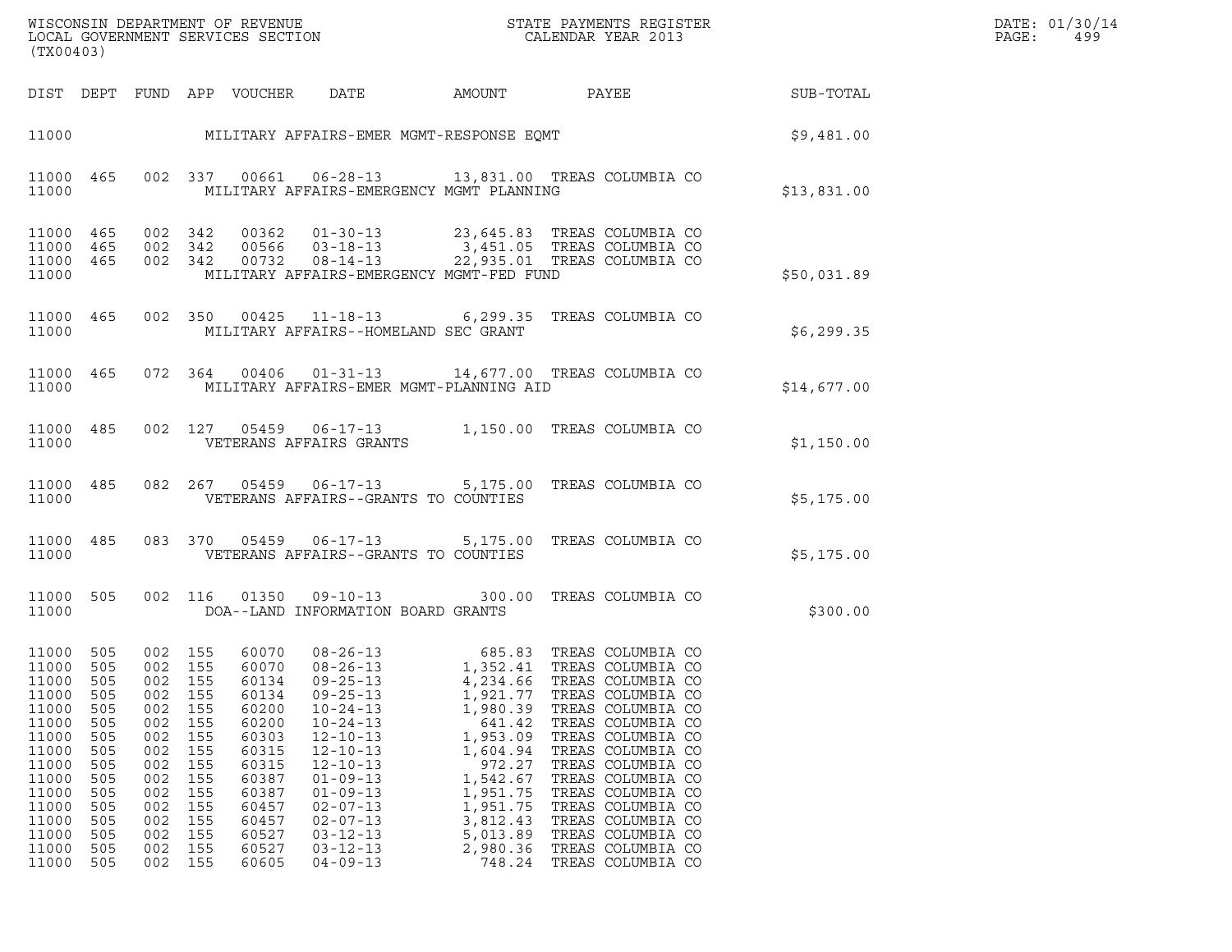WISCONSIN DEPARTMENT OF REVENUE
LOCAL GOVERNMENT SERVICES SECTION
(TX00403)

STATE PAYMENTS REGISTER
CALENDAR YEAR 2013

DATE: 01/30/14
PAGE: 499

| DIST | DEPT | FUND | APP | VOUCHER | DATE | AMOUNT | PAYEE | SUB-TOTAL |
|---|---|---|---|---|---|---|---|---|
| 11000 | | | | | MILITARY AFFAIRS-EMER MGMT-RESPONSE EQMT | | | $9,481.00 |
| 11000 | 465 | 002 | 337 | 00661 | 06-28-13 | 13,831.00 | TREAS COLUMBIA CO | |
| 11000 | | | | | MILITARY AFFAIRS-EMERGENCY MGMT PLANNING | | | $13,831.00 |
| 11000 | 465 | 002 | 342 | 00362 | 01-30-13 | 23,645.83 | TREAS COLUMBIA CO | |
| 11000 | 465 | 002 | 342 | 00566 | 03-18-13 | 3,451.05 | TREAS COLUMBIA CO | |
| 11000 | 465 | 002 | 342 | 00732 | 08-14-13 | 22,935.01 | TREAS COLUMBIA CO | |
| 11000 | | | | | MILITARY AFFAIRS-EMERGENCY MGMT-FED FUND | | | $50,031.89 |
| 11000 | 465 | 002 | 350 | 00425 | 11-18-13 | 6,299.35 | TREAS COLUMBIA CO | |
| 11000 | | | | | MILITARY AFFAIRS--HOMELAND SEC GRANT | | | $6,299.35 |
| 11000 | 465 | 072 | 364 | 00406 | 01-31-13 | 14,677.00 | TREAS COLUMBIA CO | |
| 11000 | | | | | MILITARY AFFAIRS-EMER MGMT-PLANNING AID | | | $14,677.00 |
| 11000 | 485 | 002 | 127 | 05459 | 06-17-13 | 1,150.00 | TREAS COLUMBIA CO | |
| 11000 | | | | | VETERANS AFFAIRS GRANTS | | | $1,150.00 |
| 11000 | 485 | 082 | 267 | 05459 | 06-17-13 | 5,175.00 | TREAS COLUMBIA CO | |
| 11000 | | | | | VETERANS AFFAIRS--GRANTS TO COUNTIES | | | $5,175.00 |
| 11000 | 485 | 083 | 370 | 05459 | 06-17-13 | 5,175.00 | TREAS COLUMBIA CO | |
| 11000 | | | | | VETERANS AFFAIRS--GRANTS TO COUNTIES | | | $5,175.00 |
| 11000 | 505 | 002 | 116 | 01350 | 09-10-13 | 300.00 | TREAS COLUMBIA CO | |
| 11000 | | | | | DOA--LAND INFORMATION BOARD GRANTS | | | $300.00 |
| 11000 | 505 | 002 | 155 | 60070 | 08-26-13 | 685.83 | TREAS COLUMBIA CO | |
| 11000 | 505 | 002 | 155 | 60070 | 08-26-13 | 1,352.41 | TREAS COLUMBIA CO | |
| 11000 | 505 | 002 | 155 | 60134 | 09-25-13 | 4,234.66 | TREAS COLUMBIA CO | |
| 11000 | 505 | 002 | 155 | 60134 | 09-25-13 | 1,921.77 | TREAS COLUMBIA CO | |
| 11000 | 505 | 002 | 155 | 60200 | 10-24-13 | 1,980.39 | TREAS COLUMBIA CO | |
| 11000 | 505 | 002 | 155 | 60200 | 10-24-13 | 641.42 | TREAS COLUMBIA CO | |
| 11000 | 505 | 002 | 155 | 60303 | 12-10-13 | 1,953.09 | TREAS COLUMBIA CO | |
| 11000 | 505 | 002 | 155 | 60315 | 12-10-13 | 1,604.94 | TREAS COLUMBIA CO | |
| 11000 | 505 | 002 | 155 | 60315 | 12-10-13 | 972.27 | TREAS COLUMBIA CO | |
| 11000 | 505 | 002 | 155 | 60387 | 01-09-13 | 1,542.67 | TREAS COLUMBIA CO | |
| 11000 | 505 | 002 | 155 | 60387 | 01-09-13 | 1,951.75 | TREAS COLUMBIA CO | |
| 11000 | 505 | 002 | 155 | 60457 | 02-07-13 | 1,951.75 | TREAS COLUMBIA CO | |
| 11000 | 505 | 002 | 155 | 60457 | 02-07-13 | 3,812.43 | TREAS COLUMBIA CO | |
| 11000 | 505 | 002 | 155 | 60527 | 03-12-13 | 5,013.89 | TREAS COLUMBIA CO | |
| 11000 | 505 | 002 | 155 | 60527 | 03-12-13 | 2,980.36 | TREAS COLUMBIA CO | |
| 11000 | 505 | 002 | 155 | 60605 | 04-09-13 | 748.24 | TREAS COLUMBIA CO | |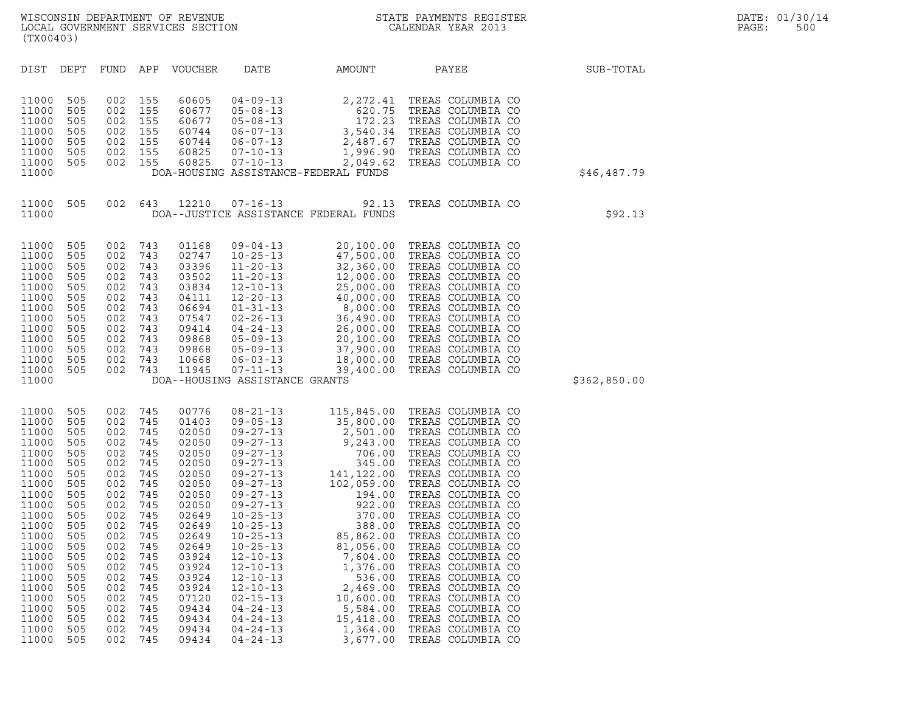| DIST | DEPT | FUND | APP | VOUCHER | DATE | AMOUNT | PAYEE | SUB-TOTAL |
|---|---|---|---|---|---|---|---|---|
| 11000 | 505 | 002 | 155 | 60605 | 04-09-13 | 2,272.41 | TREAS COLUMBIA CO | |
| 11000 | 505 | 002 | 155 | 60677 | 05-08-13 | 620.75 | TREAS COLUMBIA CO | |
| 11000 | 505 | 002 | 155 | 60677 | 05-08-13 | 172.23 | TREAS COLUMBIA CO | |
| 11000 | 505 | 002 | 155 | 60744 | 06-07-13 | 3,540.34 | TREAS COLUMBIA CO | |
| 11000 | 505 | 002 | 155 | 60744 | 06-07-13 | 2,487.67 | TREAS COLUMBIA CO | |
| 11000 | 505 | 002 | 155 | 60825 | 07-10-13 | 1,996.90 | TREAS COLUMBIA CO | |
| 11000 | 505 | 002 | 155 | 60825 | 07-10-13 | 2,049.62 | TREAS COLUMBIA CO | |
| 11000 | | | | | DOA-HOUSING ASSISTANCE-FEDERAL FUNDS | | | $46,487.79 |
| 11000 | 505 | 002 | 643 | 12210 | 07-16-13 | 92.13 | TREAS COLUMBIA CO | |
| 11000 | | | | | DOA--JUSTICE ASSISTANCE FEDERAL FUNDS | | | $92.13 |
| 11000 | 505 | 002 | 743 | 01168 | 09-04-13 | 20,100.00 | TREAS COLUMBIA CO | |
| 11000 | 505 | 002 | 743 | 02747 | 10-25-13 | 47,500.00 | TREAS COLUMBIA CO | |
| 11000 | 505 | 002 | 743 | 03396 | 11-20-13 | 32,360.00 | TREAS COLUMBIA CO | |
| 11000 | 505 | 002 | 743 | 03502 | 11-20-13 | 12,000.00 | TREAS COLUMBIA CO | |
| 11000 | 505 | 002 | 743 | 03834 | 12-10-13 | 25,000.00 | TREAS COLUMBIA CO | |
| 11000 | 505 | 002 | 743 | 04111 | 12-20-13 | 40,000.00 | TREAS COLUMBIA CO | |
| 11000 | 505 | 002 | 743 | 06694 | 01-31-13 | 8,000.00 | TREAS COLUMBIA CO | |
| 11000 | 505 | 002 | 743 | 07547 | 02-26-13 | 36,490.00 | TREAS COLUMBIA CO | |
| 11000 | 505 | 002 | 743 | 09414 | 04-24-13 | 26,000.00 | TREAS COLUMBIA CO | |
| 11000 | 505 | 002 | 743 | 09868 | 05-09-13 | 20,100.00 | TREAS COLUMBIA CO | |
| 11000 | 505 | 002 | 743 | 09868 | 05-09-13 | 37,900.00 | TREAS COLUMBIA CO | |
| 11000 | 505 | 002 | 743 | 10668 | 06-03-13 | 18,000.00 | TREAS COLUMBIA CO | |
| 11000 | 505 | 002 | 743 | 11945 | 07-11-13 | 39,400.00 | TREAS COLUMBIA CO | |
| 11000 | | | | | DOA--HOUSING ASSISTANCE GRANTS | | | $362,850.00 |
| 11000 | 505 | 002 | 745 | 00776 | 08-21-13 | 115,845.00 | TREAS COLUMBIA CO | |
| 11000 | 505 | 002 | 745 | 01403 | 09-05-13 | 35,800.00 | TREAS COLUMBIA CO | |
| 11000 | 505 | 002 | 745 | 02050 | 09-27-13 | 2,501.00 | TREAS COLUMBIA CO | |
| 11000 | 505 | 002 | 745 | 02050 | 09-27-13 | 9,243.00 | TREAS COLUMBIA CO | |
| 11000 | 505 | 002 | 745 | 02050 | 09-27-13 | 706.00 | TREAS COLUMBIA CO | |
| 11000 | 505 | 002 | 745 | 02050 | 09-27-13 | 345.00 | TREAS COLUMBIA CO | |
| 11000 | 505 | 002 | 745 | 02050 | 09-27-13 | 141,122.00 | TREAS COLUMBIA CO | |
| 11000 | 505 | 002 | 745 | 02050 | 09-27-13 | 102,059.00 | TREAS COLUMBIA CO | |
| 11000 | 505 | 002 | 745 | 02050 | 09-27-13 | 194.00 | TREAS COLUMBIA CO | |
| 11000 | 505 | 002 | 745 | 02050 | 09-27-13 | 922.00 | TREAS COLUMBIA CO | |
| 11000 | 505 | 002 | 745 | 02649 | 10-25-13 | 370.00 | TREAS COLUMBIA CO | |
| 11000 | 505 | 002 | 745 | 02649 | 10-25-13 | 388.00 | TREAS COLUMBIA CO | |
| 11000 | 505 | 002 | 745 | 02649 | 10-25-13 | 85,862.00 | TREAS COLUMBIA CO | |
| 11000 | 505 | 002 | 745 | 02649 | 10-25-13 | 81,056.00 | TREAS COLUMBIA CO | |
| 11000 | 505 | 002 | 745 | 03924 | 12-10-13 | 7,604.00 | TREAS COLUMBIA CO | |
| 11000 | 505 | 002 | 745 | 03924 | 12-10-13 | 1,376.00 | TREAS COLUMBIA CO | |
| 11000 | 505 | 002 | 745 | 03924 | 12-10-13 | 536.00 | TREAS COLUMBIA CO | |
| 11000 | 505 | 002 | 745 | 03924 | 12-10-13 | 2,469.00 | TREAS COLUMBIA CO | |
| 11000 | 505 | 002 | 745 | 07120 | 02-15-13 | 10,600.00 | TREAS COLUMBIA CO | |
| 11000 | 505 | 002 | 745 | 09434 | 04-24-13 | 5,584.00 | TREAS COLUMBIA CO | |
| 11000 | 505 | 002 | 745 | 09434 | 04-24-13 | 15,418.00 | TREAS COLUMBIA CO | |
| 11000 | 505 | 002 | 745 | 09434 | 04-24-13 | 1,364.00 | TREAS COLUMBIA CO | |
| 11000 | 505 | 002 | 745 | 09434 | 04-24-13 | 3,677.00 | TREAS COLUMBIA CO | |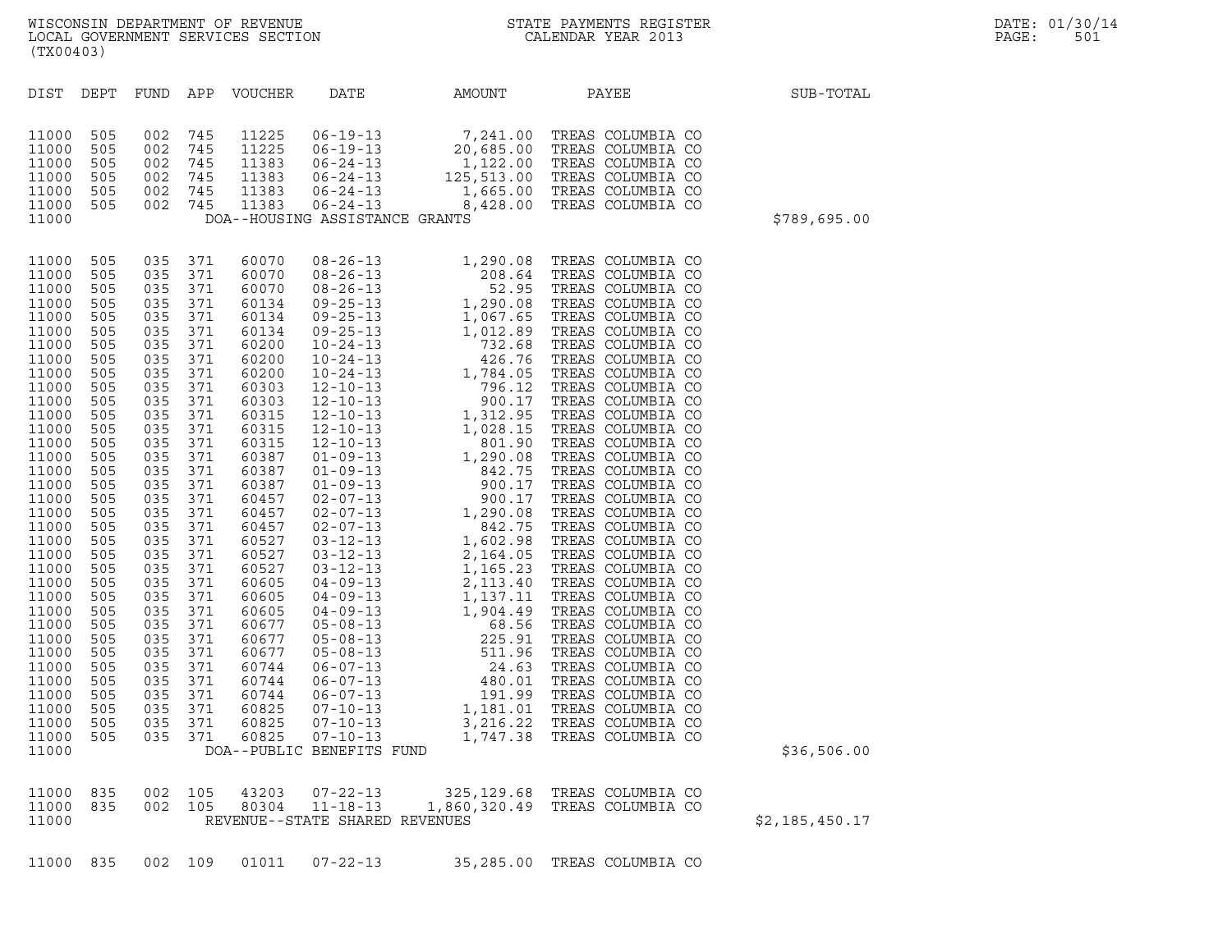WISCONSIN DEPARTMENT OF REVENUE
LOCAL GOVERNMENT SERVICES SECTION
(TX00403)

STATE PAYMENTS REGISTER
CALENDAR YEAR 2013

| DIST | DEPT | FUND | APP | VOUCHER | DATE | AMOUNT | PAYEE | SUB-TOTAL |
|---|---|---|---|---|---|---|---|---|
| 11000 | 505 | 002 | 745 | 11225 | 06-19-13 | 7,241.00 | TREAS COLUMBIA CO | |
| 11000 | 505 | 002 | 745 | 11225 | 06-19-13 | 20,685.00 | TREAS COLUMBIA CO | |
| 11000 | 505 | 002 | 745 | 11383 | 06-24-13 | 1,122.00 | TREAS COLUMBIA CO | |
| 11000 | 505 | 002 | 745 | 11383 | 06-24-13 | 125,513.00 | TREAS COLUMBIA CO | |
| 11000 | 505 | 002 | 745 | 11383 | 06-24-13 | 1,665.00 | TREAS COLUMBIA CO | |
| 11000 | 505 | 002 | 745 | 11383 | 06-24-13 | 8,428.00 | TREAS COLUMBIA CO | |
| 11000 | | | | DOA--HOUSING ASSISTANCE GRANTS | | | | $789,695.00 |
| 11000 | 505 | 035 | 371 | 60070 | 08-26-13 | 1,290.08 | TREAS COLUMBIA CO | |
| 11000 | 505 | 035 | 371 | 60070 | 08-26-13 | 208.64 | TREAS COLUMBIA CO | |
| 11000 | 505 | 035 | 371 | 60070 | 08-26-13 | 52.95 | TREAS COLUMBIA CO | |
| 11000 | 505 | 035 | 371 | 60134 | 09-25-13 | 1,290.08 | TREAS COLUMBIA CO | |
| 11000 | 505 | 035 | 371 | 60134 | 09-25-13 | 1,067.65 | TREAS COLUMBIA CO | |
| 11000 | 505 | 035 | 371 | 60134 | 09-25-13 | 1,012.89 | TREAS COLUMBIA CO | |
| 11000 | 505 | 035 | 371 | 60200 | 10-24-13 | 732.68 | TREAS COLUMBIA CO | |
| 11000 | 505 | 035 | 371 | 60200 | 10-24-13 | 426.76 | TREAS COLUMBIA CO | |
| 11000 | 505 | 035 | 371 | 60200 | 10-24-13 | 1,784.05 | TREAS COLUMBIA CO | |
| 11000 | 505 | 035 | 371 | 60303 | 12-10-13 | 796.12 | TREAS COLUMBIA CO | |
| 11000 | 505 | 035 | 371 | 60303 | 12-10-13 | 900.17 | TREAS COLUMBIA CO | |
| 11000 | 505 | 035 | 371 | 60315 | 12-10-13 | 1,312.95 | TREAS COLUMBIA CO | |
| 11000 | 505 | 035 | 371 | 60315 | 12-10-13 | 1,028.15 | TREAS COLUMBIA CO | |
| 11000 | 505 | 035 | 371 | 60315 | 12-10-13 | 801.90 | TREAS COLUMBIA CO | |
| 11000 | 505 | 035 | 371 | 60387 | 01-09-13 | 1,290.08 | TREAS COLUMBIA CO | |
| 11000 | 505 | 035 | 371 | 60387 | 01-09-13 | 842.75 | TREAS COLUMBIA CO | |
| 11000 | 505 | 035 | 371 | 60387 | 01-09-13 | 900.17 | TREAS COLUMBIA CO | |
| 11000 | 505 | 035 | 371 | 60457 | 02-07-13 | 900.17 | TREAS COLUMBIA CO | |
| 11000 | 505 | 035 | 371 | 60457 | 02-07-13 | 1,290.08 | TREAS COLUMBIA CO | |
| 11000 | 505 | 035 | 371 | 60457 | 02-07-13 | 842.75 | TREAS COLUMBIA CO | |
| 11000 | 505 | 035 | 371 | 60527 | 03-12-13 | 1,602.98 | TREAS COLUMBIA CO | |
| 11000 | 505 | 035 | 371 | 60527 | 03-12-13 | 2,164.05 | TREAS COLUMBIA CO | |
| 11000 | 505 | 035 | 371 | 60527 | 03-12-13 | 1,165.23 | TREAS COLUMBIA CO | |
| 11000 | 505 | 035 | 371 | 60605 | 04-09-13 | 2,113.40 | TREAS COLUMBIA CO | |
| 11000 | 505 | 035 | 371 | 60605 | 04-09-13 | 1,137.11 | TREAS COLUMBIA CO | |
| 11000 | 505 | 035 | 371 | 60605 | 04-09-13 | 1,904.49 | TREAS COLUMBIA CO | |
| 11000 | 505 | 035 | 371 | 60677 | 05-08-13 | 68.56 | TREAS COLUMBIA CO | |
| 11000 | 505 | 035 | 371 | 60677 | 05-08-13 | 225.91 | TREAS COLUMBIA CO | |
| 11000 | 505 | 035 | 371 | 60677 | 05-08-13 | 511.96 | TREAS COLUMBIA CO | |
| 11000 | 505 | 035 | 371 | 60744 | 06-07-13 | 24.63 | TREAS COLUMBIA CO | |
| 11000 | 505 | 035 | 371 | 60744 | 06-07-13 | 480.01 | TREAS COLUMBIA CO | |
| 11000 | 505 | 035 | 371 | 60744 | 06-07-13 | 191.99 | TREAS COLUMBIA CO | |
| 11000 | 505 | 035 | 371 | 60825 | 07-10-13 | 1,181.01 | TREAS COLUMBIA CO | |
| 11000 | 505 | 035 | 371 | 60825 | 07-10-13 | 3,216.22 | TREAS COLUMBIA CO | |
| 11000 | 505 | 035 | 371 | 60825 | 07-10-13 | 1,747.38 | TREAS COLUMBIA CO | |
| 11000 | | | | DOA--PUBLIC BENEFITS FUND | | | | $36,506.00 |
| 11000 | 835 | 002 | 105 | 43203 | 07-22-13 | 325,129.68 | TREAS COLUMBIA CO | |
| 11000 | 835 | 002 | 105 | 80304 | 11-18-13 | 1,860,320.49 | TREAS COLUMBIA CO | |
| 11000 | | | | REVENUE--STATE SHARED REVENUES | | | | $2,185,450.17 |
| 11000 | 835 | 002 | 109 | 01011 | 07-22-13 | 35,285.00 | TREAS COLUMBIA CO | |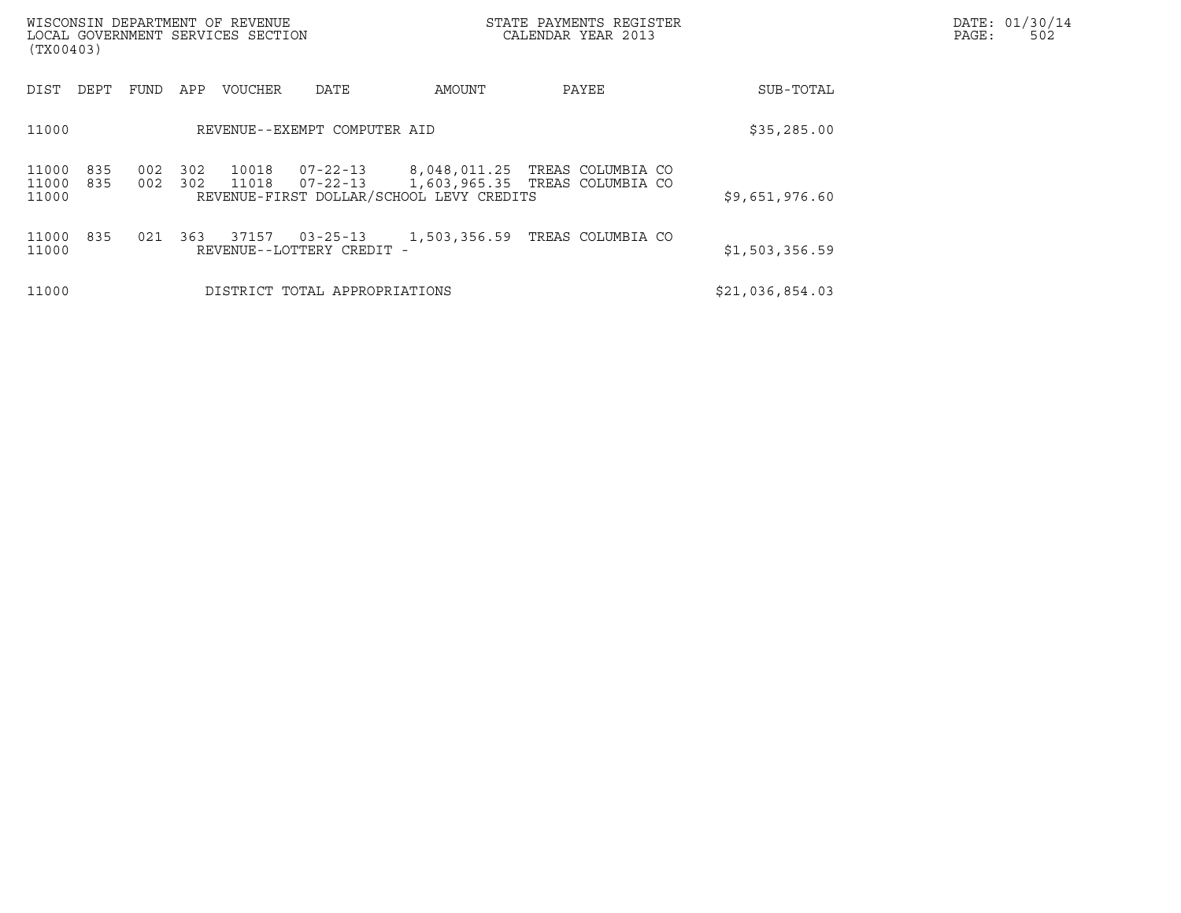| DIST | DEPT | FUND | APP | VOUCHER | DATE | AMOUNT | PAYEE | SUB-TOTAL |
|---|---|---|---|---|---|---|---|---|
| 11000 | | | | REVENUE--EXEMPT COMPUTER AID | | | | $35,285.00 |
| 11000 | 835 | 002 | 302 | 10018 | 07-22-13 | 8,048,011.25 | TREAS COLUMBIA CO | |
| 11000 | 835 | 002 | 302 | 11018 | 07-22-13 | 1,603,965.35 | TREAS COLUMBIA CO | |
| 11000 | | | | REVENUE-FIRST DOLLAR/SCHOOL LEVY CREDITS | | | | $9,651,976.60 |
| 11000 | 835 | 021 | 363 | 37157 | 03-25-13 | 1,503,356.59 | TREAS COLUMBIA CO | |
| 11000 | | | | REVENUE--LOTTERY CREDIT - | | | | $1,503,356.59 |
| 11000 | | | | DISTRICT TOTAL APPROPRIATIONS | | | | $21,036,854.03 |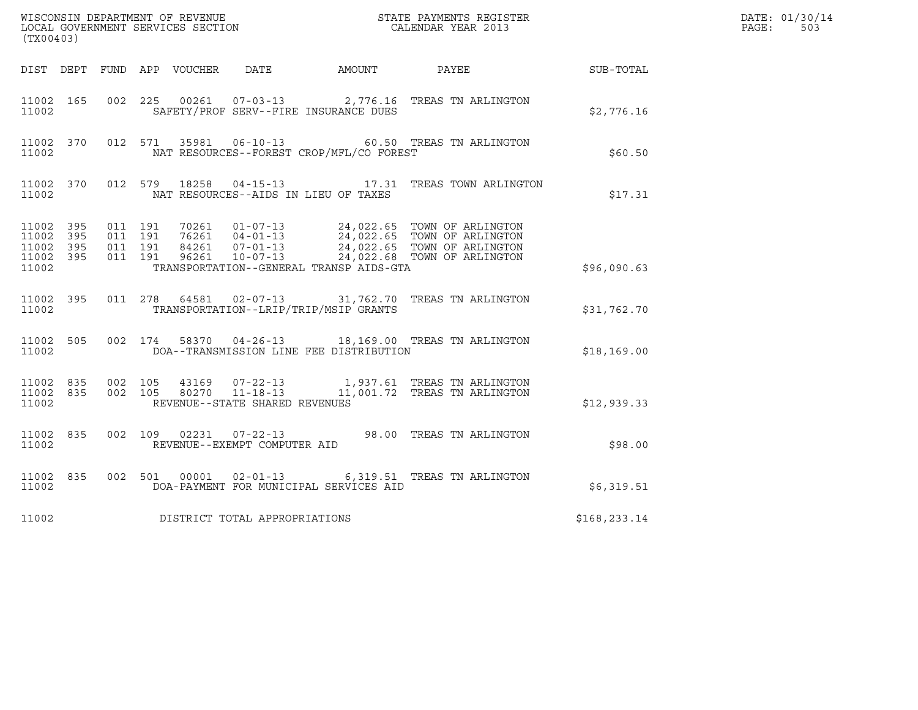WISCONSIN DEPARTMENT OF REVENUE
LOCAL GOVERNMENT SERVICES SECTION
(TX00403)

STATE PAYMENTS REGISTER
CALENDAR YEAR 2013

DATE: 01/30/14
PAGE: 503

| DIST | DEPT | FUND | APP | VOUCHER | DATE | AMOUNT | PAYEE | SUB-TOTAL |
|---|---|---|---|---|---|---|---|---|
| 11002 | 165 | 002 | 225 | 00261 | 07-03-13 | 2,776.16 | TREAS TN ARLINGTON | |
| 11002 | | | | SAFETY/PROF SERV--FIRE INSURANCE DUES | | | | $2,776.16 |
| 11002 | 370 | 012 | 571 | 35981 | 06-10-13 | 60.50 | TREAS TN ARLINGTON | |
| 11002 | | | | NAT RESOURCES--FOREST CROP/MFL/CO FOREST | | | | $60.50 |
| 11002 | 370 | 012 | 579 | 18258 | 04-15-13 | 17.31 | TREAS TOWN ARLINGTON | |
| 11002 | | | | NAT RESOURCES--AIDS IN LIEU OF TAXES | | | | $17.31 |
| 11002 | 395 | 011 | 191 | 70261 | 01-07-13 | 24,022.65 | TOWN OF ARLINGTON | |
| 11002 | 395 | 011 | 191 | 76261 | 04-01-13 | 24,022.65 | TOWN OF ARLINGTON | |
| 11002 | 395 | 011 | 191 | 84261 | 07-01-13 | 24,022.65 | TOWN OF ARLINGTON | |
| 11002 | 395 | 011 | 191 | 96261 | 10-07-13 | 24,022.68 | TOWN OF ARLINGTON | |
| 11002 | | | | TRANSPORTATION--GENERAL TRANSP AIDS-GTA | | | | $96,090.63 |
| 11002 | 395 | 011 | 278 | 64581 | 02-07-13 | 31,762.70 | TREAS TN ARLINGTON | |
| 11002 | | | | TRANSPORTATION--LRIP/TRIP/MSIP GRANTS | | | | $31,762.70 |
| 11002 | 505 | 002 | 174 | 58370 | 04-26-13 | 18,169.00 | TREAS TN ARLINGTON | |
| 11002 | | | | DOA--TRANSMISSION LINE FEE DISTRIBUTION | | | | $18,169.00 |
| 11002 | 835 | 002 | 105 | 43169 | 07-22-13 | 1,937.61 | TREAS TN ARLINGTON | |
| 11002 | 835 | 002 | 105 | 80270 | 11-18-13 | 11,001.72 | TREAS TN ARLINGTON | |
| 11002 | | | | REVENUE--STATE SHARED REVENUES | | | | $12,939.33 |
| 11002 | 835 | 002 | 109 | 02231 | 07-22-13 | 98.00 | TREAS TN ARLINGTON | |
| 11002 | | | | REVENUE--EXEMPT COMPUTER AID | | | | $98.00 |
| 11002 | 835 | 002 | 501 | 00001 | 02-01-13 | 6,319.51 | TREAS TN ARLINGTON | |
| 11002 | | | | DOA-PAYMENT FOR MUNICIPAL SERVICES AID | | | | $6,319.51 |
| 11002 | | | | DISTRICT TOTAL APPROPRIATIONS | | | | $168,233.14 |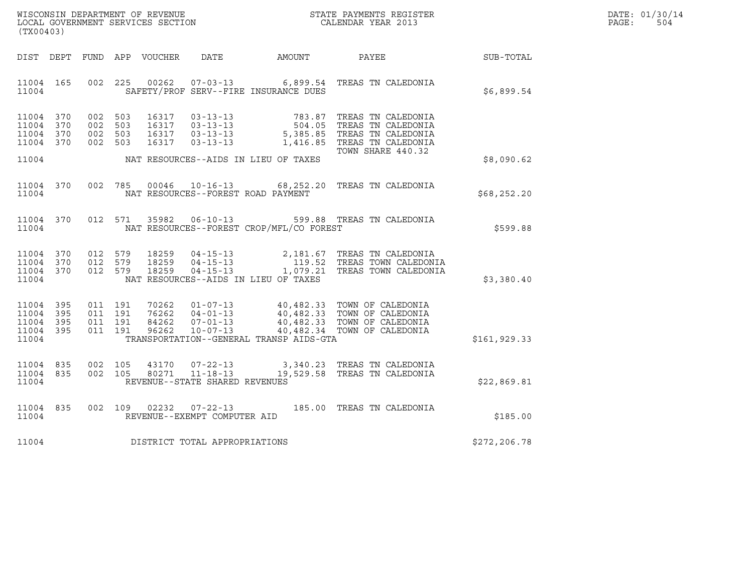WISCONSIN DEPARTMENT OF REVENUE
LOCAL GOVERNMENT SERVICES SECTION
(TX00403)

STATE PAYMENTS REGISTER
CALENDAR YEAR 2013

DATE: 01/30/14

| DIST | DEPT | FUND | APP | VOUCHER | DATE | AMOUNT | PAYEE | SUB-TOTAL |
|---|---|---|---|---|---|---|---|---|
| 11004 | 165 | 002 | 225 | 00262 | 07-03-13 | 6,899.54 | TREAS TN CALEDONIA | |
| 11004 | | | | | SAFETY/PROF SERV--FIRE INSURANCE DUES | | | $6,899.54 |
| 11004 | 370 | 002 | 503 | 16317 | 03-13-13 | 783.87 | TREAS TN CALEDONIA | |
| 11004 | 370 | 002 | 503 | 16317 | 03-13-13 | 504.05 | TREAS TN CALEDONIA | |
| 11004 | 370 | 002 | 503 | 16317 | 03-13-13 | 5,385.85 | TREAS TN CALEDONIA | |
| 11004 | 370 | 002 | 503 | 16317 | 03-13-13 | 1,416.85 | TREAS TN CALEDONIA | |
| | | | | | | | TOWN SHARE 440.32 | |
| 11004 | | | | | NAT RESOURCES--AIDS IN LIEU OF TAXES | | | $8,090.62 |
| 11004 | 370 | 002 | 785 | 00046 | 10-16-13 | 68,252.20 | TREAS TN CALEDONIA | |
| 11004 | | | | | NAT RESOURCES--FOREST ROAD PAYMENT | | | $68,252.20 |
| 11004 | 370 | 012 | 571 | 35982 | 06-10-13 | 599.88 | TREAS TN CALEDONIA | |
| 11004 | | | | | NAT RESOURCES--FOREST CROP/MFL/CO FOREST | | | $599.88 |
| 11004 | 370 | 012 | 579 | 18259 | 04-15-13 | 2,181.67 | TREAS TN CALEDONIA | |
| 11004 | 370 | 012 | 579 | 18259 | 04-15-13 | 119.52 | TREAS TOWN CALEDONIA | |
| 11004 | 370 | 012 | 579 | 18259 | 04-15-13 | 1,079.21 | TREAS TOWN CALEDONIA | |
| 11004 | | | | | NAT RESOURCES--AIDS IN LIEU OF TAXES | | | $3,380.40 |
| 11004 | 395 | 011 | 191 | 70262 | 01-07-13 | 40,482.33 | TOWN OF CALEDONIA | |
| 11004 | 395 | 011 | 191 | 76262 | 04-01-13 | 40,482.33 | TOWN OF CALEDONIA | |
| 11004 | 395 | 011 | 191 | 84262 | 07-01-13 | 40,482.33 | TOWN OF CALEDONIA | |
| 11004 | 395 | 011 | 191 | 96262 | 10-07-13 | 40,482.34 | TOWN OF CALEDONIA | |
| 11004 | | | | | TRANSPORTATION--GENERAL TRANSP AIDS-GTA | | | $161,929.33 |
| 11004 | 835 | 002 | 105 | 43170 | 07-22-13 | 3,340.23 | TREAS TN CALEDONIA | |
| 11004 | 835 | 002 | 105 | 80271 | 11-18-13 | 19,529.58 | TREAS TN CALEDONIA | |
| 11004 | | | | | REVENUE--STATE SHARED REVENUES | | | $22,869.81 |
| 11004 | 835 | 002 | 109 | 02232 | 07-22-13 | 185.00 | TREAS TN CALEDONIA | |
| 11004 | | | | | REVENUE--EXEMPT COMPUTER AID | | | $185.00 |
| 11004 | | | | | DISTRICT TOTAL APPROPRIATIONS | | | $272,206.78 |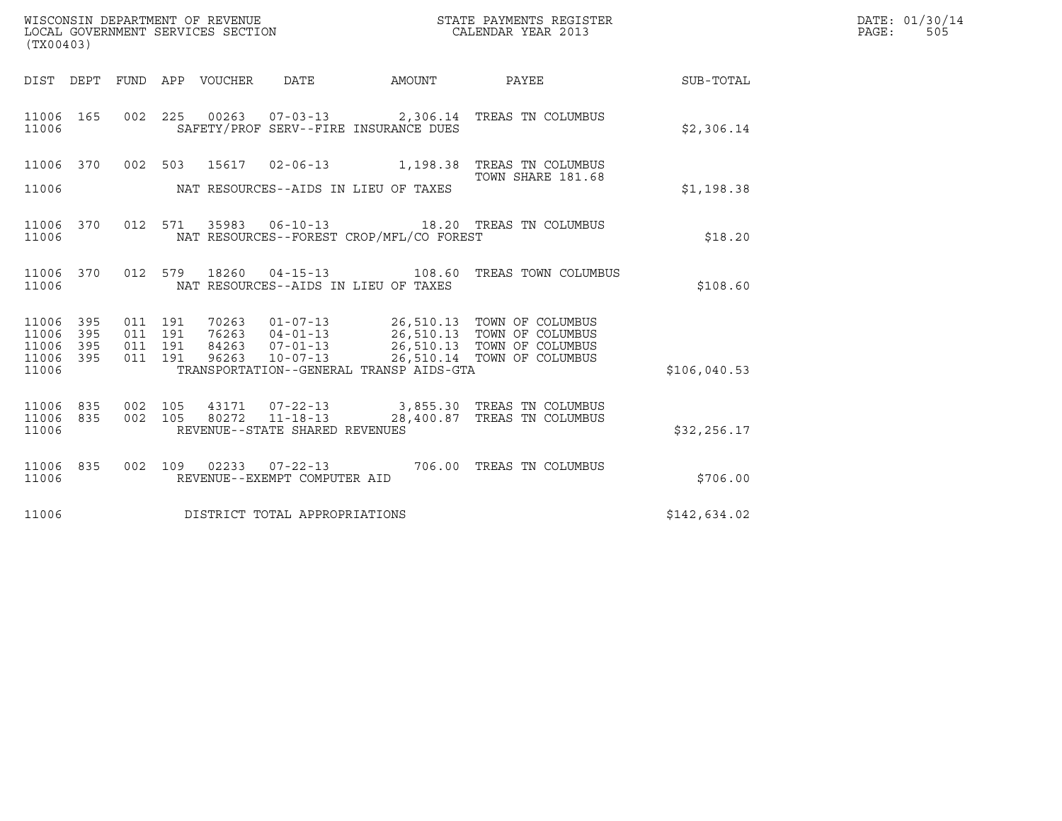WISCONSIN DEPARTMENT OF REVENUE
LOCAL GOVERNMENT SERVICES SECTION
(TX00403)

STATE PAYMENTS REGISTER
CALENDAR YEAR 2013

DATE: 01/30/14
PAGE: 505

| DIST | DEPT | FUND | APP | VOUCHER | DATE | AMOUNT | PAYEE | SUB-TOTAL |
|---|---|---|---|---|---|---|---|---|
| 11006 | 165 | 002 | 225 | 00263 | 07-03-13 | 2,306.14 | TREAS TN COLUMBUS | |
| 11006 | | | | | SAFETY/PROF SERV--FIRE INSURANCE DUES | | | $2,306.14 |
| 11006 | 370 | 002 | 503 | 15617 | 02-06-13 | 1,198.38 | TREAS TN COLUMBUS TOWN SHARE 181.68 | |
| 11006 | | | | | NAT RESOURCES--AIDS IN LIEU OF TAXES | | | $1,198.38 |
| 11006 | 370 | 012 | 571 | 35983 | 06-10-13 | 18.20 | TREAS TN COLUMBUS | |
| 11006 | | | | | NAT RESOURCES--FOREST CROP/MFL/CO FOREST | | | $18.20 |
| 11006 | 370 | 012 | 579 | 18260 | 04-15-13 | 108.60 | TREAS TOWN COLUMBUS | |
| 11006 | | | | | NAT RESOURCES--AIDS IN LIEU OF TAXES | | | $108.60 |
| 11006 | 395 | 011 | 191 | 70263 | 01-07-13 | 26,510.13 | TOWN OF COLUMBUS | |
| 11006 | 395 | 011 | 191 | 76263 | 04-01-13 | 26,510.13 | TOWN OF COLUMBUS | |
| 11006 | 395 | 011 | 191 | 84263 | 07-01-13 | 26,510.13 | TOWN OF COLUMBUS | |
| 11006 | 395 | 011 | 191 | 96263 | 10-07-13 | 26,510.14 | TOWN OF COLUMBUS | |
| 11006 | | | | | TRANSPORTATION--GENERAL TRANSP AIDS-GTA | | | $106,040.53 |
| 11006 | 835 | 002 | 105 | 43171 | 07-22-13 | 3,855.30 | TREAS TN COLUMBUS | |
| 11006 | 835 | 002 | 105 | 80272 | 11-18-13 | 28,400.87 | TREAS TN COLUMBUS | |
| 11006 | | | | | REVENUE--STATE SHARED REVENUES | | | $32,256.17 |
| 11006 | 835 | 002 | 109 | 02233 | 07-22-13 | 706.00 | TREAS TN COLUMBUS | |
| 11006 | | | | | REVENUE--EXEMPT COMPUTER AID | | | $706.00 |
| 11006 | | | | | DISTRICT TOTAL APPROPRIATIONS | | | $142,634.02 |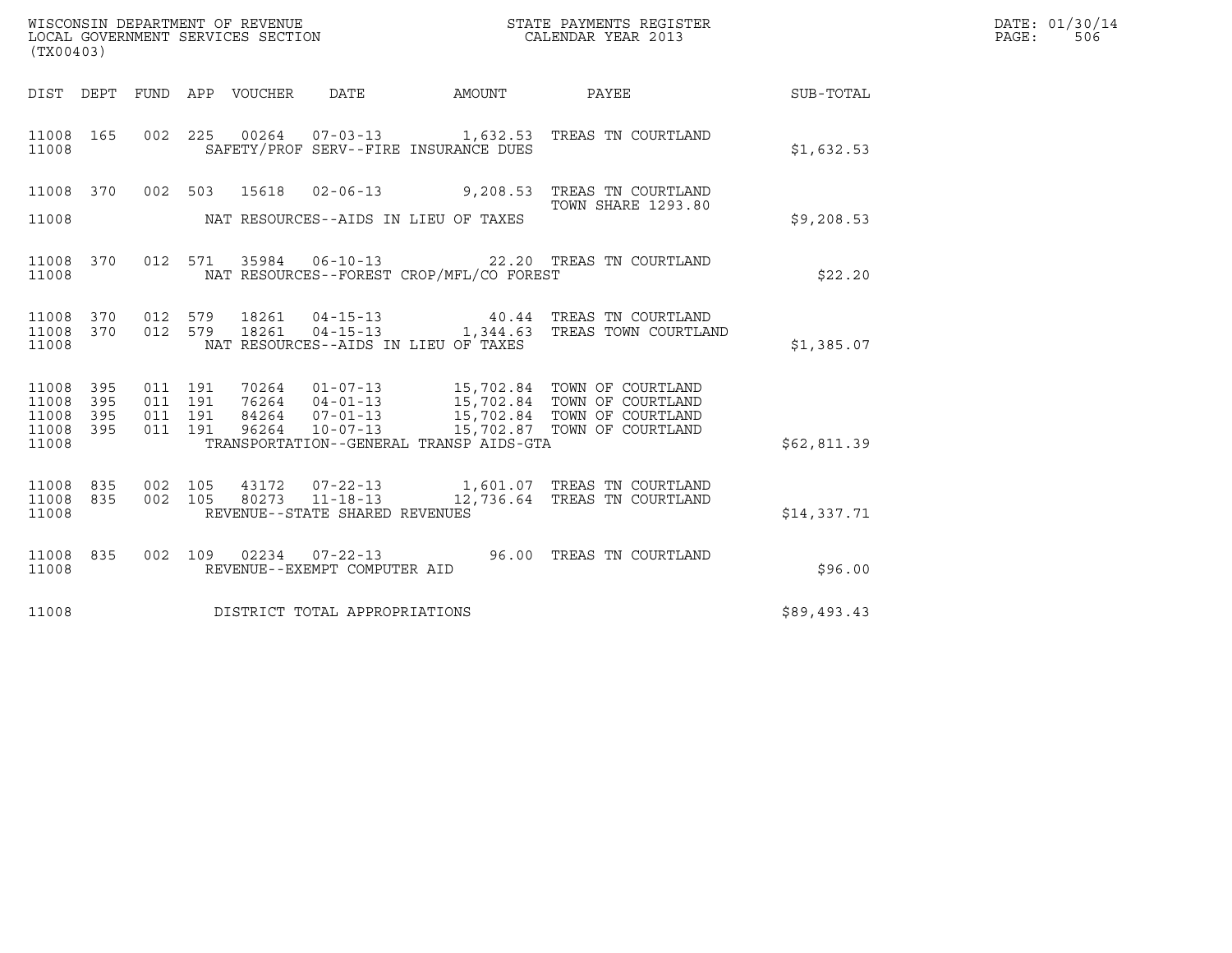WISCONSIN DEPARTMENT OF REVENUE
LOCAL GOVERNMENT SERVICES SECTION
(TX00403)

STATE PAYMENTS REGISTER
CALENDAR YEAR 2013

DATE: 01/30/14
PAGE: 506

| DIST | DEPT | FUND | APP | VOUCHER | DATE | AMOUNT | PAYEE | SUB-TOTAL |
|---|---|---|---|---|---|---|---|---|
| 11008 | 165 | 002 | 225 | 00264 | 07-03-13 | 1,632.53 | TREAS TN COURTLAND | |
| 11008 | | | | | SAFETY/PROF SERV--FIRE INSURANCE DUES | | | $1,632.53 |
| 11008 | 370 | 002 | 503 | 15618 | 02-06-13 | 9,208.53 | TREAS TN COURTLAND TOWN SHARE 1293.80 | |
| 11008 | | | | | NAT RESOURCES--AIDS IN LIEU OF TAXES | | | $9,208.53 |
| 11008 | 370 | 012 | 571 | 35984 | 06-10-13 | 22.20 | TREAS TN COURTLAND | |
| 11008 | | | | | NAT RESOURCES--FOREST CROP/MFL/CO FOREST | | | $22.20 |
| 11008 | 370 | 012 | 579 | 18261 | 04-15-13 | 40.44 | TREAS TN COURTLAND | |
| 11008 | 370 | 012 | 579 | 18261 | 04-15-13 | 1,344.63 | TREAS TOWN COURTLAND | |
| 11008 | | | | | NAT RESOURCES--AIDS IN LIEU OF TAXES | | | $1,385.07 |
| 11008 | 395 | 011 | 191 | 70264 | 01-07-13 | 15,702.84 | TOWN OF COURTLAND | |
| 11008 | 395 | 011 | 191 | 76264 | 04-01-13 | 15,702.84 | TOWN OF COURTLAND | |
| 11008 | 395 | 011 | 191 | 84264 | 07-01-13 | 15,702.84 | TOWN OF COURTLAND | |
| 11008 | 395 | 011 | 191 | 96264 | 10-07-13 | 15,702.87 | TOWN OF COURTLAND | |
| 11008 | | | | | TRANSPORTATION--GENERAL TRANSP AIDS-GTA | | | $62,811.39 |
| 11008 | 835 | 002 | 105 | 43172 | 07-22-13 | 1,601.07 | TREAS TN COURTLAND | |
| 11008 | 835 | 002 | 105 | 80273 | 11-18-13 | 12,736.64 | TREAS TN COURTLAND | |
| 11008 | | | | | REVENUE--STATE SHARED REVENUES | | | $14,337.71 |
| 11008 | 835 | 002 | 109 | 02234 | 07-22-13 | 96.00 | TREAS TN COURTLAND | |
| 11008 | | | | | REVENUE--EXEMPT COMPUTER AID | | | $96.00 |
| 11008 | | | | | DISTRICT TOTAL APPROPRIATIONS | | | $89,493.43 |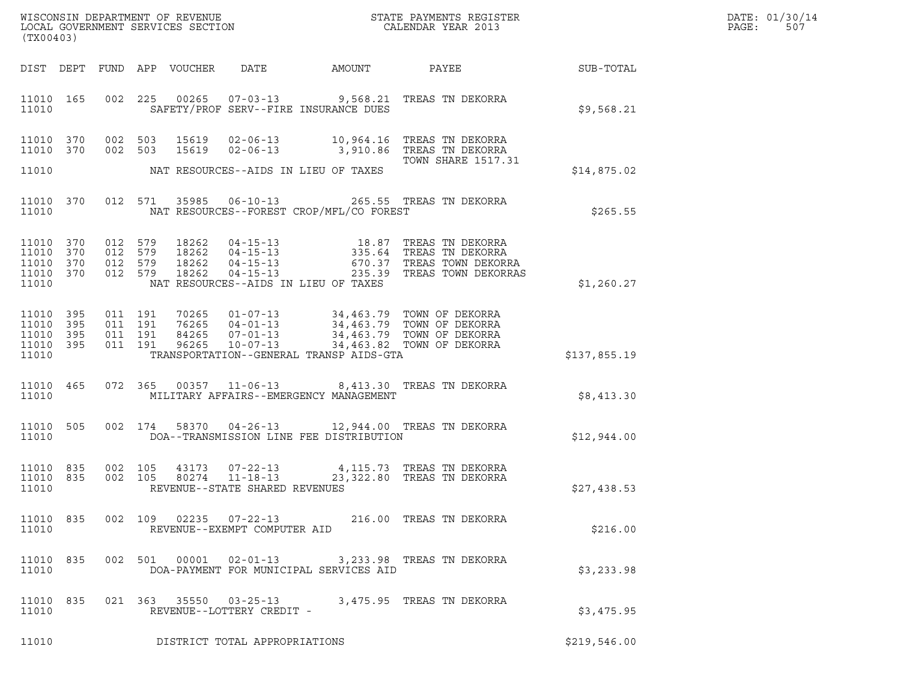WISCONSIN DEPARTMENT OF REVENUE
LOCAL GOVERNMENT SERVICES SECTION
(TX00403)

STATE PAYMENTS REGISTER
CALENDAR YEAR 2013

DATE: 01/30/14
PAGE: 507

| DIST | DEPT | FUND | APP | VOUCHER | DATE | AMOUNT | PAYEE | SUB-TOTAL |
|---|---|---|---|---|---|---|---|---|
| 11010 | 165 | 002 | 225 | 00265 | 07-03-13 | 9,568.21 | TREAS TN DEKORRA | |
| 11010 | | | | SAFETY/PROF SERV--FIRE INSURANCE DUES | | | | $9,568.21 |
| 11010 | 370 | 002 | 503 | 15619 | 02-06-13 | 10,964.16 | TREAS TN DEKORRA | |
| 11010 | 370 | 002 | 503 | 15619 | 02-06-13 | 3,910.86 | TREAS TN DEKORRA TOWN SHARE 1517.31 | |
| 11010 | | | | NAT RESOURCES--AIDS IN LIEU OF TAXES | | | | $14,875.02 |
| 11010 | 370 | 012 | 571 | 35985 | 06-10-13 | 265.55 | TREAS TN DEKORRA | |
| 11010 | | | | NAT RESOURCES--FOREST CROP/MFL/CO FOREST | | | | $265.55 |
| 11010 | 370 | 012 | 579 | 18262 | 04-15-13 | 18.87 | TREAS TN DEKORRA | |
| 11010 | 370 | 012 | 579 | 18262 | 04-15-13 | 335.64 | TREAS TN DEKORRA | |
| 11010 | 370 | 012 | 579 | 18262 | 04-15-13 | 670.37 | TREAS TOWN DEKORRA | |
| 11010 | 370 | 012 | 579 | 18262 | 04-15-13 | 235.39 | TREAS TOWN DEKORRAS | |
| 11010 | | | | NAT RESOURCES--AIDS IN LIEU OF TAXES | | | | $1,260.27 |
| 11010 | 395 | 011 | 191 | 70265 | 01-07-13 | 34,463.79 | TOWN OF DEKORRA | |
| 11010 | 395 | 011 | 191 | 76265 | 04-01-13 | 34,463.79 | TOWN OF DEKORRA | |
| 11010 | 395 | 011 | 191 | 84265 | 07-01-13 | 34,463.79 | TOWN OF DEKORRA | |
| 11010 | 395 | 011 | 191 | 96265 | 10-07-13 | 34,463.82 | TOWN OF DEKORRA | |
| 11010 | | | | TRANSPORTATION--GENERAL TRANSP AIDS-GTA | | | | $137,855.19 |
| 11010 | 465 | 072 | 365 | 00357 | 11-06-13 | 8,413.30 | TREAS TN DEKORRA | |
| 11010 | | | | MILITARY AFFAIRS--EMERGENCY MANAGEMENT | | | | $8,413.30 |
| 11010 | 505 | 002 | 174 | 58370 | 04-26-13 | 12,944.00 | TREAS TN DEKORRA | |
| 11010 | | | | DOA--TRANSMISSION LINE FEE DISTRIBUTION | | | | $12,944.00 |
| 11010 | 835 | 002 | 105 | 43173 | 07-22-13 | 4,115.73 | TREAS TN DEKORRA | |
| 11010 | 835 | 002 | 105 | 80274 | 11-18-13 | 23,322.80 | TREAS TN DEKORRA | |
| 11010 | | | | REVENUE--STATE SHARED REVENUES | | | | $27,438.53 |
| 11010 | 835 | 002 | 109 | 02235 | 07-22-13 | 216.00 | TREAS TN DEKORRA | |
| 11010 | | | | REVENUE--EXEMPT COMPUTER AID | | | | $216.00 |
| 11010 | 835 | 002 | 501 | 00001 | 02-01-13 | 3,233.98 | TREAS TN DEKORRA | |
| 11010 | | | | DOA-PAYMENT FOR MUNICIPAL SERVICES AID | | | | $3,233.98 |
| 11010 | 835 | 021 | 363 | 35550 | 03-25-13 | 3,475.95 | TREAS TN DEKORRA | |
| 11010 | | | | REVENUE--LOTTERY CREDIT - | | | | $3,475.95 |
| 11010 | | | | DISTRICT TOTAL APPROPRIATIONS | | | | $219,546.00 |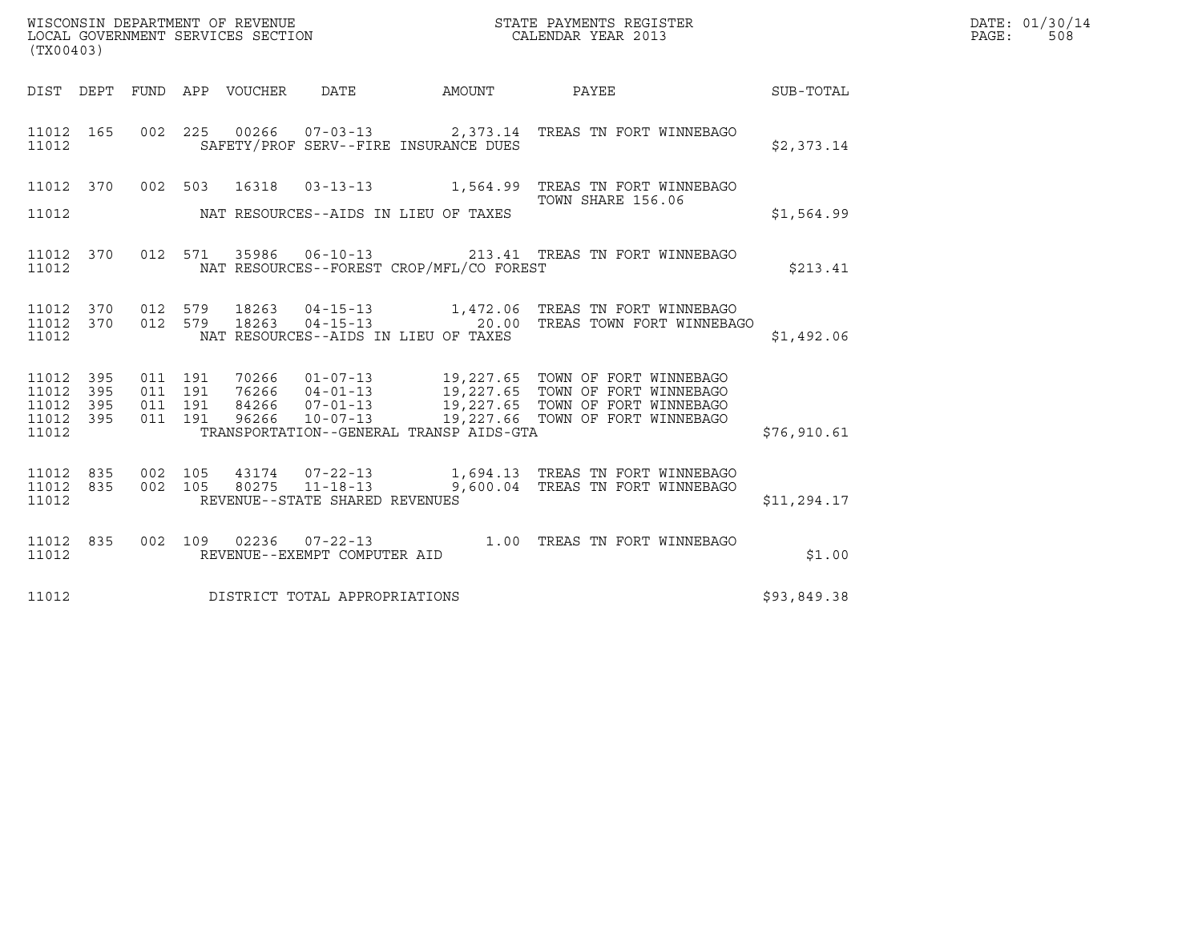WISCONSIN DEPARTMENT OF REVENUE
LOCAL GOVERNMENT SERVICES SECTION
(TX00403)

STATE PAYMENTS REGISTER
CALENDAR YEAR 2013

DATE: 01/30/14
PAGE: 508

| DIST | DEPT | FUND | APP | VOUCHER | DATE | AMOUNT | PAYEE | SUB-TOTAL |
|---|---|---|---|---|---|---|---|---|
| 11012 | 165 | 002 | 225 | 00266 | 07-03-13 | 2,373.14 | TREAS TN FORT WINNEBAGO | |
| 11012 | | | | | SAFETY/PROF SERV--FIRE INSURANCE DUES | | | $2,373.14 |
| 11012 | 370 | 002 | 503 | 16318 | 03-13-13 | 1,564.99 | TREAS TN FORT WINNEBAGO TOWN SHARE 156.06 | |
| 11012 | | | | | NAT RESOURCES--AIDS IN LIEU OF TAXES | | | $1,564.99 |
| 11012 | 370 | 012 | 571 | 35986 | 06-10-13 | 213.41 | TREAS TN FORT WINNEBAGO | |
| 11012 | | | | | NAT RESOURCES--FOREST CROP/MFL/CO FOREST | | | $213.41 |
| 11012 | 370 | 012 | 579 | 18263 | 04-15-13 | 1,472.06 | TREAS TN FORT WINNEBAGO | |
| 11012 | 370 | 012 | 579 | 18263 | 04-15-13 | 20.00 | TREAS TOWN FORT WINNEBAGO | |
| 11012 | | | | | NAT RESOURCES--AIDS IN LIEU OF TAXES | | | $1,492.06 |
| 11012 | 395 | 011 | 191 | 70266 | 01-07-13 | 19,227.65 | TOWN OF FORT WINNEBAGO | |
| 11012 | 395 | 011 | 191 | 76266 | 04-01-13 | 19,227.65 | TOWN OF FORT WINNEBAGO | |
| 11012 | 395 | 011 | 191 | 84266 | 07-01-13 | 19,227.65 | TOWN OF FORT WINNEBAGO | |
| 11012 | 395 | 011 | 191 | 96266 | 10-07-13 | 19,227.66 | TOWN OF FORT WINNEBAGO | |
| 11012 | | | | | TRANSPORTATION--GENERAL TRANSP AIDS-GTA | | | $76,910.61 |
| 11012 | 835 | 002 | 105 | 43174 | 07-22-13 | 1,694.13 | TREAS TN FORT WINNEBAGO | |
| 11012 | 835 | 002 | 105 | 80275 | 11-18-13 | 9,600.04 | TREAS TN FORT WINNEBAGO | |
| 11012 | | | | | REVENUE--STATE SHARED REVENUES | | | $11,294.17 |
| 11012 | 835 | 002 | 109 | 02236 | 07-22-13 | 1.00 | TREAS TN FORT WINNEBAGO | |
| 11012 | | | | | REVENUE--EXEMPT COMPUTER AID | | | $1.00 |
| 11012 | | | | | DISTRICT TOTAL APPROPRIATIONS | | | $93,849.38 |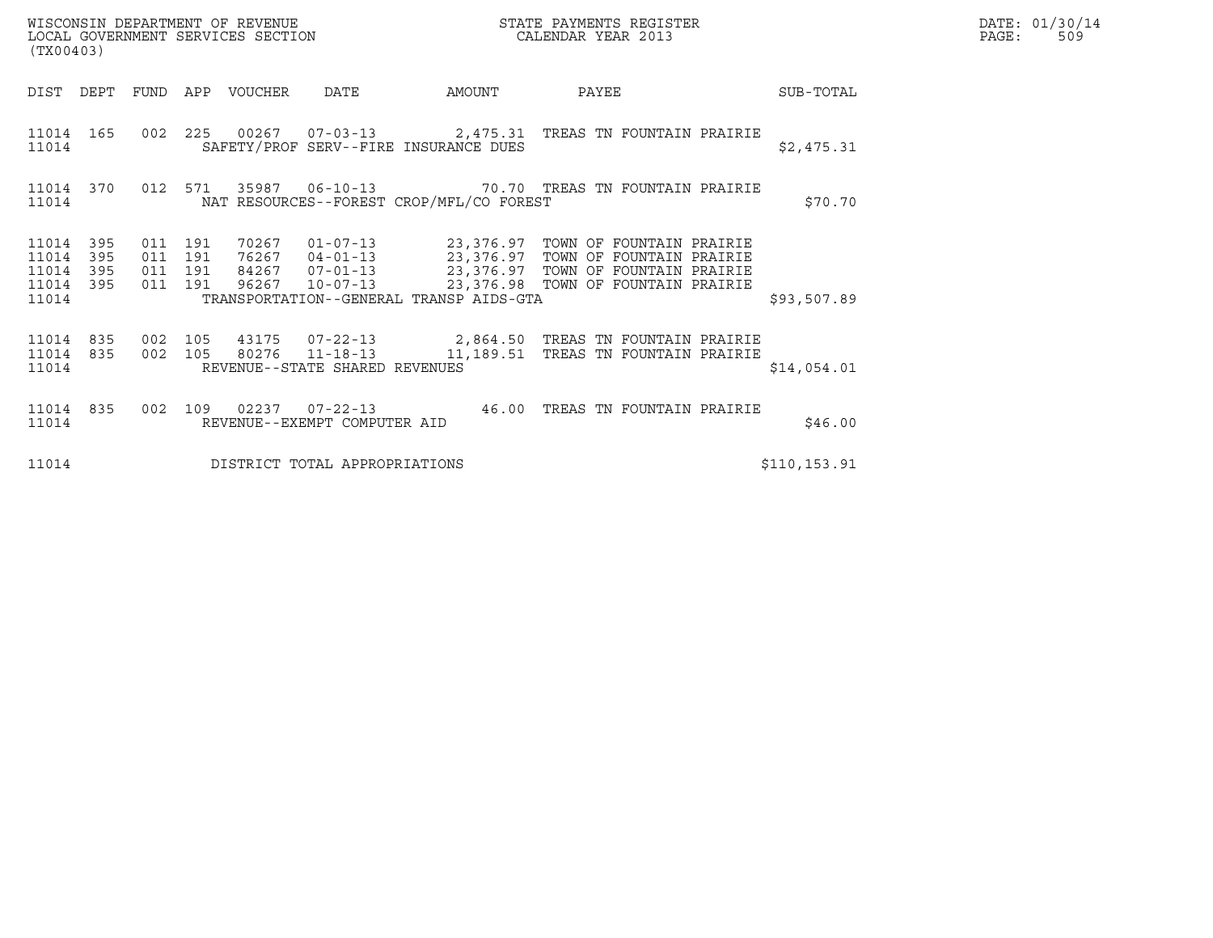WISCONSIN DEPARTMENT OF REVENUE
LOCAL GOVERNMENT SERVICES SECTION
(TX00403)

STATE PAYMENTS REGISTER
CALENDAR YEAR 2013

DATE: 01/30/14
PAGE: 509

| DIST | DEPT | FUND | APP | VOUCHER | DATE | AMOUNT | PAYEE | SUB-TOTAL |
|---|---|---|---|---|---|---|---|---|
| 11014 | 165 | 002 | 225 | 00267 | 07-03-13 | 2,475.31 | TREAS TN FOUNTAIN PRAIRIE | |
| 11014 | | | | SAFETY/PROF SERV--FIRE INSURANCE DUES | | | | $2,475.31 |
| 11014 | 370 | 012 | 571 | 35987 | 06-10-13 | 70.70 | TREAS TN FOUNTAIN PRAIRIE | |
| 11014 | | | | NAT RESOURCES--FOREST CROP/MFL/CO FOREST | | | | $70.70 |
| 11014 | 395 | 011 | 191 | 70267 | 01-07-13 | 23,376.97 | TOWN OF FOUNTAIN PRAIRIE | |
| 11014 | 395 | 011 | 191 | 76267 | 04-01-13 | 23,376.97 | TOWN OF FOUNTAIN PRAIRIE | |
| 11014 | 395 | 011 | 191 | 84267 | 07-01-13 | 23,376.97 | TOWN OF FOUNTAIN PRAIRIE | |
| 11014 | 395 | 011 | 191 | 96267 | 10-07-13 | 23,376.98 | TOWN OF FOUNTAIN PRAIRIE | |
| 11014 | | | | TRANSPORTATION--GENERAL TRANSP AIDS-GTA | | | | $93,507.89 |
| 11014 | 835 | 002 | 105 | 43175 | 07-22-13 | 2,864.50 | TREAS TN FOUNTAIN PRAIRIE | |
| 11014 | 835 | 002 | 105 | 80276 | 11-18-13 | 11,189.51 | TREAS TN FOUNTAIN PRAIRIE | |
| 11014 | | | | REVENUE--STATE SHARED REVENUES | | | | $14,054.01 |
| 11014 | 835 | 002 | 109 | 02237 | 07-22-13 | 46.00 | TREAS TN FOUNTAIN PRAIRIE | |
| 11014 | | | | REVENUE--EXEMPT COMPUTER AID | | | | $46.00 |
| 11014 | | | | DISTRICT TOTAL APPROPRIATIONS | | | | $110,153.91 |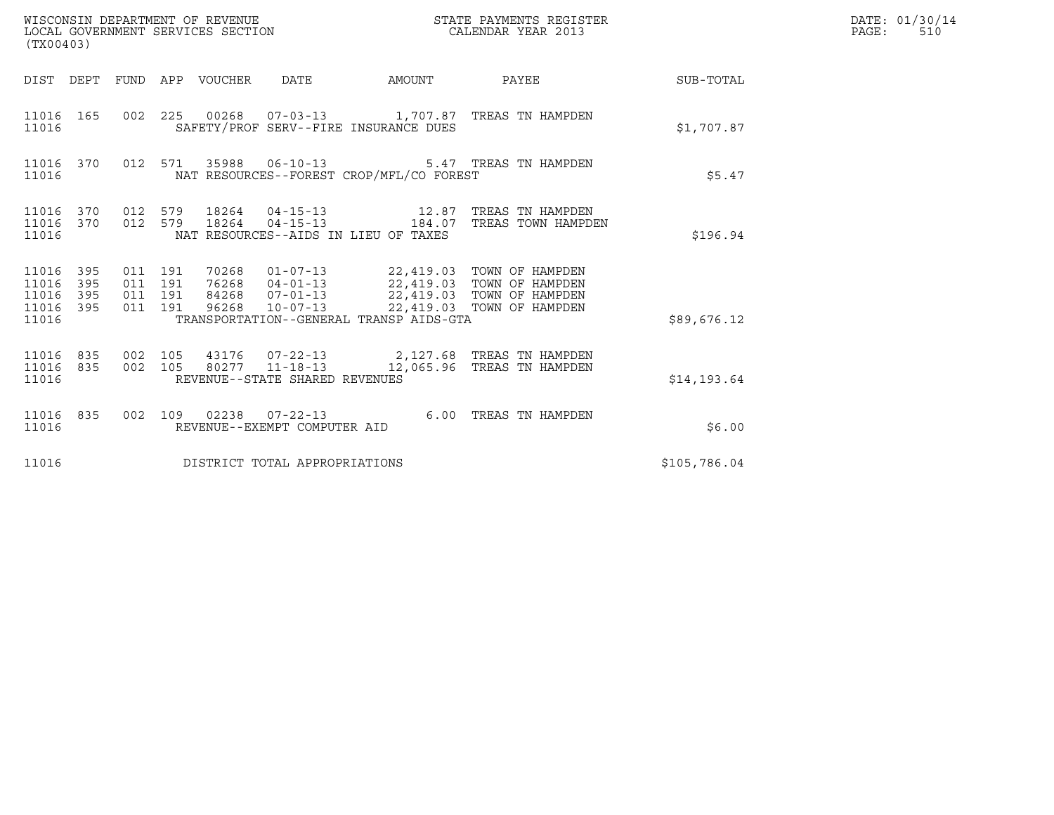WISCONSIN DEPARTMENT OF REVENUE
LOCAL GOVERNMENT SERVICES SECTION
(TX00403)

STATE PAYMENTS REGISTER
CALENDAR YEAR 2013

DATE: 01/30/14
PAGE: 510

| DIST | DEPT | FUND | APP | VOUCHER | DATE | AMOUNT | PAYEE | SUB-TOTAL |
|---|---|---|---|---|---|---|---|---|
| 11016 | 165 | 002 | 225 | 00268 | 07-03-13 | 1,707.87 | TREAS TN HAMPDEN | |
| 11016 | | | | SAFETY/PROF SERV--FIRE INSURANCE DUES | | | | $1,707.87 |
| 11016 | 370 | 012 | 571 | 35988 | 06-10-13 | 5.47 | TREAS TN HAMPDEN | |
| 11016 | | | | NAT RESOURCES--FOREST CROP/MFL/CO FOREST | | | | $5.47 |
| 11016 | 370 | 012 | 579 | 18264 | 04-15-13 | 12.87 | TREAS TN HAMPDEN | |
| 11016 | 370 | 012 | 579 | 18264 | 04-15-13 | 184.07 | TREAS TOWN HAMPDEN | |
| 11016 | | | | NAT RESOURCES--AIDS IN LIEU OF TAXES | | | | $196.94 |
| 11016 | 395 | 011 | 191 | 70268 | 01-07-13 | 22,419.03 | TOWN OF HAMPDEN | |
| 11016 | 395 | 011 | 191 | 76268 | 04-01-13 | 22,419.03 | TOWN OF HAMPDEN | |
| 11016 | 395 | 011 | 191 | 84268 | 07-01-13 | 22,419.03 | TOWN OF HAMPDEN | |
| 11016 | 395 | 011 | 191 | 96268 | 10-07-13 | 22,419.03 | TOWN OF HAMPDEN | |
| 11016 | | | | TRANSPORTATION--GENERAL TRANSP AIDS-GTA | | | | $89,676.12 |
| 11016 | 835 | 002 | 105 | 43176 | 07-22-13 | 2,127.68 | TREAS TN HAMPDEN | |
| 11016 | 835 | 002 | 105 | 80277 | 11-18-13 | 12,065.96 | TREAS TN HAMPDEN | |
| 11016 | | | | REVENUE--STATE SHARED REVENUES | | | | $14,193.64 |
| 11016 | 835 | 002 | 109 | 02238 | 07-22-13 | 6.00 | TREAS TN HAMPDEN | |
| 11016 | | | | REVENUE--EXEMPT COMPUTER AID | | | | $6.00 |
| 11016 | | | | DISTRICT TOTAL APPROPRIATIONS | | | | $105,786.04 |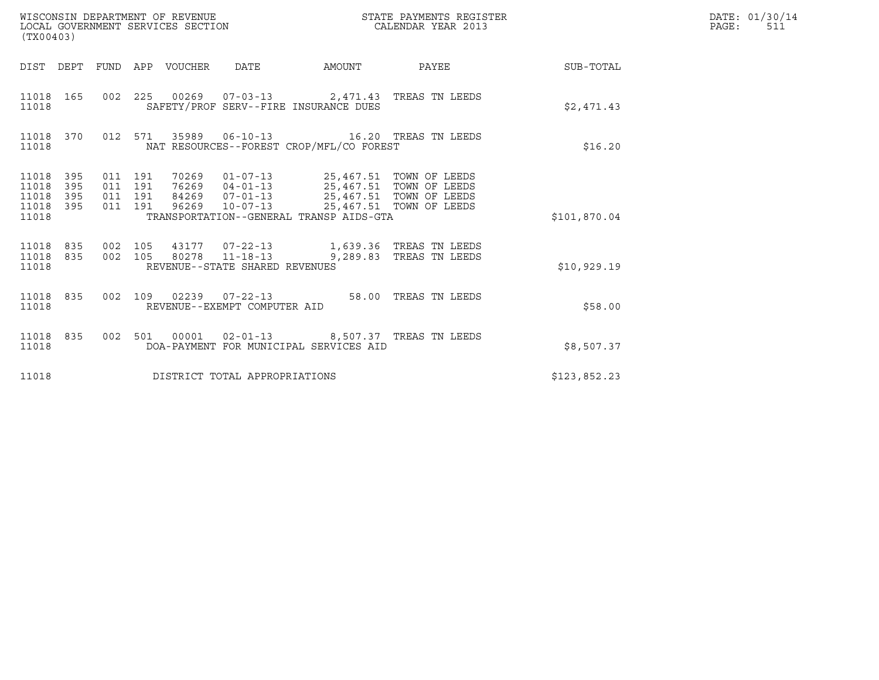WISCONSIN DEPARTMENT OF REVENUE
LOCAL GOVERNMENT SERVICES SECTION
(TX00403)

STATE PAYMENTS REGISTER
CALENDAR YEAR 2013

DATE: 01/30/14
PAGE: 511

| DIST | DEPT | FUND | APP | VOUCHER | DATE | AMOUNT | PAYEE | SUB-TOTAL |
|---|---|---|---|---|---|---|---|---|
| 11018 | 165 | 002 | 225 | 00269 | 07-03-13 | 2,471.43 | TREAS TN LEEDS | |
| 11018 | | | | SAFETY/PROF SERV--FIRE INSURANCE DUES | | | | $2,471.43 |
| 11018 | 370 | 012 | 571 | 35989 | 06-10-13 | 16.20 | TREAS TN LEEDS | |
| 11018 | | | | NAT RESOURCES--FOREST CROP/MFL/CO FOREST | | | | $16.20 |
| 11018 | 395 | 011 | 191 | 70269 | 01-07-13 | 25,467.51 | TOWN OF LEEDS | |
| 11018 | 395 | 011 | 191 | 76269 | 04-01-13 | 25,467.51 | TOWN OF LEEDS | |
| 11018 | 395 | 011 | 191 | 84269 | 07-01-13 | 25,467.51 | TOWN OF LEEDS | |
| 11018 | 395 | 011 | 191 | 96269 | 10-07-13 | 25,467.51 | TOWN OF LEEDS | |
| 11018 | | | | TRANSPORTATION--GENERAL TRANSP AIDS-GTA | | | | $101,870.04 |
| 11018 | 835 | 002 | 105 | 43177 | 07-22-13 | 1,639.36 | TREAS TN LEEDS | |
| 11018 | 835 | 002 | 105 | 80278 | 11-18-13 | 9,289.83 | TREAS TN LEEDS | |
| 11018 | | | | REVENUE--STATE SHARED REVENUES | | | | $10,929.19 |
| 11018 | 835 | 002 | 109 | 02239 | 07-22-13 | 58.00 | TREAS TN LEEDS | |
| 11018 | | | | REVENUE--EXEMPT COMPUTER AID | | | | $58.00 |
| 11018 | 835 | 002 | 501 | 00001 | 02-01-13 | 8,507.37 | TREAS TN LEEDS | |
| 11018 | | | | DOA-PAYMENT FOR MUNICIPAL SERVICES AID | | | | $8,507.37 |
| 11018 | | | | DISTRICT TOTAL APPROPRIATIONS | | | | $123,852.23 |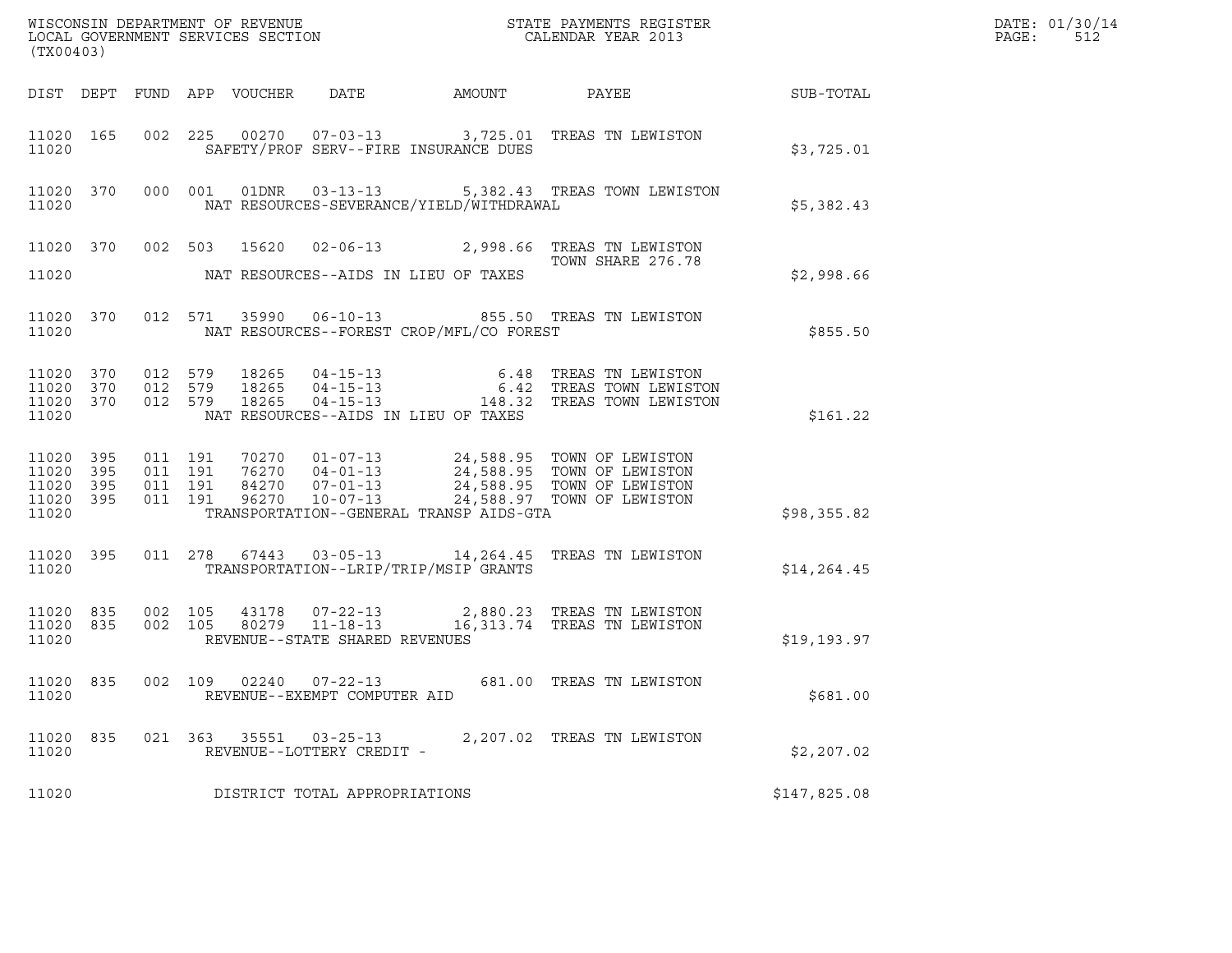WISCONSIN DEPARTMENT OF REVENUE
LOCAL GOVERNMENT SERVICES SECTION
(TX00403)

STATE PAYMENTS REGISTER
CALENDAR YEAR 2013

DATE: 01/30/14
PAGE: 512

| DIST | DEPT | FUND | APP | VOUCHER | DATE | AMOUNT | PAYEE | SUB-TOTAL |
|---|---|---|---|---|---|---|---|---|
| 11020 | 165 | 002 | 225 | 00270 | 07-03-13 | 3,725.01 | TREAS TN LEWISTON | |
| 11020 | | | | SAFETY/PROF SERV--FIRE INSURANCE DUES | | | | $3,725.01 |
| 11020 | 370 | 000 | 001 | 01DNR | 03-13-13 | 5,382.43 | TREAS TOWN LEWISTON | |
| 11020 | | | | NAT RESOURCES-SEVERANCE/YIELD/WITHDRAWAL | | | | $5,382.43 |
| 11020 | 370 | 002 | 503 | 15620 | 02-06-13 | 2,998.66 | TREAS TN LEWISTON<br>TOWN SHARE 276.78 | |
| 11020 | | | | NAT RESOURCES--AIDS IN LIEU OF TAXES | | | | $2,998.66 |
| 11020 | 370 | 012 | 571 | 35990 | 06-10-13 | 855.50 | TREAS TN LEWISTON | |
| 11020 | | | | NAT RESOURCES--FOREST CROP/MFL/CO FOREST | | | | $855.50 |
| 11020 | 370 | 012 | 579 | 18265 | 04-15-13 | 6.48 | TREAS TN LEWISTON | |
| 11020 | 370 | 012 | 579 | 18265 | 04-15-13 | 6.42 | TREAS TOWN LEWISTON | |
| 11020 | 370 | 012 | 579 | 18265 | 04-15-13 | 148.32 | TREAS TOWN LEWISTON | |
| 11020 | | | | NAT RESOURCES--AIDS IN LIEU OF TAXES | | | | $161.22 |
| 11020 | 395 | 011 | 191 | 70270 | 01-07-13 | 24,588.95 | TOWN OF LEWISTON | |
| 11020 | 395 | 011 | 191 | 76270 | 04-01-13 | 24,588.95 | TOWN OF LEWISTON | |
| 11020 | 395 | 011 | 191 | 84270 | 07-01-13 | 24,588.95 | TOWN OF LEWISTON | |
| 11020 | 395 | 011 | 191 | 96270 | 10-07-13 | 24,588.97 | TOWN OF LEWISTON | |
| 11020 | | | | TRANSPORTATION--GENERAL TRANSP AIDS-GTA | | | | $98,355.82 |
| 11020 | 395 | 011 | 278 | 67443 | 03-05-13 | 14,264.45 | TREAS TN LEWISTON | |
| 11020 | | | | TRANSPORTATION--LRIP/TRIP/MSIP GRANTS | | | | $14,264.45 |
| 11020 | 835 | 002 | 105 | 43178 | 07-22-13 | 2,880.23 | TREAS TN LEWISTON | |
| 11020 | 835 | 002 | 105 | 80279 | 11-18-13 | 16,313.74 | TREAS TN LEWISTON | |
| 11020 | | | | REVENUE--STATE SHARED REVENUES | | | | $19,193.97 |
| 11020 | 835 | 002 | 109 | 02240 | 07-22-13 | 681.00 | TREAS TN LEWISTON | |
| 11020 | | | | REVENUE--EXEMPT COMPUTER AID | | | | $681.00 |
| 11020 | 835 | 021 | 363 | 35551 | 03-25-13 | 2,207.02 | TREAS TN LEWISTON | |
| 11020 | | | | REVENUE--LOTTERY CREDIT - | | | | $2,207.02 |
| 11020 | | | | DISTRICT TOTAL APPROPRIATIONS | | | | $147,825.08 |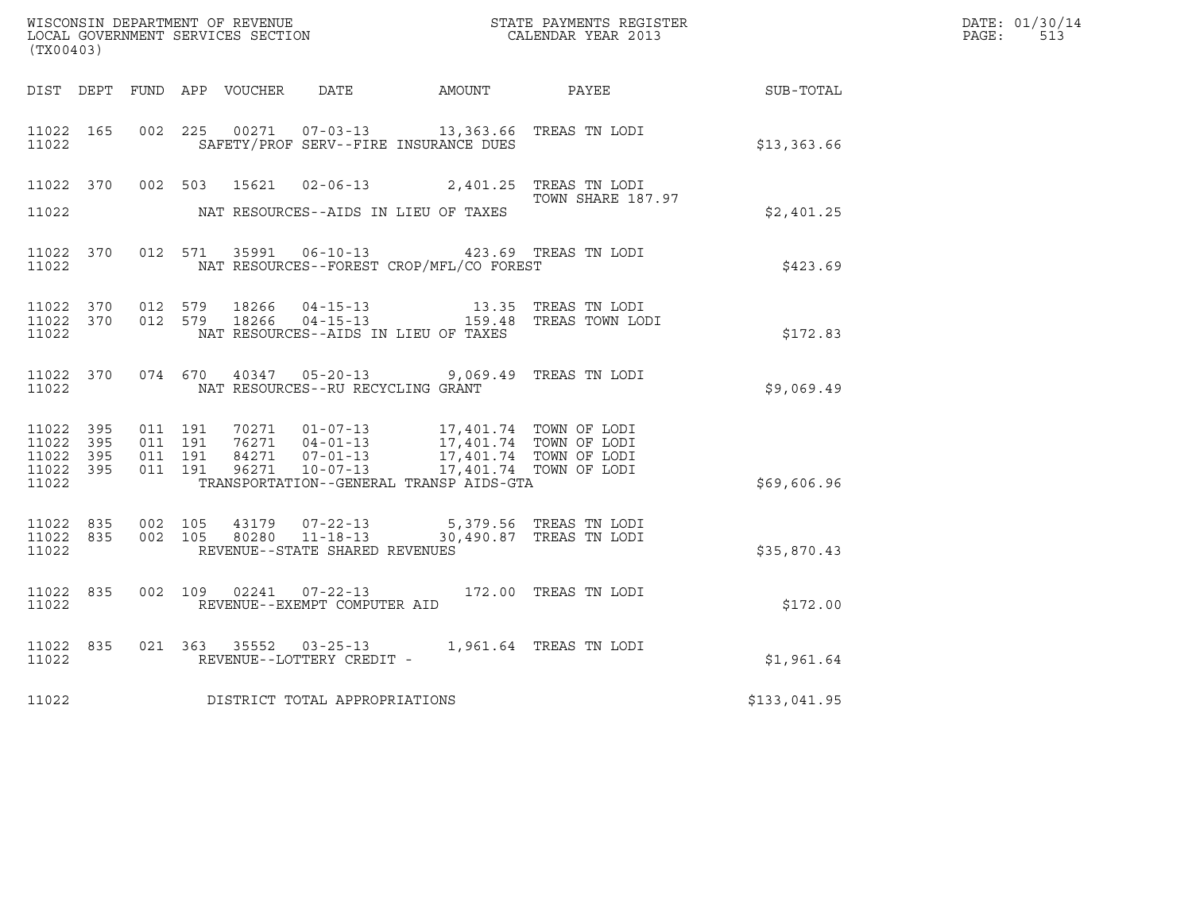WISCONSIN DEPARTMENT OF REVENUE
LOCAL GOVERNMENT SERVICES SECTION
(TX00403)

STATE PAYMENTS REGISTER
CALENDAR YEAR 2013

DATE: 01/30/14
PAGE: 513

| DIST | DEPT | FUND | APP | VOUCHER | DATE | AMOUNT | PAYEE | SUB-TOTAL |
|---|---|---|---|---|---|---|---|---|
| 11022 | 165 | 002 | 225 | 00271 | 07-03-13 | 13,363.66 | TREAS TN LODI | |
| 11022 | | | | | SAFETY/PROF SERV--FIRE INSURANCE DUES | | | $13,363.66 |
| 11022 | 370 | 002 | 503 | 15621 | 02-06-13 | 2,401.25 | TREAS TN LODI TOWN SHARE 187.97 | |
| 11022 | | | | | NAT RESOURCES--AIDS IN LIEU OF TAXES | | | $2,401.25 |
| 11022 | 370 | 012 | 571 | 35991 | 06-10-13 | 423.69 | TREAS TN LODI | |
| 11022 | | | | | NAT RESOURCES--FOREST CROP/MFL/CO FOREST | | | $423.69 |
| 11022 | 370 | 012 | 579 | 18266 | 04-15-13 | 13.35 | TREAS TN LODI | |
| 11022 | 370 | 012 | 579 | 18266 | 04-15-13 | 159.48 | TREAS TOWN LODI | |
| 11022 | | | | | NAT RESOURCES--AIDS IN LIEU OF TAXES | | | $172.83 |
| 11022 | 370 | 074 | 670 | 40347 | 05-20-13 | 9,069.49 | TREAS TN LODI | |
| 11022 | | | | | NAT RESOURCES--RU RECYCLING GRANT | | | $9,069.49 |
| 11022 | 395 | 011 | 191 | 70271 | 01-07-13 | 17,401.74 | TOWN OF LODI | |
| 11022 | 395 | 011 | 191 | 76271 | 04-01-13 | 17,401.74 | TOWN OF LODI | |
| 11022 | 395 | 011 | 191 | 84271 | 07-01-13 | 17,401.74 | TOWN OF LODI | |
| 11022 | 395 | 011 | 191 | 96271 | 10-07-13 | 17,401.74 | TOWN OF LODI | |
| 11022 | | | | | TRANSPORTATION--GENERAL TRANSP AIDS-GTA | | | $69,606.96 |
| 11022 | 835 | 002 | 105 | 43179 | 07-22-13 | 5,379.56 | TREAS TN LODI | |
| 11022 | 835 | 002 | 105 | 80280 | 11-18-13 | 30,490.87 | TREAS TN LODI | |
| 11022 | | | | | REVENUE--STATE SHARED REVENUES | | | $35,870.43 |
| 11022 | 835 | 002 | 109 | 02241 | 07-22-13 | 172.00 | TREAS TN LODI | |
| 11022 | | | | | REVENUE--EXEMPT COMPUTER AID | | | $172.00 |
| 11022 | 835 | 021 | 363 | 35552 | 03-25-13 | 1,961.64 | TREAS TN LODI | |
| 11022 | | | | | REVENUE--LOTTERY CREDIT - | | | $1,961.64 |
| 11022 | | | | | DISTRICT TOTAL APPROPRIATIONS | | | $133,041.95 |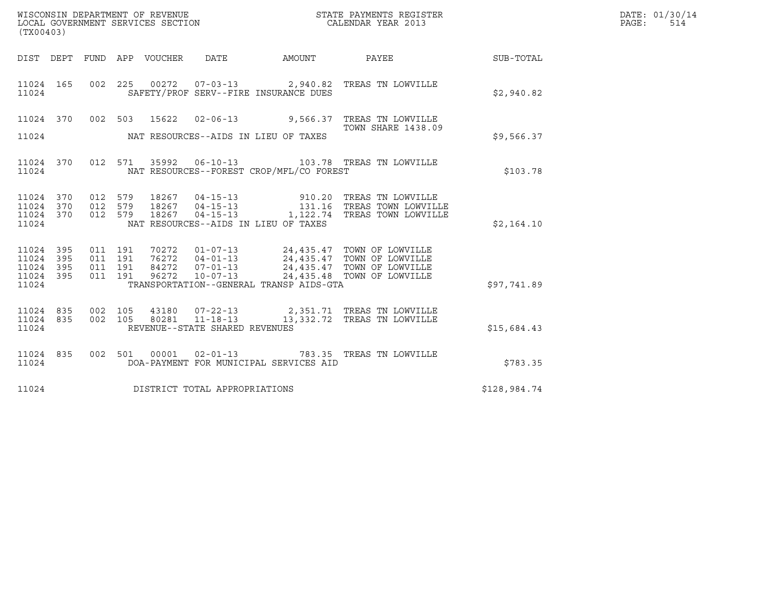WISCONSIN DEPARTMENT OF REVENUE
LOCAL GOVERNMENT SERVICES SECTION
(TX00403)

STATE PAYMENTS REGISTER
CALENDAR YEAR 2013

DATE: 01/30/14
PAGE: 514

| DIST | DEPT | FUND | APP | VOUCHER | DATE | AMOUNT | PAYEE | SUB-TOTAL |
|---|---|---|---|---|---|---|---|---|
| 11024 | 165 | 002 | 225 | 00272 | 07-03-13 | 2,940.82 | TREAS TN LOWVILLE | |
| 11024 | | | | | SAFETY/PROF SERV--FIRE INSURANCE DUES | | | $2,940.82 |
| 11024 | 370 | 002 | 503 | 15622 | 02-06-13 | 9,566.37 | TREAS TN LOWVILLE TOWN SHARE 1438.09 | |
| 11024 | | | | | NAT RESOURCES--AIDS IN LIEU OF TAXES | | | $9,566.37 |
| 11024 | 370 | 012 | 571 | 35992 | 06-10-13 | 103.78 | TREAS TN LOWVILLE | |
| 11024 | | | | | NAT RESOURCES--FOREST CROP/MFL/CO FOREST | | | $103.78 |
| 11024 | 370 | 012 | 579 | 18267 | 04-15-13 | 910.20 | TREAS TN LOWVILLE | |
| 11024 | 370 | 012 | 579 | 18267 | 04-15-13 | 131.16 | TREAS TOWN LOWVILLE | |
| 11024 | 370 | 012 | 579 | 18267 | 04-15-13 | 1,122.74 | TREAS TOWN LOWVILLE | |
| 11024 | | | | | NAT RESOURCES--AIDS IN LIEU OF TAXES | | | $2,164.10 |
| 11024 | 395 | 011 | 191 | 70272 | 01-07-13 | 24,435.47 | TOWN OF LOWVILLE | |
| 11024 | 395 | 011 | 191 | 76272 | 04-01-13 | 24,435.47 | TOWN OF LOWVILLE | |
| 11024 | 395 | 011 | 191 | 84272 | 07-01-13 | 24,435.47 | TOWN OF LOWVILLE | |
| 11024 | 395 | 011 | 191 | 96272 | 10-07-13 | 24,435.48 | TOWN OF LOWVILLE | |
| 11024 | | | | | TRANSPORTATION--GENERAL TRANSP AIDS-GTA | | | $97,741.89 |
| 11024 | 835 | 002 | 105 | 43180 | 07-22-13 | 2,351.71 | TREAS TN LOWVILLE | |
| 11024 | 835 | 002 | 105 | 80281 | 11-18-13 | 13,332.72 | TREAS TN LOWVILLE | |
| 11024 | | | | | REVENUE--STATE SHARED REVENUES | | | $15,684.43 |
| 11024 | 835 | 002 | 501 | 00001 | 02-01-13 | 783.35 | TREAS TN LOWVILLE | |
| 11024 | | | | | DOA-PAYMENT FOR MUNICIPAL SERVICES AID | | | $783.35 |
| 11024 | | | | | DISTRICT TOTAL APPROPRIATIONS | | | $128,984.74 |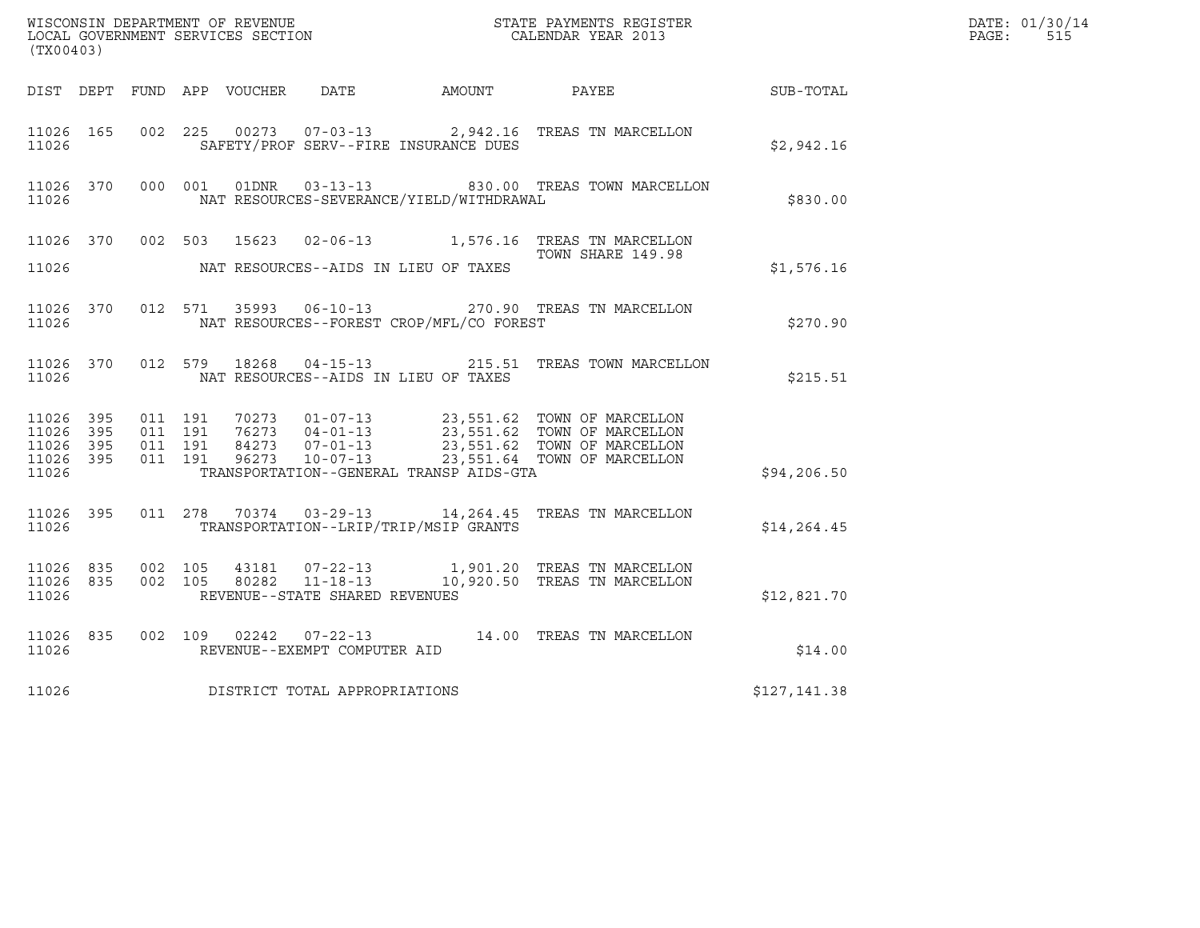WISCONSIN DEPARTMENT OF REVENUE
LOCAL GOVERNMENT SERVICES SECTION
(TX00403)

STATE PAYMENTS REGISTER
CALENDAR YEAR 2013

DATE: 01/30/14
PAGE: 515

| DIST | DEPT | FUND | APP | VOUCHER | DATE | AMOUNT | PAYEE | SUB-TOTAL |
|---|---|---|---|---|---|---|---|---|
| 11026 | 165 | 002 | 225 | 00273 | 07-03-13 | 2,942.16 | TREAS TN MARCELLON | |
| 11026 | | | | SAFETY/PROF SERV--FIRE INSURANCE DUES | | | | $2,942.16 |
| 11026 | 370 | 000 | 001 | 01DNR | 03-13-13 | 830.00 | TREAS TOWN MARCELLON | |
| 11026 | | | | NAT RESOURCES-SEVERANCE/YIELD/WITHDRAWAL | | | | $830.00 |
| 11026 | 370 | 002 | 503 | 15623 | 02-06-13 | 1,576.16 | TREAS TN MARCELLON TOWN SHARE 149.98 | |
| 11026 | | | | NAT RESOURCES--AIDS IN LIEU OF TAXES | | | | $1,576.16 |
| 11026 | 370 | 012 | 571 | 35993 | 06-10-13 | 270.90 | TREAS TN MARCELLON | |
| 11026 | | | | NAT RESOURCES--FOREST CROP/MFL/CO FOREST | | | | $270.90 |
| 11026 | 370 | 012 | 579 | 18268 | 04-15-13 | 215.51 | TREAS TOWN MARCELLON | |
| 11026 | | | | NAT RESOURCES--AIDS IN LIEU OF TAXES | | | | $215.51 |
| 11026 | 395 | 011 | 191 | 70273 | 01-07-13 | 23,551.62 | TOWN OF MARCELLON | |
| 11026 | 395 | 011 | 191 | 76273 | 04-01-13 | 23,551.62 | TOWN OF MARCELLON | |
| 11026 | 395 | 011 | 191 | 84273 | 07-01-13 | 23,551.62 | TOWN OF MARCELLON | |
| 11026 | 395 | 011 | 191 | 96273 | 10-07-13 | 23,551.64 | TOWN OF MARCELLON | |
| 11026 | | | | TRANSPORTATION--GENERAL TRANSP AIDS-GTA | | | | $94,206.50 |
| 11026 | 395 | 011 | 278 | 70374 | 03-29-13 | 14,264.45 | TREAS TN MARCELLON | |
| 11026 | | | | TRANSPORTATION--LRIP/TRIP/MSIP GRANTS | | | | $14,264.45 |
| 11026 | 835 | 002 | 105 | 43181 | 07-22-13 | 1,901.20 | TREAS TN MARCELLON | |
| 11026 | 835 | 002 | 105 | 80282 | 11-18-13 | 10,920.50 | TREAS TN MARCELLON | |
| 11026 | | | | REVENUE--STATE SHARED REVENUES | | | | $12,821.70 |
| 11026 | 835 | 002 | 109 | 02242 | 07-22-13 | 14.00 | TREAS TN MARCELLON | |
| 11026 | | | | REVENUE--EXEMPT COMPUTER AID | | | | $14.00 |
| 11026 | | | | DISTRICT TOTAL APPROPRIATIONS | | | | $127,141.38 |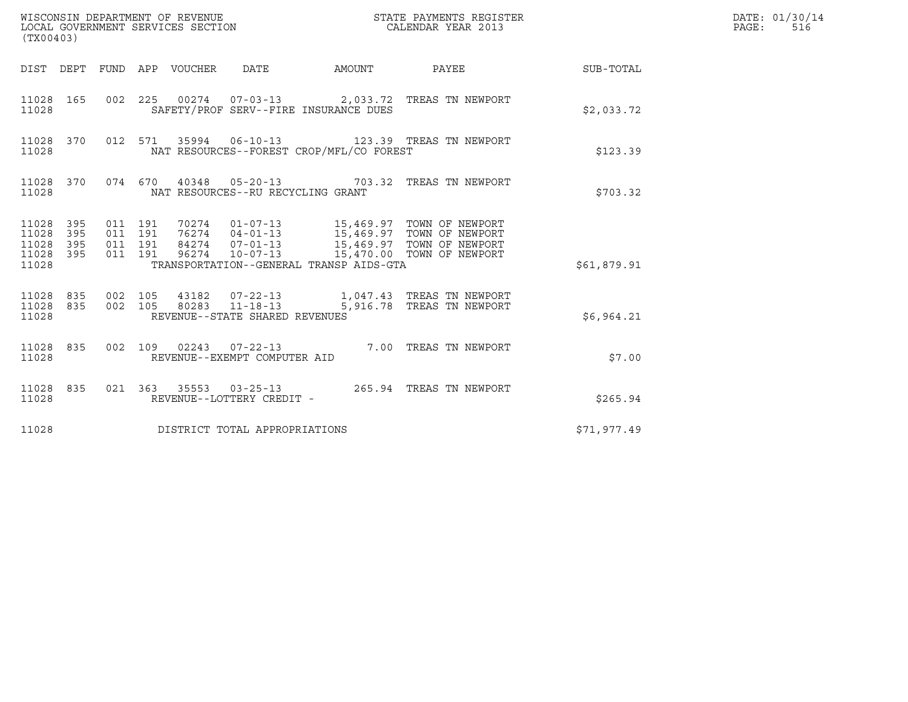WISCONSIN DEPARTMENT OF REVENUE
LOCAL GOVERNMENT SERVICES SECTION
(TX00403)

STATE PAYMENTS REGISTER
CALENDAR YEAR 2013

DATE: 01/30/14
PAGE: 516

| DIST | DEPT | FUND | APP | VOUCHER | DATE | AMOUNT | PAYEE | SUB-TOTAL |
|---|---|---|---|---|---|---|---|---|
| 11028 | 165 | 002 | 225 | 00274 | 07-03-13 | 2,033.72 | TREAS TN NEWPORT | |
| 11028 | | | | SAFETY/PROF SERV--FIRE INSURANCE DUES | | | | $2,033.72 |
| 11028 | 370 | 012 | 571 | 35994 | 06-10-13 | 123.39 | TREAS TN NEWPORT | |
| 11028 | | | | NAT RESOURCES--FOREST CROP/MFL/CO FOREST | | | | $123.39 |
| 11028 | 370 | 074 | 670 | 40348 | 05-20-13 | 703.32 | TREAS TN NEWPORT | |
| 11028 | | | | NAT RESOURCES--RU RECYCLING GRANT | | | | $703.32 |
| 11028 | 395 | 011 | 191 | 70274 | 01-07-13 | 15,469.97 | TOWN OF NEWPORT | |
| 11028 | 395 | 011 | 191 | 76274 | 04-01-13 | 15,469.97 | TOWN OF NEWPORT | |
| 11028 | 395 | 011 | 191 | 84274 | 07-01-13 | 15,469.97 | TOWN OF NEWPORT | |
| 11028 | 395 | 011 | 191 | 96274 | 10-07-13 | 15,470.00 | TOWN OF NEWPORT | |
| 11028 | | | | TRANSPORTATION--GENERAL TRANSP AIDS-GTA | | | | $61,879.91 |
| 11028 | 835 | 002 | 105 | 43182 | 07-22-13 | 1,047.43 | TREAS TN NEWPORT | |
| 11028 | 835 | 002 | 105 | 80283 | 11-18-13 | 5,916.78 | TREAS TN NEWPORT | |
| 11028 | | | | REVENUE--STATE SHARED REVENUES | | | | $6,964.21 |
| 11028 | 835 | 002 | 109 | 02243 | 07-22-13 | 7.00 | TREAS TN NEWPORT | |
| 11028 | | | | REVENUE--EXEMPT COMPUTER AID | | | | $7.00 |
| 11028 | 835 | 021 | 363 | 35553 | 03-25-13 | 265.94 | TREAS TN NEWPORT | |
| 11028 | | | | REVENUE--LOTTERY CREDIT - | | | | $265.94 |
| 11028 | | | | DISTRICT TOTAL APPROPRIATIONS | | | | $71,977.49 |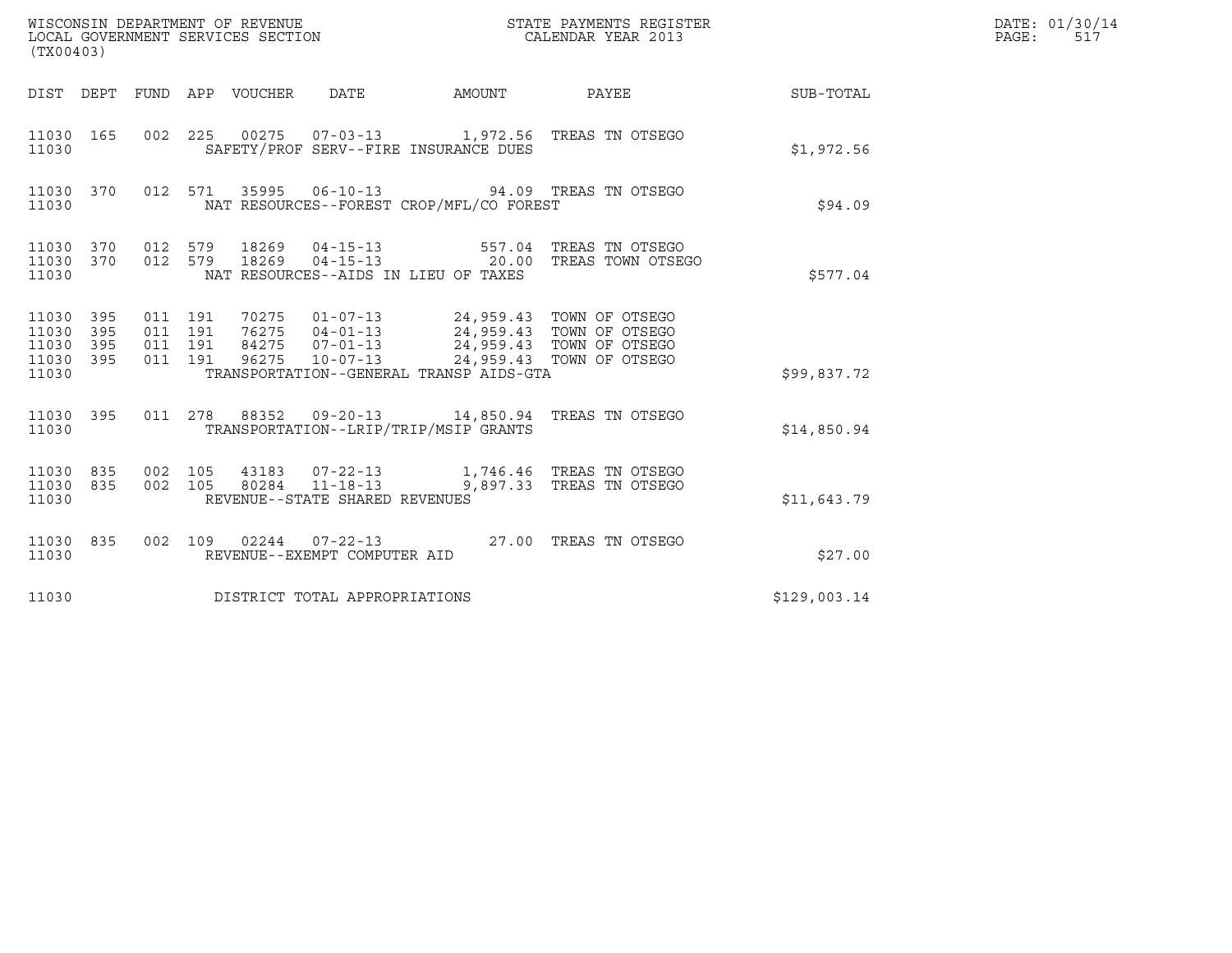WISCONSIN DEPARTMENT OF REVENUE
LOCAL GOVERNMENT SERVICES SECTION
(TX00403)

STATE PAYMENTS REGISTER
CALENDAR YEAR 2013

DATE: 01/30/14
PAGE: 517

| DIST | DEPT | FUND | APP | VOUCHER | DATE | AMOUNT | PAYEE | SUB-TOTAL |
|---|---|---|---|---|---|---|---|---|
| 11030 | 165 | 002 | 225 | 00275 | 07-03-13 | 1,972.56 | TREAS TN OTSEGO | |
| 11030 | | | | SAFETY/PROF SERV--FIRE INSURANCE DUES | | | | $1,972.56 |
| 11030 | 370 | 012 | 571 | 35995 | 06-10-13 | 94.09 | TREAS TN OTSEGO | |
| 11030 | | | | NAT RESOURCES--FOREST CROP/MFL/CO FOREST | | | | $94.09 |
| 11030 | 370 | 012 | 579 | 18269 | 04-15-13 | 557.04 | TREAS TN OTSEGO | |
| 11030 | 370 | 012 | 579 | 18269 | 04-15-13 | 20.00 | TREAS TOWN OTSEGO | |
| 11030 | | | | NAT RESOURCES--AIDS IN LIEU OF TAXES | | | | $577.04 |
| 11030 | 395 | 011 | 191 | 70275 | 01-07-13 | 24,959.43 | TOWN OF OTSEGO | |
| 11030 | 395 | 011 | 191 | 76275 | 04-01-13 | 24,959.43 | TOWN OF OTSEGO | |
| 11030 | 395 | 011 | 191 | 84275 | 07-01-13 | 24,959.43 | TOWN OF OTSEGO | |
| 11030 | 395 | 011 | 191 | 96275 | 10-07-13 | 24,959.43 | TOWN OF OTSEGO | |
| 11030 | | | | TRANSPORTATION--GENERAL TRANSP AIDS-GTA | | | | $99,837.72 |
| 11030 | 395 | 011 | 278 | 88352 | 09-20-13 | 14,850.94 | TREAS TN OTSEGO | |
| 11030 | | | | TRANSPORTATION--LRIP/TRIP/MSIP GRANTS | | | | $14,850.94 |
| 11030 | 835 | 002 | 105 | 43183 | 07-22-13 | 1,746.46 | TREAS TN OTSEGO | |
| 11030 | 835 | 002 | 105 | 80284 | 11-18-13 | 9,897.33 | TREAS TN OTSEGO | |
| 11030 | | | | REVENUE--STATE SHARED REVENUES | | | | $11,643.79 |
| 11030 | 835 | 002 | 109 | 02244 | 07-22-13 | 27.00 | TREAS TN OTSEGO | |
| 11030 | | | | REVENUE--EXEMPT COMPUTER AID | | | | $27.00 |
| 11030 | | | | DISTRICT TOTAL APPROPRIATIONS | | | | $129,003.14 |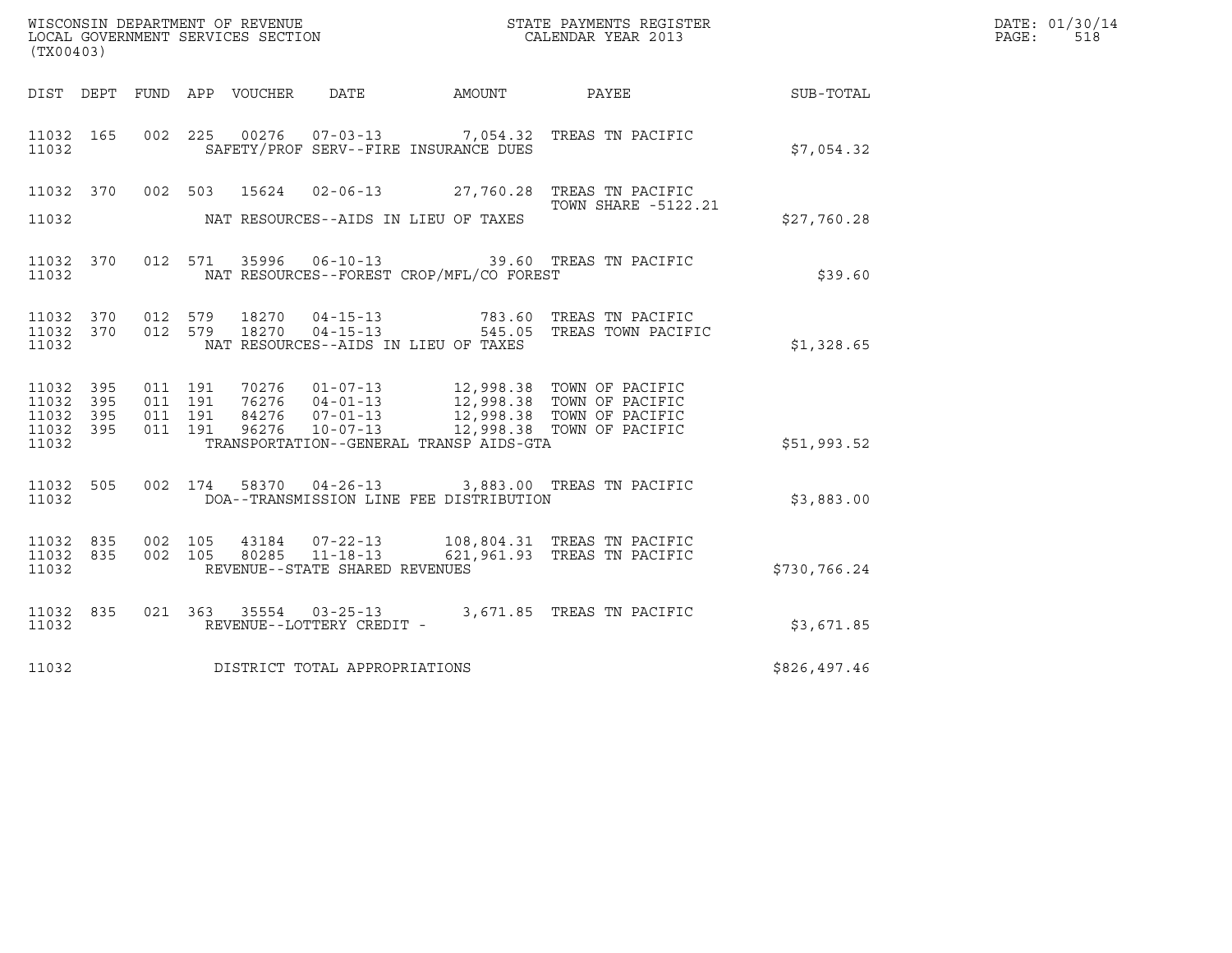WISCONSIN DEPARTMENT OF REVENUE
LOCAL GOVERNMENT SERVICES SECTION
(TX00403)

STATE PAYMENTS REGISTER
CALENDAR YEAR 2013

DATE: 01/30/14
PAGE: 518

| DIST | DEPT | FUND | APP | VOUCHER | DATE | AMOUNT | PAYEE | SUB-TOTAL |
|---|---|---|---|---|---|---|---|---|
| 11032 | 165 | 002 | 225 | 00276 | 07-03-13 | 7,054.32 | TREAS TN PACIFIC | |
| 11032 | | | | | SAFETY/PROF SERV--FIRE INSURANCE DUES | | | $7,054.32 |
| 11032 | 370 | 002 | 503 | 15624 | 02-06-13 | 27,760.28 | TREAS TN PACIFIC TOWN SHARE -5122.21 | |
| 11032 | | | | | NAT RESOURCES--AIDS IN LIEU OF TAXES | | | $27,760.28 |
| 11032 | 370 | 012 | 571 | 35996 | 06-10-13 | 39.60 | TREAS TN PACIFIC | |
| 11032 | | | | | NAT RESOURCES--FOREST CROP/MFL/CO FOREST | | | $39.60 |
| 11032 | 370 | 012 | 579 | 18270 | 04-15-13 | 783.60 | TREAS TN PACIFIC | |
| 11032 | 370 | 012 | 579 | 18270 | 04-15-13 | 545.05 | TREAS TOWN PACIFIC | |
| 11032 | | | | | NAT RESOURCES--AIDS IN LIEU OF TAXES | | | $1,328.65 |
| 11032 | 395 | 011 | 191 | 70276 | 01-07-13 | 12,998.38 | TOWN OF PACIFIC | |
| 11032 | 395 | 011 | 191 | 76276 | 04-01-13 | 12,998.38 | TOWN OF PACIFIC | |
| 11032 | 395 | 011 | 191 | 84276 | 07-01-13 | 12,998.38 | TOWN OF PACIFIC | |
| 11032 | 395 | 011 | 191 | 96276 | 10-07-13 | 12,998.38 | TOWN OF PACIFIC | |
| 11032 | | | | | TRANSPORTATION--GENERAL TRANSP AIDS-GTA | | | $51,993.52 |
| 11032 | 505 | 002 | 174 | 58370 | 04-26-13 | 3,883.00 | TREAS TN PACIFIC | |
| 11032 | | | | | DOA--TRANSMISSION LINE FEE DISTRIBUTION | | | $3,883.00 |
| 11032 | 835 | 002 | 105 | 43184 | 07-22-13 | 108,804.31 | TREAS TN PACIFIC | |
| 11032 | 835 | 002 | 105 | 80285 | 11-18-13 | 621,961.93 | TREAS TN PACIFIC | |
| 11032 | | | | | REVENUE--STATE SHARED REVENUES | | | $730,766.24 |
| 11032 | 835 | 021 | 363 | 35554 | 03-25-13 | 3,671.85 | TREAS TN PACIFIC | |
| 11032 | | | | | REVENUE--LOTTERY CREDIT - | | | $3,671.85 |
| 11032 | | | | | DISTRICT TOTAL APPROPRIATIONS | | | $826,497.46 |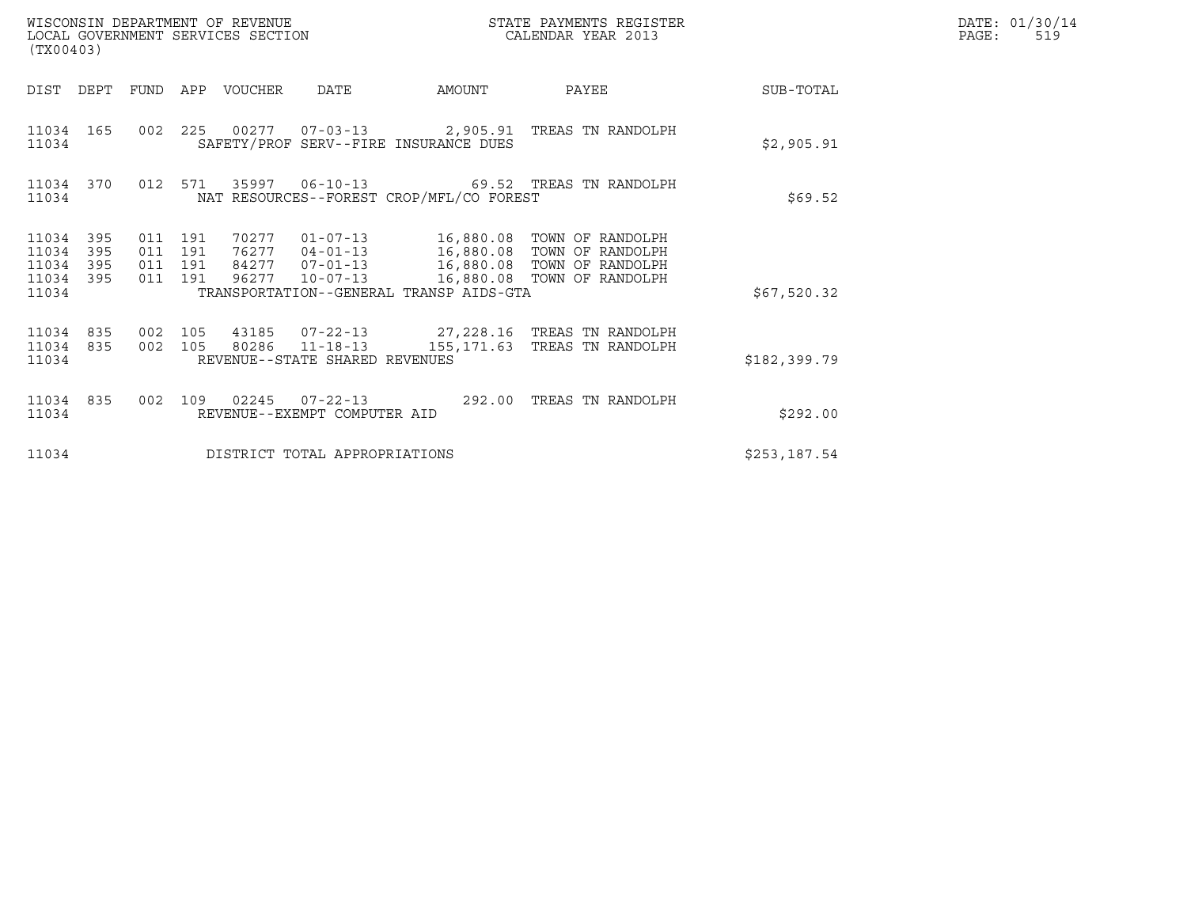WISCONSIN DEPARTMENT OF REVENUE
LOCAL GOVERNMENT SERVICES SECTION
(TX00403)

STATE PAYMENTS REGISTER
CALENDAR YEAR 2013

DATE: 01/30/14

| DIST | DEPT | FUND | APP | VOUCHER | DATE | AMOUNT | PAYEE | SUB-TOTAL |
|---|---|---|---|---|---|---|---|---|
| 11034 | 165 | 002 | 225 | 00277 | 07-03-13 | 2,905.91 | TREAS TN RANDOLPH | |
| 11034 | | | | SAFETY/PROF SERV--FIRE INSURANCE DUES | | | | $2,905.91 |
| 11034 | 370 | 012 | 571 | 35997 | 06-10-13 | 69.52 | TREAS TN RANDOLPH | |
| 11034 | | | | NAT RESOURCES--FOREST CROP/MFL/CO FOREST | | | | $69.52 |
| 11034 | 395 | 011 | 191 | 70277 | 01-07-13 | 16,880.08 | TOWN OF RANDOLPH | |
| 11034 | 395 | 011 | 191 | 76277 | 04-01-13 | 16,880.08 | TOWN OF RANDOLPH | |
| 11034 | 395 | 011 | 191 | 84277 | 07-01-13 | 16,880.08 | TOWN OF RANDOLPH | |
| 11034 | 395 | 011 | 191 | 96277 | 10-07-13 | 16,880.08 | TOWN OF RANDOLPH | |
| 11034 | | | | TRANSPORTATION--GENERAL TRANSP AIDS-GTA | | | | $67,520.32 |
| 11034 | 835 | 002 | 105 | 43185 | 07-22-13 | 27,228.16 | TREAS TN RANDOLPH | |
| 11034 | 835 | 002 | 105 | 80286 | 11-18-13 | 155,171.63 | TREAS TN RANDOLPH | |
| 11034 | | | | REVENUE--STATE SHARED REVENUES | | | | $182,399.79 |
| 11034 | 835 | 002 | 109 | 02245 | 07-22-13 | 292.00 | TREAS TN RANDOLPH | |
| 11034 | | | | REVENUE--EXEMPT COMPUTER AID | | | | $292.00 |
| 11034 | | | | DISTRICT TOTAL APPROPRIATIONS | | | | $253,187.54 |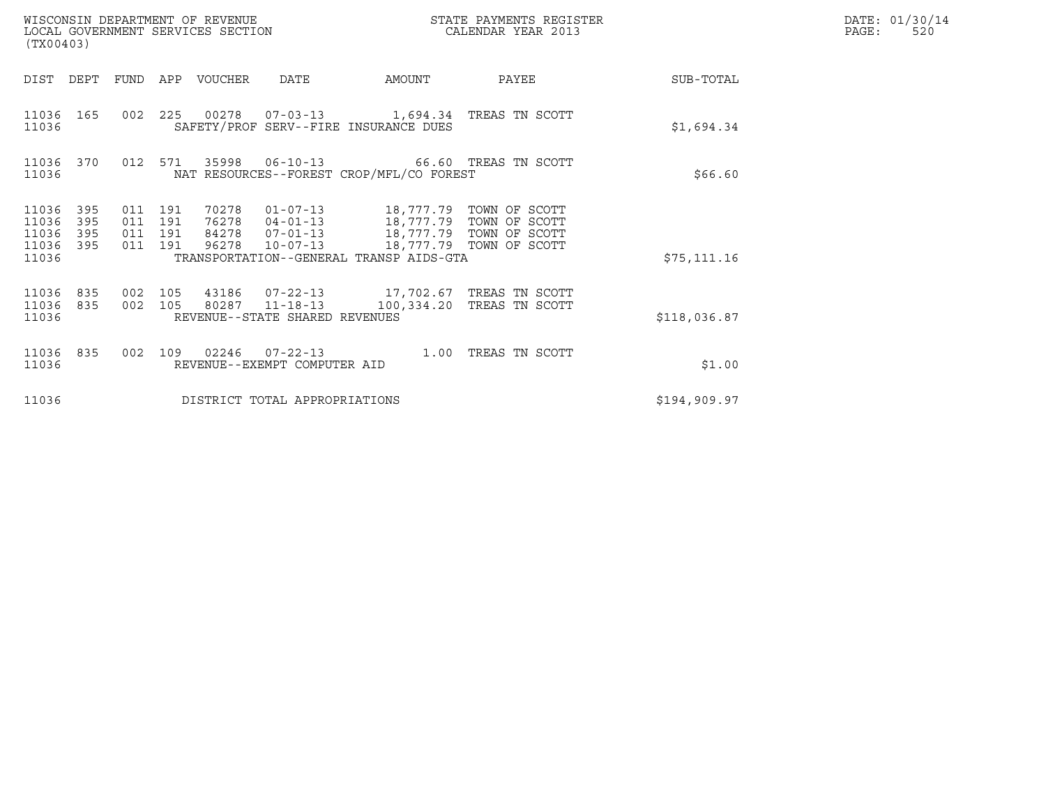WISCONSIN DEPARTMENT OF REVENUE
LOCAL GOVERNMENT SERVICES SECTION
(TX00403)

STATE PAYMENTS REGISTER
CALENDAR YEAR 2013

DATE: 01/30/14
PAGE: 520

| DIST | DEPT | FUND | APP | VOUCHER | DATE | AMOUNT | PAYEE | SUB-TOTAL |
|---|---|---|---|---|---|---|---|---|
| 11036 | 165 | 002 | 225 | 00278 | 07-03-13 | 1,694.34 | TREAS TN SCOTT | |
| 11036 | | | | SAFETY/PROF SERV--FIRE INSURANCE DUES | | | | $1,694.34 |
| 11036 | 370 | 012 | 571 | 35998 | 06-10-13 | 66.60 | TREAS TN SCOTT | |
| 11036 | | | | NAT RESOURCES--FOREST CROP/MFL/CO FOREST | | | | $66.60 |
| 11036 | 395 | 011 | 191 | 70278 | 01-07-13 | 18,777.79 | TOWN OF SCOTT | |
| 11036 | 395 | 011 | 191 | 76278 | 04-01-13 | 18,777.79 | TOWN OF SCOTT | |
| 11036 | 395 | 011 | 191 | 84278 | 07-01-13 | 18,777.79 | TOWN OF SCOTT | |
| 11036 | 395 | 011 | 191 | 96278 | 10-07-13 | 18,777.79 | TOWN OF SCOTT | |
| 11036 | | | | TRANSPORTATION--GENERAL TRANSP AIDS-GTA | | | | $75,111.16 |
| 11036 | 835 | 002 | 105 | 43186 | 07-22-13 | 17,702.67 | TREAS TN SCOTT | |
| 11036 | 835 | 002 | 105 | 80287 | 11-18-13 | 100,334.20 | TREAS TN SCOTT | |
| 11036 | | | | REVENUE--STATE SHARED REVENUES | | | | $118,036.87 |
| 11036 | 835 | 002 | 109 | 02246 | 07-22-13 | 1.00 | TREAS TN SCOTT | |
| 11036 | | | | REVENUE--EXEMPT COMPUTER AID | | | | $1.00 |
| 11036 | | | | DISTRICT TOTAL APPROPRIATIONS | | | | $194,909.97 |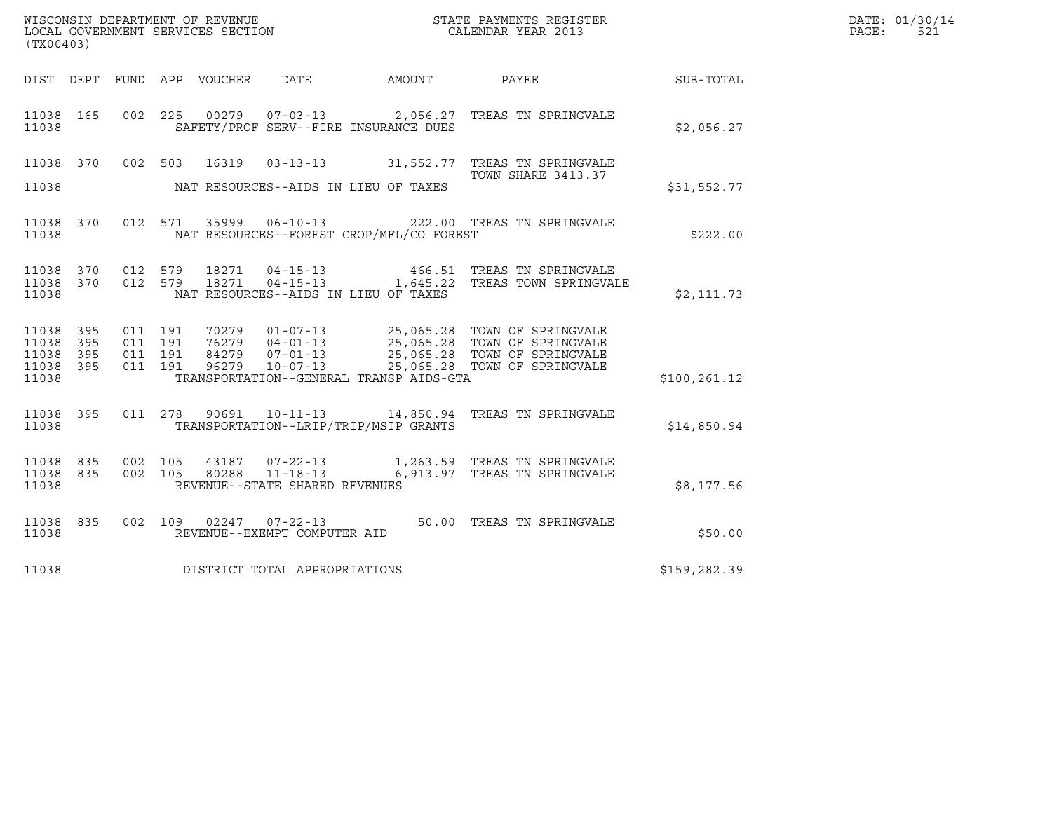WISCONSIN DEPARTMENT OF REVENUE
LOCAL GOVERNMENT SERVICES SECTION
(TX00403)

STATE PAYMENTS REGISTER
CALENDAR YEAR 2013

DATE: 01/30/14
PAGE: 521

| DIST | DEPT | FUND | APP | VOUCHER | DATE | AMOUNT | PAYEE | SUB-TOTAL |
|---|---|---|---|---|---|---|---|---|
| 11038 | 165 | 002 | 225 | 00279 | 07-03-13 | 2,056.27 | TREAS TN SPRINGVALE | |
| 11038 | | | | SAFETY/PROF SERV--FIRE INSURANCE DUES | | | | $2,056.27 |
| 11038 | 370 | 002 | 503 | 16319 | 03-13-13 | 31,552.77 | TREAS TN SPRINGVALE TOWN SHARE 3413.37 | |
| 11038 | | | | NAT RESOURCES--AIDS IN LIEU OF TAXES | | | | $31,552.77 |
| 11038 | 370 | 012 | 571 | 35999 | 06-10-13 | 222.00 | TREAS TN SPRINGVALE | |
| 11038 | | | | NAT RESOURCES--FOREST CROP/MFL/CO FOREST | | | | $222.00 |
| 11038 | 370 | 012 | 579 | 18271 | 04-15-13 | 466.51 | TREAS TN SPRINGVALE | |
| 11038 | 370 | 012 | 579 | 18271 | 04-15-13 | 1,645.22 | TREAS TOWN SPRINGVALE | |
| 11038 | | | | NAT RESOURCES--AIDS IN LIEU OF TAXES | | | | $2,111.73 |
| 11038 | 395 | 011 | 191 | 70279 | 01-07-13 | 25,065.28 | TOWN OF SPRINGVALE | |
| 11038 | 395 | 011 | 191 | 76279 | 04-01-13 | 25,065.28 | TOWN OF SPRINGVALE | |
| 11038 | 395 | 011 | 191 | 84279 | 07-01-13 | 25,065.28 | TOWN OF SPRINGVALE | |
| 11038 | 395 | 011 | 191 | 96279 | 10-07-13 | 25,065.28 | TOWN OF SPRINGVALE | |
| 11038 | | | | TRANSPORTATION--GENERAL TRANSP AIDS-GTA | | | | $100,261.12 |
| 11038 | 395 | 011 | 278 | 90691 | 10-11-13 | 14,850.94 | TREAS TN SPRINGVALE | |
| 11038 | | | | TRANSPORTATION--LRIP/TRIP/MSIP GRANTS | | | | $14,850.94 |
| 11038 | 835 | 002 | 105 | 43187 | 07-22-13 | 1,263.59 | TREAS TN SPRINGVALE | |
| 11038 | 835 | 002 | 105 | 80288 | 11-18-13 | 6,913.97 | TREAS TN SPRINGVALE | |
| 11038 | | | | REVENUE--STATE SHARED REVENUES | | | | $8,177.56 |
| 11038 | 835 | 002 | 109 | 02247 | 07-22-13 | 50.00 | TREAS TN SPRINGVALE | |
| 11038 | | | | REVENUE--EXEMPT COMPUTER AID | | | | $50.00 |
| 11038 | | | | DISTRICT TOTAL APPROPRIATIONS | | | | $159,282.39 |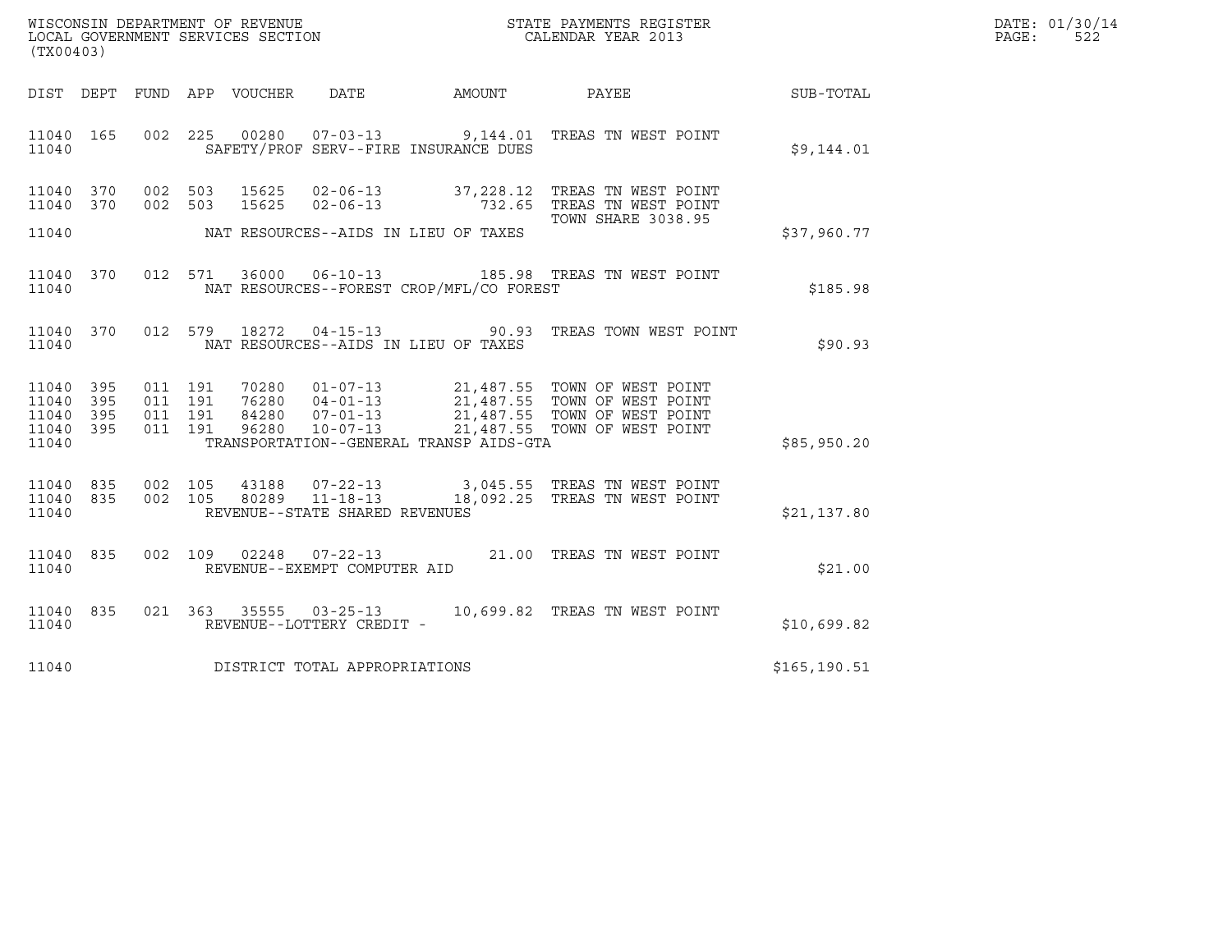WISCONSIN DEPARTMENT OF REVENUE
LOCAL GOVERNMENT SERVICES SECTION
(TX00403)

STATE PAYMENTS REGISTER
CALENDAR YEAR 2013

DATE: 01/30/14
PAGE: 522

| DIST | DEPT | FUND | APP | VOUCHER | DATE | AMOUNT | PAYEE | SUB-TOTAL |
|---|---|---|---|---|---|---|---|---|
| 11040 | 165 | 002 | 225 | 00280 | 07-03-13 | 9,144.01 | TREAS TN WEST POINT | |
| 11040 | | | | | SAFETY/PROF SERV--FIRE INSURANCE DUES | | | $9,144.01 |
| 11040 | 370 | 002 | 503 | 15625 | 02-06-13 | 37,228.12 | TREAS TN WEST POINT | |
| 11040 | 370 | 002 | 503 | 15625 | 02-06-13 | 732.65 | TREAS TN WEST POINT TOWN SHARE 3038.95 | |
| 11040 | | | | | NAT RESOURCES--AIDS IN LIEU OF TAXES | | | $37,960.77 |
| 11040 | 370 | 012 | 571 | 36000 | 06-10-13 | 185.98 | TREAS TN WEST POINT | |
| 11040 | | | | | NAT RESOURCES--FOREST CROP/MFL/CO FOREST | | | $185.98 |
| 11040 | 370 | 012 | 579 | 18272 | 04-15-13 | 90.93 | TREAS TOWN WEST POINT | |
| 11040 | | | | | NAT RESOURCES--AIDS IN LIEU OF TAXES | | | $90.93 |
| 11040 | 395 | 011 | 191 | 70280 | 01-07-13 | 21,487.55 | TOWN OF WEST POINT | |
| 11040 | 395 | 011 | 191 | 76280 | 04-01-13 | 21,487.55 | TOWN OF WEST POINT | |
| 11040 | 395 | 011 | 191 | 84280 | 07-01-13 | 21,487.55 | TOWN OF WEST POINT | |
| 11040 | 395 | 011 | 191 | 96280 | 10-07-13 | 21,487.55 | TOWN OF WEST POINT | |
| 11040 | | | | | TRANSPORTATION--GENERAL TRANSP AIDS-GTA | | | $85,950.20 |
| 11040 | 835 | 002 | 105 | 43188 | 07-22-13 | 3,045.55 | TREAS TN WEST POINT | |
| 11040 | 835 | 002 | 105 | 80289 | 11-18-13 | 18,092.25 | TREAS TN WEST POINT | |
| 11040 | | | | | REVENUE--STATE SHARED REVENUES | | | $21,137.80 |
| 11040 | 835 | 002 | 109 | 02248 | 07-22-13 | 21.00 | TREAS TN WEST POINT | |
| 11040 | | | | | REVENUE--EXEMPT COMPUTER AID | | | $21.00 |
| 11040 | 835 | 021 | 363 | 35555 | 03-25-13 | 10,699.82 | TREAS TN WEST POINT | |
| 11040 | | | | | REVENUE--LOTTERY CREDIT - | | | $10,699.82 |
| 11040 | | | | | DISTRICT TOTAL APPROPRIATIONS | | | $165,190.51 |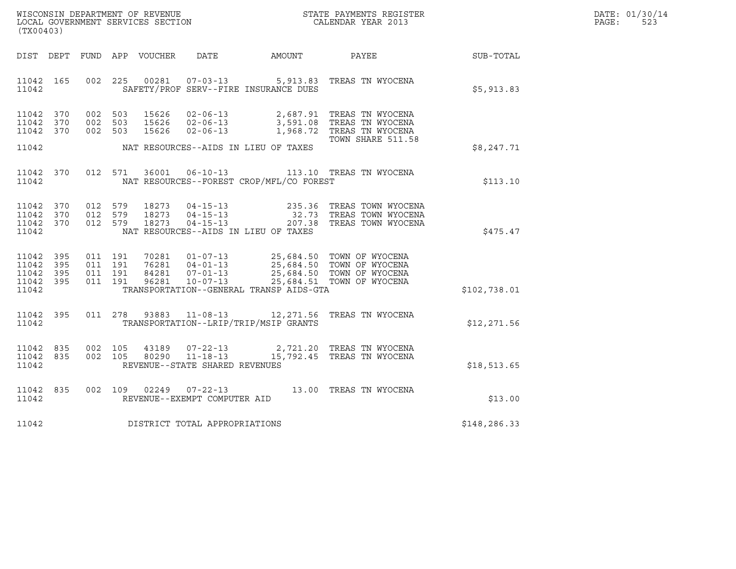WISCONSIN DEPARTMENT OF REVENUE
LOCAL GOVERNMENT SERVICES SECTION
(TX00403)

STATE PAYMENTS REGISTER
CALENDAR YEAR 2013

DATE: 01/30/14
PAGE: 523

| DIST | DEPT | FUND | APP | VOUCHER | DATE | AMOUNT | PAYEE | SUB-TOTAL |
|---|---|---|---|---|---|---|---|---|
| 11042 | 165 | 002 | 225 | 00281 | 07-03-13 | 5,913.83 | TREAS TN WYOCENA | |
| 11042 | | | | | SAFETY/PROF SERV--FIRE INSURANCE DUES | | | $5,913.83 |
| 11042 | 370 | 002 | 503 | 15626 | 02-06-13 | 2,687.91 | TREAS TN WYOCENA | |
| 11042 | 370 | 002 | 503 | 15626 | 02-06-13 | 3,591.08 | TREAS TN WYOCENA | |
| 11042 | 370 | 002 | 503 | 15626 | 02-06-13 | 1,968.72 | TREAS TN WYOCENA TOWN SHARE 511.58 | |
| 11042 | | | | | NAT RESOURCES--AIDS IN LIEU OF TAXES | | | $8,247.71 |
| 11042 | 370 | 012 | 571 | 36001 | 06-10-13 | 113.10 | TREAS TN WYOCENA | |
| 11042 | | | | | NAT RESOURCES--FOREST CROP/MFL/CO FOREST | | | $113.10 |
| 11042 | 370 | 012 | 579 | 18273 | 04-15-13 | 235.36 | TREAS TOWN WYOCENA | |
| 11042 | 370 | 012 | 579 | 18273 | 04-15-13 | 32.73 | TREAS TOWN WYOCENA | |
| 11042 | 370 | 012 | 579 | 18273 | 04-15-13 | 207.38 | TREAS TOWN WYOCENA | |
| 11042 | | | | | NAT RESOURCES--AIDS IN LIEU OF TAXES | | | $475.47 |
| 11042 | 395 | 011 | 191 | 70281 | 01-07-13 | 25,684.50 | TOWN OF WYOCENA | |
| 11042 | 395 | 011 | 191 | 76281 | 04-01-13 | 25,684.50 | TOWN OF WYOCENA | |
| 11042 | 395 | 011 | 191 | 84281 | 07-01-13 | 25,684.50 | TOWN OF WYOCENA | |
| 11042 | 395 | 011 | 191 | 96281 | 10-07-13 | 25,684.51 | TOWN OF WYOCENA | |
| 11042 | | | | | TRANSPORTATION--GENERAL TRANSP AIDS-GTA | | | $102,738.01 |
| 11042 | 395 | 011 | 278 | 93883 | 11-08-13 | 12,271.56 | TREAS TN WYOCENA | |
| 11042 | | | | | TRANSPORTATION--LRIP/TRIP/MSIP GRANTS | | | $12,271.56 |
| 11042 | 835 | 002 | 105 | 43189 | 07-22-13 | 2,721.20 | TREAS TN WYOCENA | |
| 11042 | 835 | 002 | 105 | 80290 | 11-18-13 | 15,792.45 | TREAS TN WYOCENA | |
| 11042 | | | | | REVENUE--STATE SHARED REVENUES | | | $18,513.65 |
| 11042 | 835 | 002 | 109 | 02249 | 07-22-13 | 13.00 | TREAS TN WYOCENA | |
| 11042 | | | | | REVENUE--EXEMPT COMPUTER AID | | | $13.00 |
| 11042 | | | | | DISTRICT TOTAL APPROPRIATIONS | | | $148,286.33 |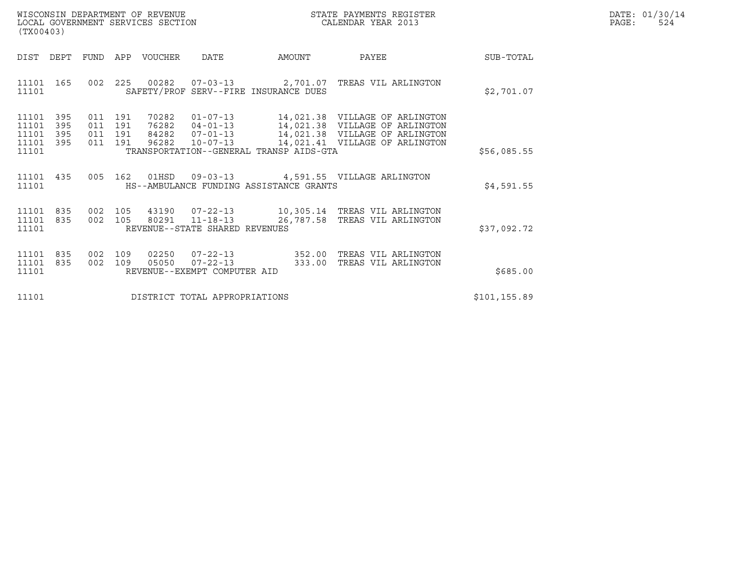WISCONSIN DEPARTMENT OF REVENUE
LOCAL GOVERNMENT SERVICES SECTION
(TX00403)

STATE PAYMENTS REGISTER
CALENDAR YEAR 2013

DATE: 01/30/14
PAGE: 524

| DIST | DEPT | FUND | APP | VOUCHER | DATE | AMOUNT | PAYEE | SUB-TOTAL |
|---|---|---|---|---|---|---|---|---|
| 11101 | 165 | 002 | 225 | 00282 | 07-03-13 | 2,701.07 | TREAS VIL ARLINGTON | |
| 11101 | | | | SAFETY/PROF SERV--FIRE INSURANCE DUES | | | | $2,701.07 |
| 11101 | 395 | 011 | 191 | 70282 | 01-07-13 | 14,021.38 | VILLAGE OF ARLINGTON | |
| 11101 | 395 | 011 | 191 | 76282 | 04-01-13 | 14,021.38 | VILLAGE OF ARLINGTON | |
| 11101 | 395 | 011 | 191 | 84282 | 07-01-13 | 14,021.38 | VILLAGE OF ARLINGTON | |
| 11101 | 395 | 011 | 191 | 96282 | 10-07-13 | 14,021.41 | VILLAGE OF ARLINGTON | |
| 11101 | | | | TRANSPORTATION--GENERAL TRANSP AIDS-GTA | | | | $56,085.55 |
| 11101 | 435 | 005 | 162 | 01HSD | 09-03-13 | 4,591.55 | VILLAGE ARLINGTON | |
| 11101 | | | | HS--AMBULANCE FUNDING ASSISTANCE GRANTS | | | | $4,591.55 |
| 11101 | 835 | 002 | 105 | 43190 | 07-22-13 | 10,305.14 | TREAS VIL ARLINGTON | |
| 11101 | 835 | 002 | 105 | 80291 | 11-18-13 | 26,787.58 | TREAS VIL ARLINGTON | |
| 11101 | | | | REVENUE--STATE SHARED REVENUES | | | | $37,092.72 |
| 11101 | 835 | 002 | 109 | 02250 | 07-22-13 | 352.00 | TREAS VIL ARLINGTON | |
| 11101 | 835 | 002 | 109 | 05050 | 07-22-13 | 333.00 | TREAS VIL ARLINGTON | |
| 11101 | | | | REVENUE--EXEMPT COMPUTER AID | | | | $685.00 |
| 11101 | | | | DISTRICT TOTAL APPROPRIATIONS | | | | $101,155.89 |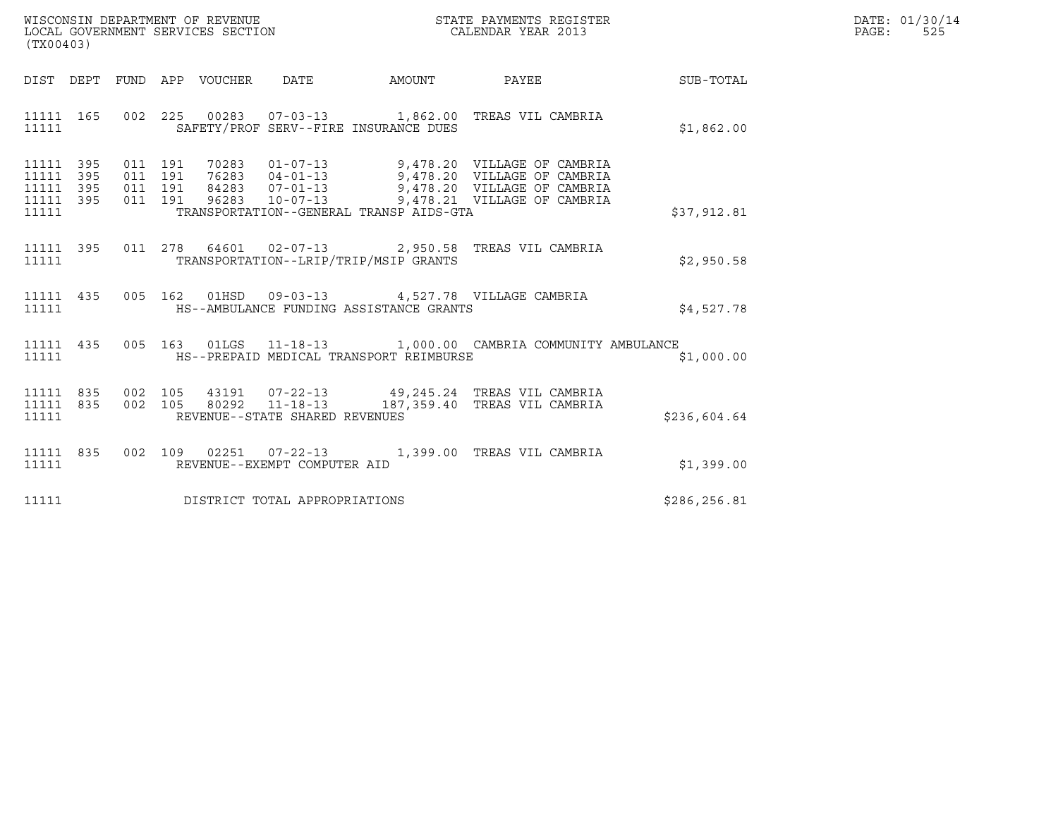WISCONSIN DEPARTMENT OF REVENUE
LOCAL GOVERNMENT SERVICES SECTION
(TX00403)

STATE PAYMENTS REGISTER
CALENDAR YEAR 2013

DATE: 01/30/14
PAGE: 525

| DIST | DEPT | FUND | APP | VOUCHER | DATE | AMOUNT | PAYEE | SUB-TOTAL |
|---|---|---|---|---|---|---|---|---|
| 11111 | 165 | 002 | 225 | 00283 | 07-03-13 | 1,862.00 | TREAS VIL CAMBRIA | |
| 11111 | | | | SAFETY/PROF SERV--FIRE INSURANCE DUES | | | | $1,862.00 |
| 11111 | 395 | 011 | 191 | 70283 | 01-07-13 | 9,478.20 | VILLAGE OF CAMBRIA | |
| 11111 | 395 | 011 | 191 | 76283 | 04-01-13 | 9,478.20 | VILLAGE OF CAMBRIA | |
| 11111 | 395 | 011 | 191 | 84283 | 07-01-13 | 9,478.20 | VILLAGE OF CAMBRIA | |
| 11111 | 395 | 011 | 191 | 96283 | 10-07-13 | 9,478.21 | VILLAGE OF CAMBRIA | |
| 11111 | | | | TRANSPORTATION--GENERAL TRANSP AIDS-GTA | | | | $37,912.81 |
| 11111 | 395 | 011 | 278 | 64601 | 02-07-13 | 2,950.58 | TREAS VIL CAMBRIA | |
| 11111 | | | | TRANSPORTATION--LRIP/TRIP/MSIP GRANTS | | | | $2,950.58 |
| 11111 | 435 | 005 | 162 | 01HSD | 09-03-13 | 4,527.78 | VILLAGE CAMBRIA | |
| 11111 | | | | HS--AMBULANCE FUNDING ASSISTANCE GRANTS | | | | $4,527.78 |
| 11111 | 435 | 005 | 163 | 01LGS | 11-18-13 | 1,000.00 | CAMBRIA COMMUNITY AMBULANCE | |
| 11111 | | | | HS--PREPAID MEDICAL TRANSPORT REIMBURSE | | | | $1,000.00 |
| 11111 | 835 | 002 | 105 | 43191 | 07-22-13 | 49,245.24 | TREAS VIL CAMBRIA | |
| 11111 | 835 | 002 | 105 | 80292 | 11-18-13 | 187,359.40 | TREAS VIL CAMBRIA | |
| 11111 | | | | REVENUE--STATE SHARED REVENUES | | | | $236,604.64 |
| 11111 | 835 | 002 | 109 | 02251 | 07-22-13 | 1,399.00 | TREAS VIL CAMBRIA | |
| 11111 | | | | REVENUE--EXEMPT COMPUTER AID | | | | $1,399.00 |
| 11111 | | | | DISTRICT TOTAL APPROPRIATIONS | | | | $286,256.81 |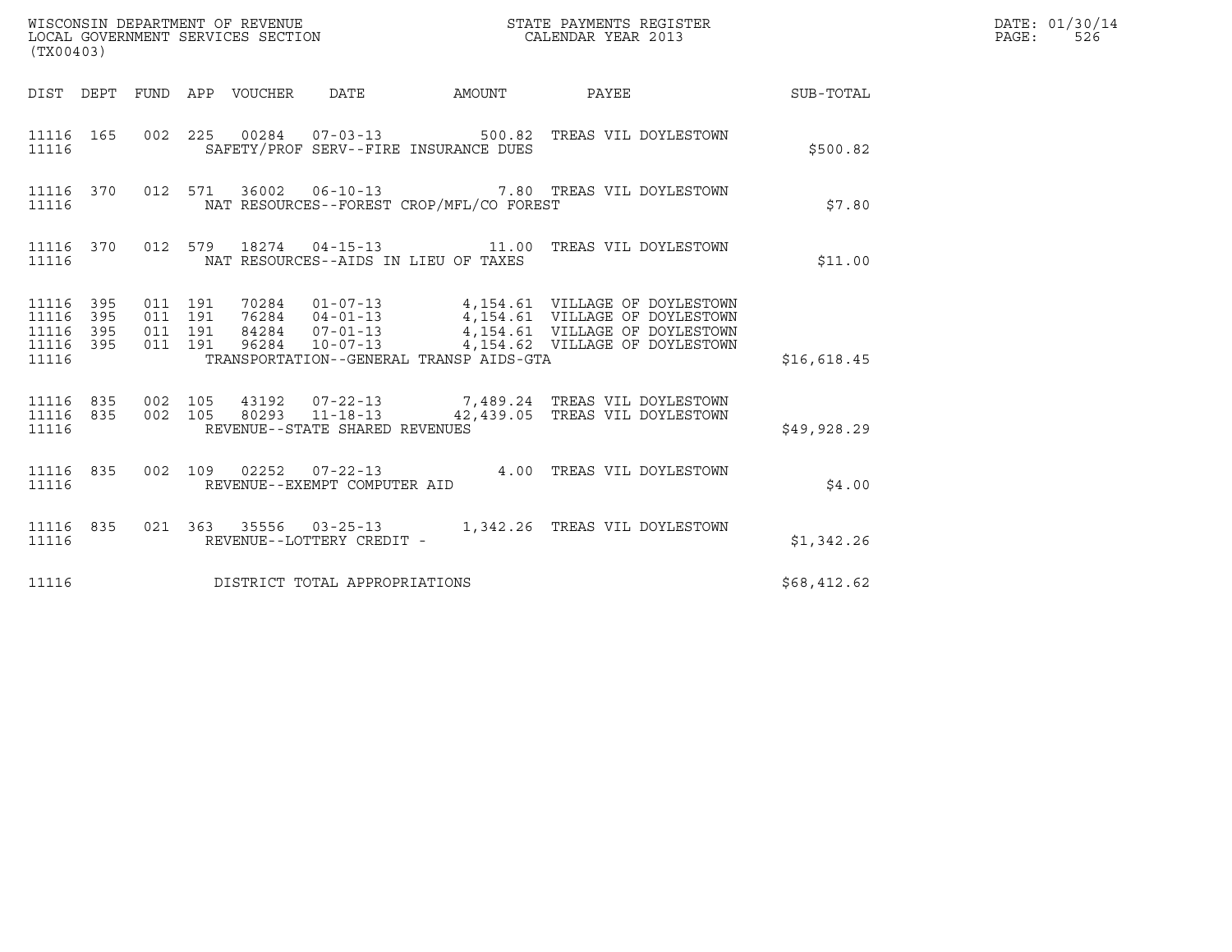WISCONSIN DEPARTMENT OF REVENUE
LOCAL GOVERNMENT SERVICES SECTION
(TX00403)

STATE PAYMENTS REGISTER
CALENDAR YEAR 2013

DATE: 01/30/14
PAGE: 526

| DIST | DEPT | FUND | APP | VOUCHER | DATE | AMOUNT | PAYEE | SUB-TOTAL |
|---|---|---|---|---|---|---|---|---|
| 11116 | 165 | 002 | 225 | 00284 | 07-03-13 | 500.82 | TREAS VIL DOYLESTOWN | |
| 11116 | | | | SAFETY/PROF SERV--FIRE INSURANCE DUES | | | | $500.82 |
| 11116 | 370 | 012 | 571 | 36002 | 06-10-13 | 7.80 | TREAS VIL DOYLESTOWN | |
| 11116 | | | | NAT RESOURCES--FOREST CROP/MFL/CO FOREST | | | | $7.80 |
| 11116 | 370 | 012 | 579 | 18274 | 04-15-13 | 11.00 | TREAS VIL DOYLESTOWN | |
| 11116 | | | | NAT RESOURCES--AIDS IN LIEU OF TAXES | | | | $11.00 |
| 11116 | 395 | 011 | 191 | 70284 | 01-07-13 | 4,154.61 | VILLAGE OF DOYLESTOWN | |
| 11116 | 395 | 011 | 191 | 76284 | 04-01-13 | 4,154.61 | VILLAGE OF DOYLESTOWN | |
| 11116 | 395 | 011 | 191 | 84284 | 07-01-13 | 4,154.61 | VILLAGE OF DOYLESTOWN | |
| 11116 | 395 | 011 | 191 | 96284 | 10-07-13 | 4,154.62 | VILLAGE OF DOYLESTOWN | |
| 11116 | | | | TRANSPORTATION--GENERAL TRANSP AIDS-GTA | | | | $16,618.45 |
| 11116 | 835 | 002 | 105 | 43192 | 07-22-13 | 7,489.24 | TREAS VIL DOYLESTOWN | |
| 11116 | 835 | 002 | 105 | 80293 | 11-18-13 | 42,439.05 | TREAS VIL DOYLESTOWN | |
| 11116 | | | | REVENUE--STATE SHARED REVENUES | | | | $49,928.29 |
| 11116 | 835 | 002 | 109 | 02252 | 07-22-13 | 4.00 | TREAS VIL DOYLESTOWN | |
| 11116 | | | | REVENUE--EXEMPT COMPUTER AID | | | | $4.00 |
| 11116 | 835 | 021 | 363 | 35556 | 03-25-13 | 1,342.26 | TREAS VIL DOYLESTOWN | |
| 11116 | | | | REVENUE--LOTTERY CREDIT - | | | | $1,342.26 |
| 11116 | | | | DISTRICT TOTAL APPROPRIATIONS | | | | $68,412.62 |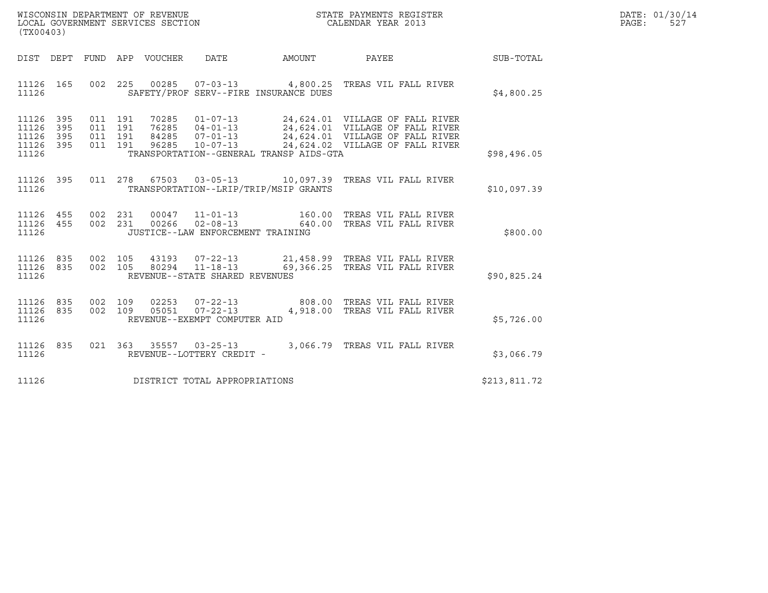WISCONSIN DEPARTMENT OF REVENUE
LOCAL GOVERNMENT SERVICES SECTION
(TX00403)

STATE PAYMENTS REGISTER
CALENDAR YEAR 2013

DATE: 01/30/14
PAGE: 527

| DIST | DEPT | FUND | APP | VOUCHER | DATE | AMOUNT | PAYEE | SUB-TOTAL |
|---|---|---|---|---|---|---|---|---|
| 11126 | 165 | 002 | 225 | 00285 | 07-03-13 | 4,800.25 | TREAS VIL FALL RIVER | |
| 11126 | | | | SAFETY/PROF SERV--FIRE INSURANCE DUES | | | | $4,800.25 |
| 11126 | 395 | 011 | 191 | 70285 | 01-07-13 | 24,624.01 | VILLAGE OF FALL RIVER | |
| 11126 | 395 | 011 | 191 | 76285 | 04-01-13 | 24,624.01 | VILLAGE OF FALL RIVER | |
| 11126 | 395 | 011 | 191 | 84285 | 07-01-13 | 24,624.01 | VILLAGE OF FALL RIVER | |
| 11126 | 395 | 011 | 191 | 96285 | 10-07-13 | 24,624.02 | VILLAGE OF FALL RIVER | |
| 11126 | | | | TRANSPORTATION--GENERAL TRANSP AIDS-GTA | | | | $98,496.05 |
| 11126 | 395 | 011 | 278 | 67503 | 03-05-13 | 10,097.39 | TREAS VIL FALL RIVER | |
| 11126 | | | | TRANSPORTATION--LRIP/TRIP/MSIP GRANTS | | | | $10,097.39 |
| 11126 | 455 | 002 | 231 | 00047 | 11-01-13 | 160.00 | TREAS VIL FALL RIVER | |
| 11126 | 455 | 002 | 231 | 00266 | 02-08-13 | 640.00 | TREAS VIL FALL RIVER | |
| 11126 | | | | JUSTICE--LAW ENFORCEMENT TRAINING | | | | $800.00 |
| 11126 | 835 | 002 | 105 | 43193 | 07-22-13 | 21,458.99 | TREAS VIL FALL RIVER | |
| 11126 | 835 | 002 | 105 | 80294 | 11-18-13 | 69,366.25 | TREAS VIL FALL RIVER | |
| 11126 | | | | REVENUE--STATE SHARED REVENUES | | | | $90,825.24 |
| 11126 | 835 | 002 | 109 | 02253 | 07-22-13 | 808.00 | TREAS VIL FALL RIVER | |
| 11126 | 835 | 002 | 109 | 05051 | 07-22-13 | 4,918.00 | TREAS VIL FALL RIVER | |
| 11126 | | | | REVENUE--EXEMPT COMPUTER AID | | | | $5,726.00 |
| 11126 | 835 | 021 | 363 | 35557 | 03-25-13 | 3,066.79 | TREAS VIL FALL RIVER | |
| 11126 | | | | REVENUE--LOTTERY CREDIT - | | | | $3,066.79 |
| 11126 | | | | DISTRICT TOTAL APPROPRIATIONS | | | | $213,811.72 |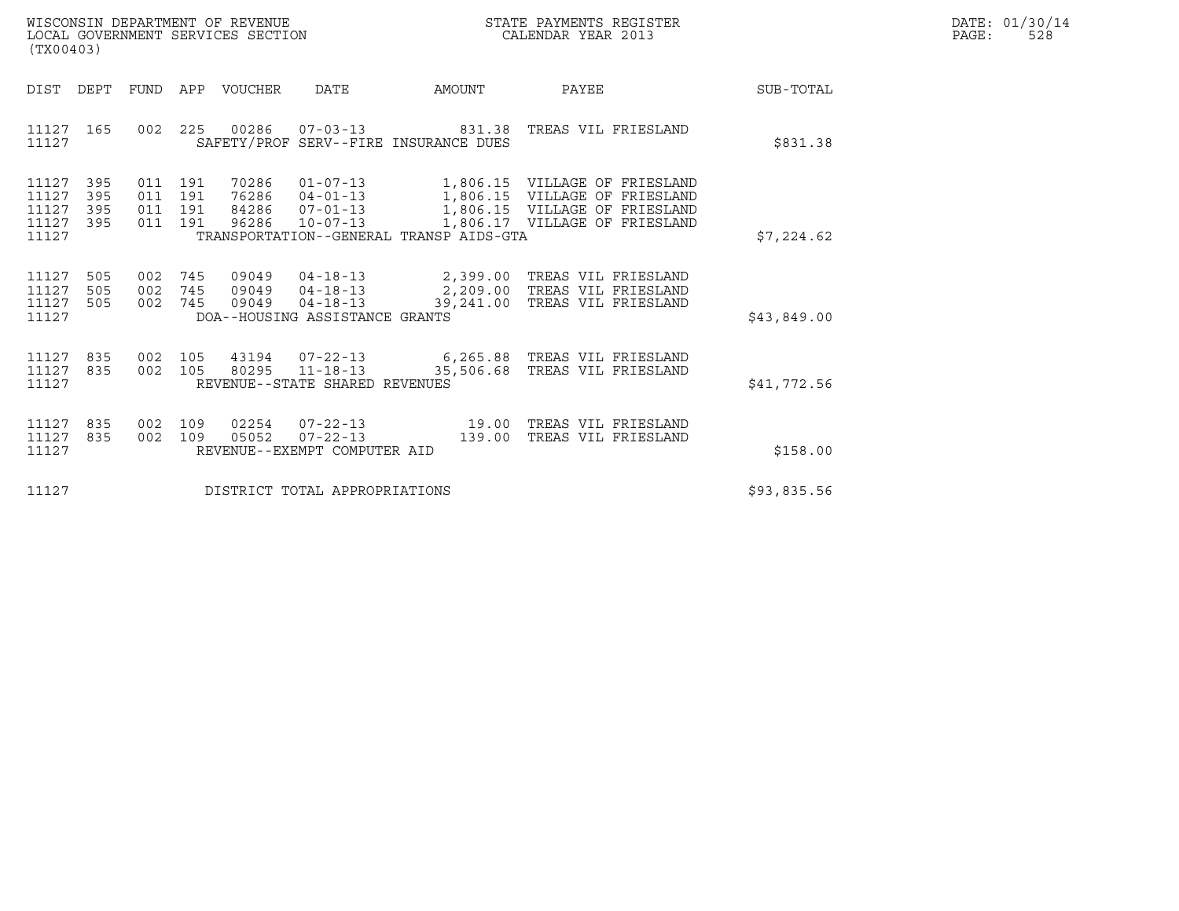WISCONSIN DEPARTMENT OF REVENUE
LOCAL GOVERNMENT SERVICES SECTION
(TX00403)

STATE PAYMENTS REGISTER
CALENDAR YEAR 2013

DATE: 01/30/14
PAGE: 528

| DIST | DEPT | FUND | APP | VOUCHER | DATE | AMOUNT | PAYEE | SUB-TOTAL |
|---|---|---|---|---|---|---|---|---|
| 11127 | 165 | 002 | 225 | 00286 | 07-03-13 | 831.38 | TREAS VIL FRIESLAND | |
| 11127 | | | | SAFETY/PROF SERV--FIRE INSURANCE DUES | | | | $831.38 |
| 11127 | 395 | 011 | 191 | 70286 | 01-07-13 | 1,806.15 | VILLAGE OF FRIESLAND | |
| 11127 | 395 | 011 | 191 | 76286 | 04-01-13 | 1,806.15 | VILLAGE OF FRIESLAND | |
| 11127 | 395 | 011 | 191 | 84286 | 07-01-13 | 1,806.15 | VILLAGE OF FRIESLAND | |
| 11127 | 395 | 011 | 191 | 96286 | 10-07-13 | 1,806.17 | VILLAGE OF FRIESLAND | |
| 11127 | | | | TRANSPORTATION--GENERAL TRANSP AIDS-GTA | | | | $7,224.62 |
| 11127 | 505 | 002 | 745 | 09049 | 04-18-13 | 2,399.00 | TREAS VIL FRIESLAND | |
| 11127 | 505 | 002 | 745 | 09049 | 04-18-13 | 2,209.00 | TREAS VIL FRIESLAND | |
| 11127 | 505 | 002 | 745 | 09049 | 04-18-13 | 39,241.00 | TREAS VIL FRIESLAND | |
| 11127 | | | | DOA--HOUSING ASSISTANCE GRANTS | | | | $43,849.00 |
| 11127 | 835 | 002 | 105 | 43194 | 07-22-13 | 6,265.88 | TREAS VIL FRIESLAND | |
| 11127 | 835 | 002 | 105 | 80295 | 11-18-13 | 35,506.68 | TREAS VIL FRIESLAND | |
| 11127 | | | | REVENUE--STATE SHARED REVENUES | | | | $41,772.56 |
| 11127 | 835 | 002 | 109 | 02254 | 07-22-13 | 19.00 | TREAS VIL FRIESLAND | |
| 11127 | 835 | 002 | 109 | 05052 | 07-22-13 | 139.00 | TREAS VIL FRIESLAND | |
| 11127 | | | | REVENUE--EXEMPT COMPUTER AID | | | | $158.00 |
| 11127 | | | | DISTRICT TOTAL APPROPRIATIONS | | | | $93,835.56 |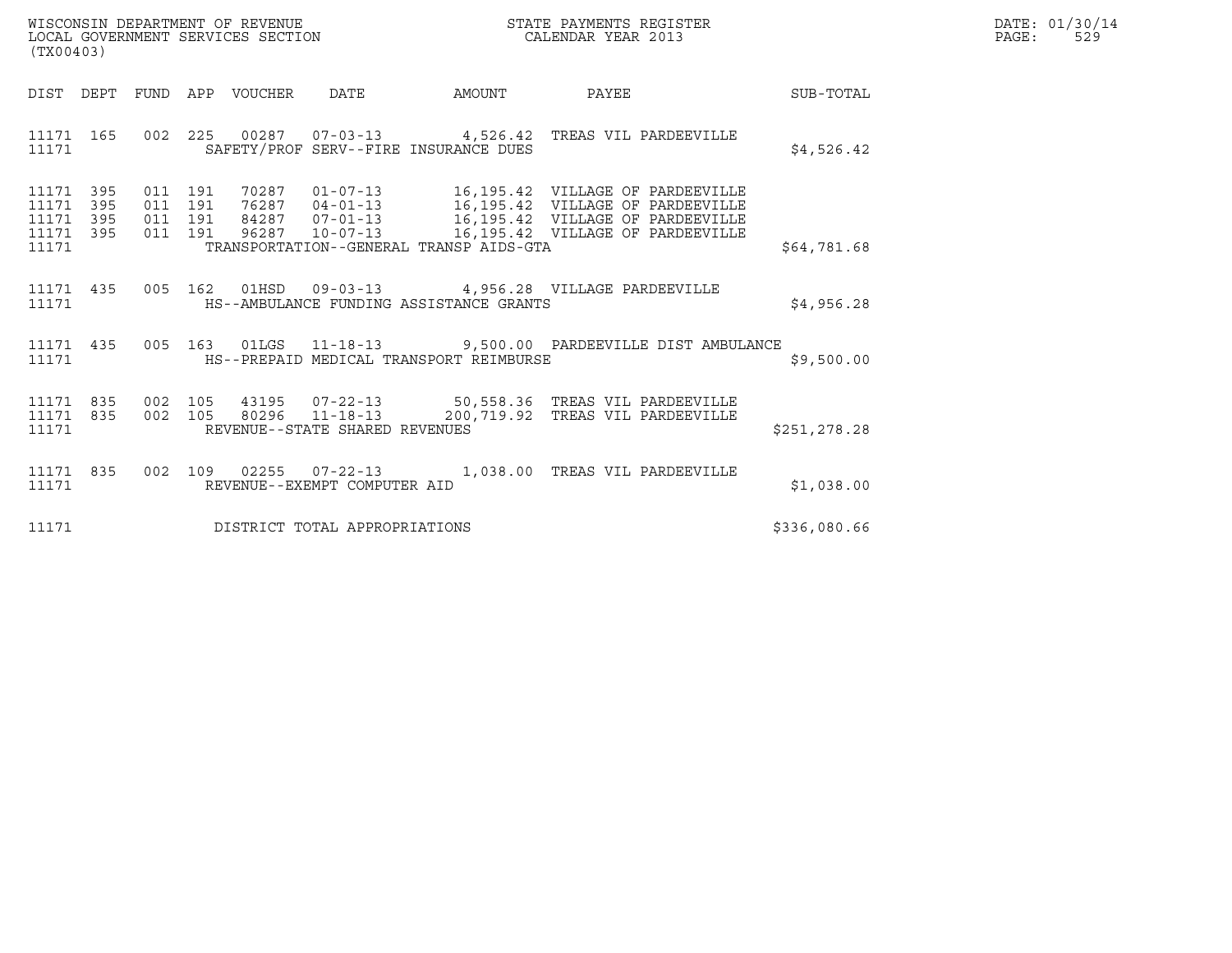WISCONSIN DEPARTMENT OF REVENUE
LOCAL GOVERNMENT SERVICES SECTION
(TX00403)

STATE PAYMENTS REGISTER
CALENDAR YEAR 2013

DATE: 01/30/14
PAGE: 529

| DIST | DEPT | FUND | APP | VOUCHER | DATE | AMOUNT | PAYEE | SUB-TOTAL |
|---|---|---|---|---|---|---|---|---|
| 11171 | 165 | 002 | 225 | 00287 | 07-03-13 | 4,526.42 | TREAS VIL PARDEEVILLE | |
| 11171 | | | | SAFETY/PROF SERV--FIRE INSURANCE DUES | | | | $4,526.42 |
| 11171 | 395 | 011 | 191 | 70287 | 01-07-13 | 16,195.42 | VILLAGE OF PARDEEVILLE | |
| 11171 | 395 | 011 | 191 | 76287 | 04-01-13 | 16,195.42 | VILLAGE OF PARDEEVILLE | |
| 11171 | 395 | 011 | 191 | 84287 | 07-01-13 | 16,195.42 | VILLAGE OF PARDEEVILLE | |
| 11171 | 395 | 011 | 191 | 96287 | 10-07-13 | 16,195.42 | VILLAGE OF PARDEEVILLE | |
| 11171 | | | | TRANSPORTATION--GENERAL TRANSP AIDS-GTA | | | | $64,781.68 |
| 11171 | 435 | 005 | 162 | 01HSD | 09-03-13 | 4,956.28 | VILLAGE PARDEEVILLE | |
| 11171 | | | | HS--AMBULANCE FUNDING ASSISTANCE GRANTS | | | | $4,956.28 |
| 11171 | 435 | 005 | 163 | 01LGS | 11-18-13 | 9,500.00 | PARDEEVILLE DIST AMBULANCE | |
| 11171 | | | | HS--PREPAID MEDICAL TRANSPORT REIMBURSE | | | | $9,500.00 |
| 11171 | 835 | 002 | 105 | 43195 | 07-22-13 | 50,558.36 | TREAS VIL PARDEEVILLE | |
| 11171 | 835 | 002 | 105 | 80296 | 11-18-13 | 200,719.92 | TREAS VIL PARDEEVILLE | |
| 11171 | | | | REVENUE--STATE SHARED REVENUES | | | | $251,278.28 |
| 11171 | 835 | 002 | 109 | 02255 | 07-22-13 | 1,038.00 | TREAS VIL PARDEEVILLE | |
| 11171 | | | | REVENUE--EXEMPT COMPUTER AID | | | | $1,038.00 |
| 11171 | | | | DISTRICT TOTAL APPROPRIATIONS | | | | $336,080.66 |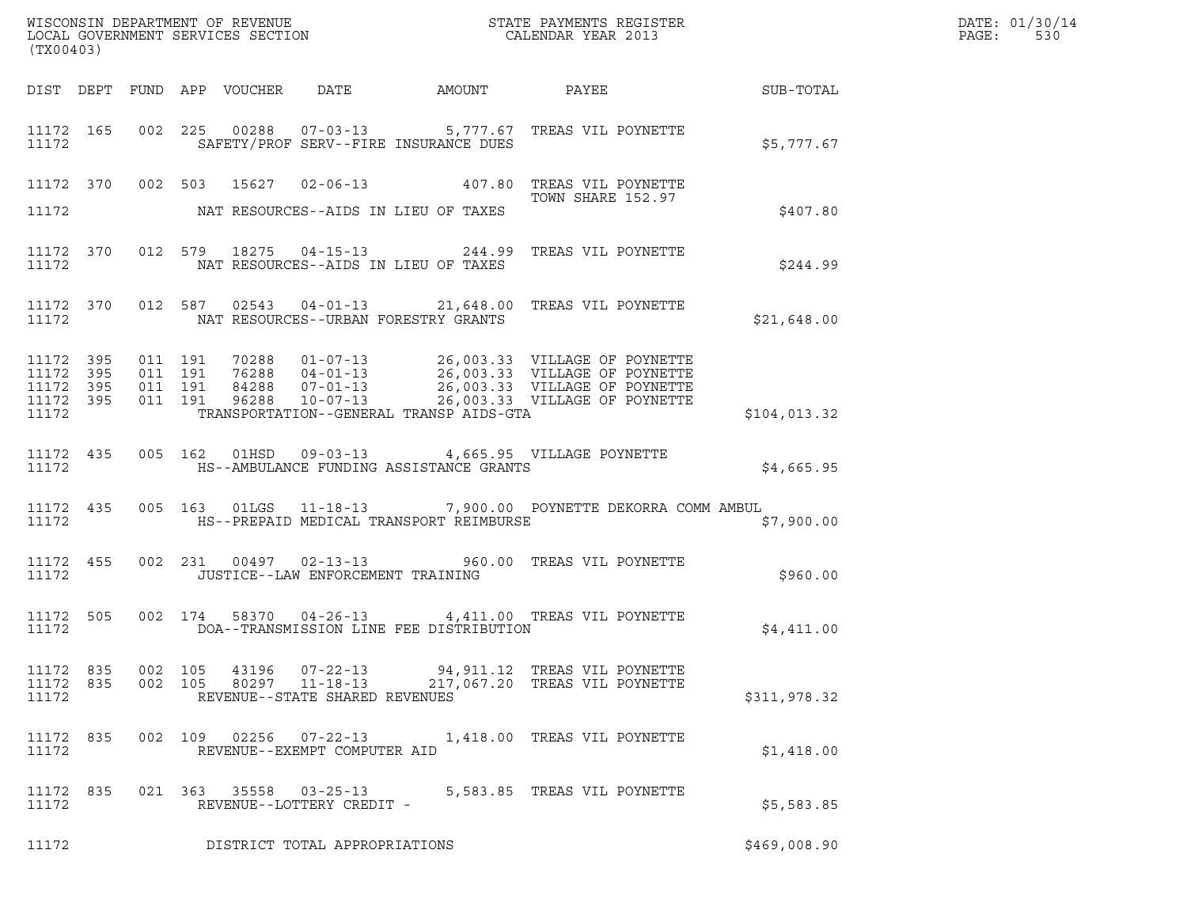WISCONSIN DEPARTMENT OF REVENUE
LOCAL GOVERNMENT SERVICES SECTION
(TX00403)

STATE PAYMENTS REGISTER
CALENDAR YEAR 2013

DATE: 01/30/14
PAGE: 530

| DIST | DEPT | FUND | APP | VOUCHER | DATE | AMOUNT | PAYEE | SUB-TOTAL |
|---|---|---|---|---|---|---|---|---|
| 11172 | 165 | 002 | 225 | 00288 | 07-03-13 | 5,777.67 | TREAS VIL POYNETTE | |
| 11172 | | | | SAFETY/PROF SERV--FIRE INSURANCE DUES | | | | $5,777.67 |
| 11172 | 370 | 002 | 503 | 15627 | 02-06-13 | 407.80 | TREAS VIL POYNETTE TOWN SHARE 152.97 | |
| 11172 | | | | NAT RESOURCES--AIDS IN LIEU OF TAXES | | | | $407.80 |
| 11172 | 370 | 012 | 579 | 18275 | 04-15-13 | 244.99 | TREAS VIL POYNETTE | |
| 11172 | | | | NAT RESOURCES--AIDS IN LIEU OF TAXES | | | | $244.99 |
| 11172 | 370 | 012 | 587 | 02543 | 04-01-13 | 21,648.00 | TREAS VIL POYNETTE | |
| 11172 | | | | NAT RESOURCES--URBAN FORESTRY GRANTS | | | | $21,648.00 |
| 11172 | 395 | 011 | 191 | 70288 | 01-07-13 | 26,003.33 | VILLAGE OF POYNETTE | |
| 11172 | 395 | 011 | 191 | 76288 | 04-01-13 | 26,003.33 | VILLAGE OF POYNETTE | |
| 11172 | 395 | 011 | 191 | 84288 | 07-01-13 | 26,003.33 | VILLAGE OF POYNETTE | |
| 11172 | 395 | 011 | 191 | 96288 | 10-07-13 | 26,003.33 | VILLAGE OF POYNETTE | |
| 11172 | | | | TRANSPORTATION--GENERAL TRANSP AIDS-GTA | | | | $104,013.32 |
| 11172 | 435 | 005 | 162 | 01HSD | 09-03-13 | 4,665.95 | VILLAGE POYNETTE | |
| 11172 | | | | HS--AMBULANCE FUNDING ASSISTANCE GRANTS | | | | $4,665.95 |
| 11172 | 435 | 005 | 163 | 01LGS | 11-18-13 | 7,900.00 | POYNETTE DEKORRA COMM AMBUL | |
| 11172 | | | | HS--PREPAID MEDICAL TRANSPORT REIMBURSE | | | | $7,900.00 |
| 11172 | 455 | 002 | 231 | 00497 | 02-13-13 | 960.00 | TREAS VIL POYNETTE | |
| 11172 | | | | JUSTICE--LAW ENFORCEMENT TRAINING | | | | $960.00 |
| 11172 | 505 | 002 | 174 | 58370 | 04-26-13 | 4,411.00 | TREAS VIL POYNETTE | |
| 11172 | | | | DOA--TRANSMISSION LINE FEE DISTRIBUTION | | | | $4,411.00 |
| 11172 | 835 | 002 | 105 | 43196 | 07-22-13 | 94,911.12 | TREAS VIL POYNETTE | |
| 11172 | 835 | 002 | 105 | 80297 | 11-18-13 | 217,067.20 | TREAS VIL POYNETTE | |
| 11172 | | | | REVENUE--STATE SHARED REVENUES | | | | $311,978.32 |
| 11172 | 835 | 002 | 109 | 02256 | 07-22-13 | 1,418.00 | TREAS VIL POYNETTE | |
| 11172 | | | | REVENUE--EXEMPT COMPUTER AID | | | | $1,418.00 |
| 11172 | 835 | 021 | 363 | 35558 | 03-25-13 | 5,583.85 | TREAS VIL POYNETTE | |
| 11172 | | | | REVENUE--LOTTERY CREDIT - | | | | $5,583.85 |
| 11172 | | | | DISTRICT TOTAL APPROPRIATIONS | | | | $469,008.90 |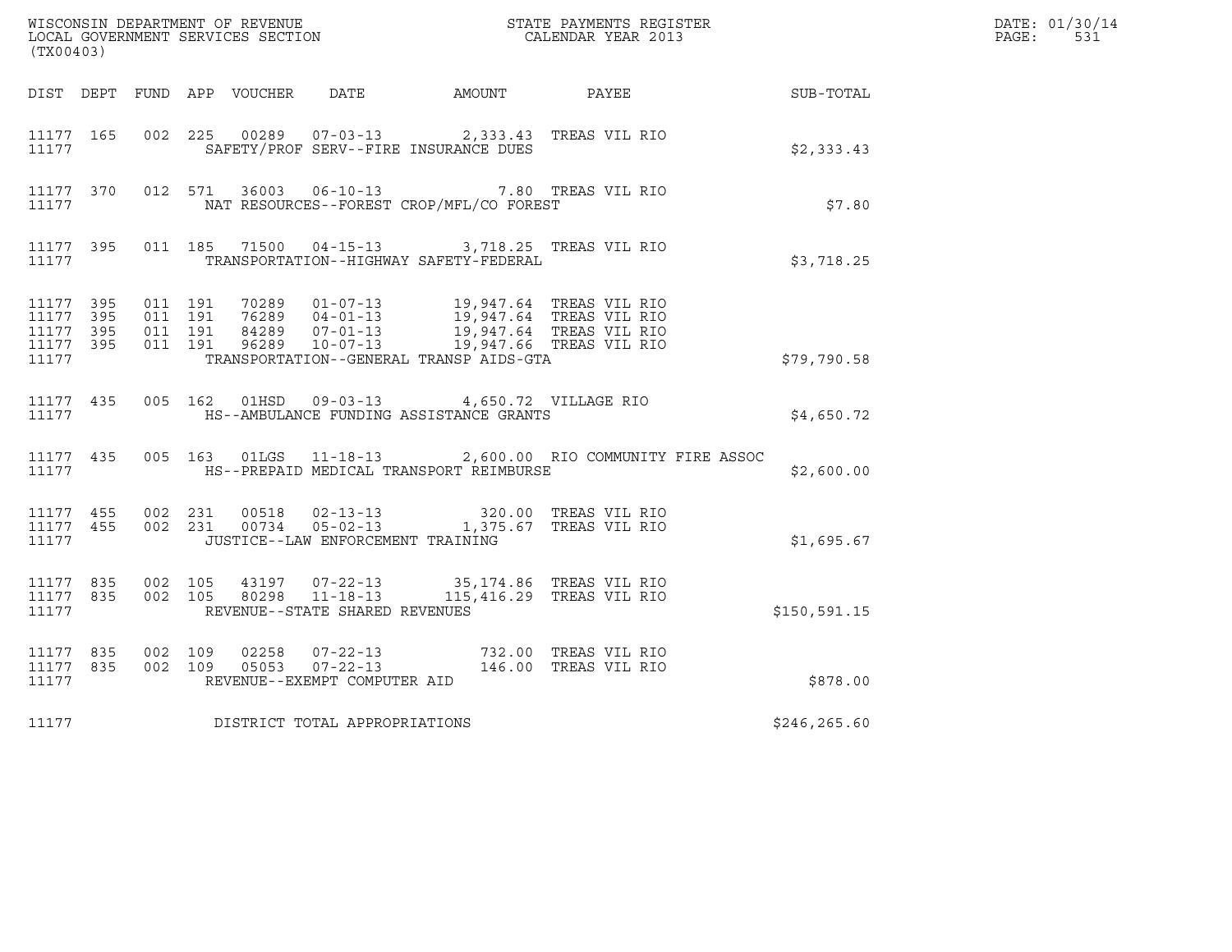WISCONSIN DEPARTMENT OF REVENUE
LOCAL GOVERNMENT SERVICES SECTION
(TX00403)

STATE PAYMENTS REGISTER
CALENDAR YEAR 2013

DATE: 01/30/14
PAGE: 531

| DIST | DEPT | FUND | APP | VOUCHER | DATE | AMOUNT | PAYEE | SUB-TOTAL |
|---|---|---|---|---|---|---|---|---|
| 11177 | 165 | 002 | 225 | 00289 | 07-03-13 | 2,333.43 | TREAS VIL RIO | |
| 11177 | | | | | SAFETY/PROF SERV--FIRE INSURANCE DUES | | | $2,333.43 |
| 11177 | 370 | 012 | 571 | 36003 | 06-10-13 | 7.80 | TREAS VIL RIO | |
| 11177 | | | | | NAT RESOURCES--FOREST CROP/MFL/CO FOREST | | | $7.80 |
| 11177 | 395 | 011 | 185 | 71500 | 04-15-13 | 3,718.25 | TREAS VIL RIO | |
| 11177 | | | | | TRANSPORTATION--HIGHWAY SAFETY-FEDERAL | | | $3,718.25 |
| 11177 | 395 | 011 | 191 | 70289 | 01-07-13 | 19,947.64 | TREAS VIL RIO | |
| 11177 | 395 | 011 | 191 | 76289 | 04-01-13 | 19,947.64 | TREAS VIL RIO | |
| 11177 | 395 | 011 | 191 | 84289 | 07-01-13 | 19,947.64 | TREAS VIL RIO | |
| 11177 | 395 | 011 | 191 | 96289 | 10-07-13 | 19,947.66 | TREAS VIL RIO | |
| 11177 | | | | | TRANSPORTATION--GENERAL TRANSP AIDS-GTA | | | $79,790.58 |
| 11177 | 435 | 005 | 162 | 01HSD | 09-03-13 | 4,650.72 | VILLAGE RIO | |
| 11177 | | | | | HS--AMBULANCE FUNDING ASSISTANCE GRANTS | | | $4,650.72 |
| 11177 | 435 | 005 | 163 | 01LGS | 11-18-13 | 2,600.00 | RIO COMMUNITY FIRE ASSOC | |
| 11177 | | | | | HS--PREPAID MEDICAL TRANSPORT REIMBURSE | | | $2,600.00 |
| 11177 | 455 | 002 | 231 | 00518 | 02-13-13 | 320.00 | TREAS VIL RIO | |
| 11177 | 455 | 002 | 231 | 00734 | 05-02-13 | 1,375.67 | TREAS VIL RIO | |
| 11177 | | | | | JUSTICE--LAW ENFORCEMENT TRAINING | | | $1,695.67 |
| 11177 | 835 | 002 | 105 | 43197 | 07-22-13 | 35,174.86 | TREAS VIL RIO | |
| 11177 | 835 | 002 | 105 | 80298 | 11-18-13 | 115,416.29 | TREAS VIL RIO | |
| 11177 | | | | | REVENUE--STATE SHARED REVENUES | | | $150,591.15 |
| 11177 | 835 | 002 | 109 | 02258 | 07-22-13 | 732.00 | TREAS VIL RIO | |
| 11177 | 835 | 002 | 109 | 05053 | 07-22-13 | 146.00 | TREAS VIL RIO | |
| 11177 | | | | | REVENUE--EXEMPT COMPUTER AID | | | $878.00 |
| 11177 | | | | | DISTRICT TOTAL APPROPRIATIONS | | | $246,265.60 |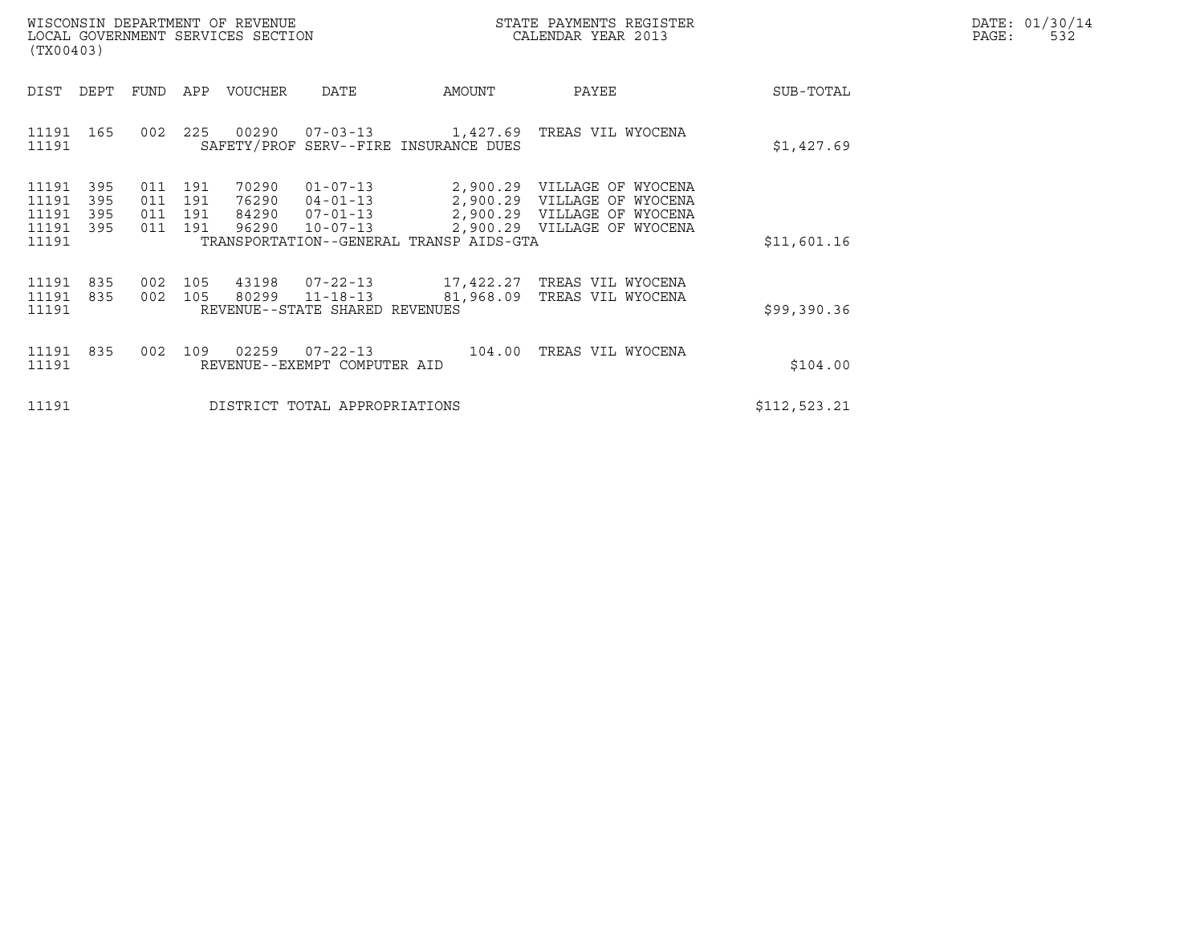WISCONSIN DEPARTMENT OF REVENUE
LOCAL GOVERNMENT SERVICES SECTION
(TX00403)

STATE PAYMENTS REGISTER
CALENDAR YEAR 2013

DATE: 01/30/14
PAGE: 532

| DIST | DEPT | FUND | APP | VOUCHER | DATE | AMOUNT | PAYEE | SUB-TOTAL |
|---|---|---|---|---|---|---|---|---|
| 11191 | 165 | 002 | 225 | 00290 | 07-03-13 | 1,427.69 | TREAS VIL WYOCENA | |
| 11191 | | | | SAFETY/PROF SERV--FIRE INSURANCE DUES | | | | $1,427.69 |
| 11191 | 395 | 011 | 191 | 70290 | 01-07-13 | 2,900.29 | VILLAGE OF WYOCENA | |
| 11191 | 395 | 011 | 191 | 76290 | 04-01-13 | 2,900.29 | VILLAGE OF WYOCENA | |
| 11191 | 395 | 011 | 191 | 84290 | 07-01-13 | 2,900.29 | VILLAGE OF WYOCENA | |
| 11191 | 395 | 011 | 191 | 96290 | 10-07-13 | 2,900.29 | VILLAGE OF WYOCENA | |
| 11191 | | | | TRANSPORTATION--GENERAL TRANSP AIDS-GTA | | | | $11,601.16 |
| 11191 | 835 | 002 | 105 | 43198 | 07-22-13 | 17,422.27 | TREAS VIL WYOCENA | |
| 11191 | 835 | 002 | 105 | 80299 | 11-18-13 | 81,968.09 | TREAS VIL WYOCENA | |
| 11191 | | | | REVENUE--STATE SHARED REVENUES | | | | $99,390.36 |
| 11191 | 835 | 002 | 109 | 02259 | 07-22-13 | 104.00 | TREAS VIL WYOCENA | |
| 11191 | | | | REVENUE--EXEMPT COMPUTER AID | | | | $104.00 |
| 11191 | | | | DISTRICT TOTAL APPROPRIATIONS | | | | $112,523.21 |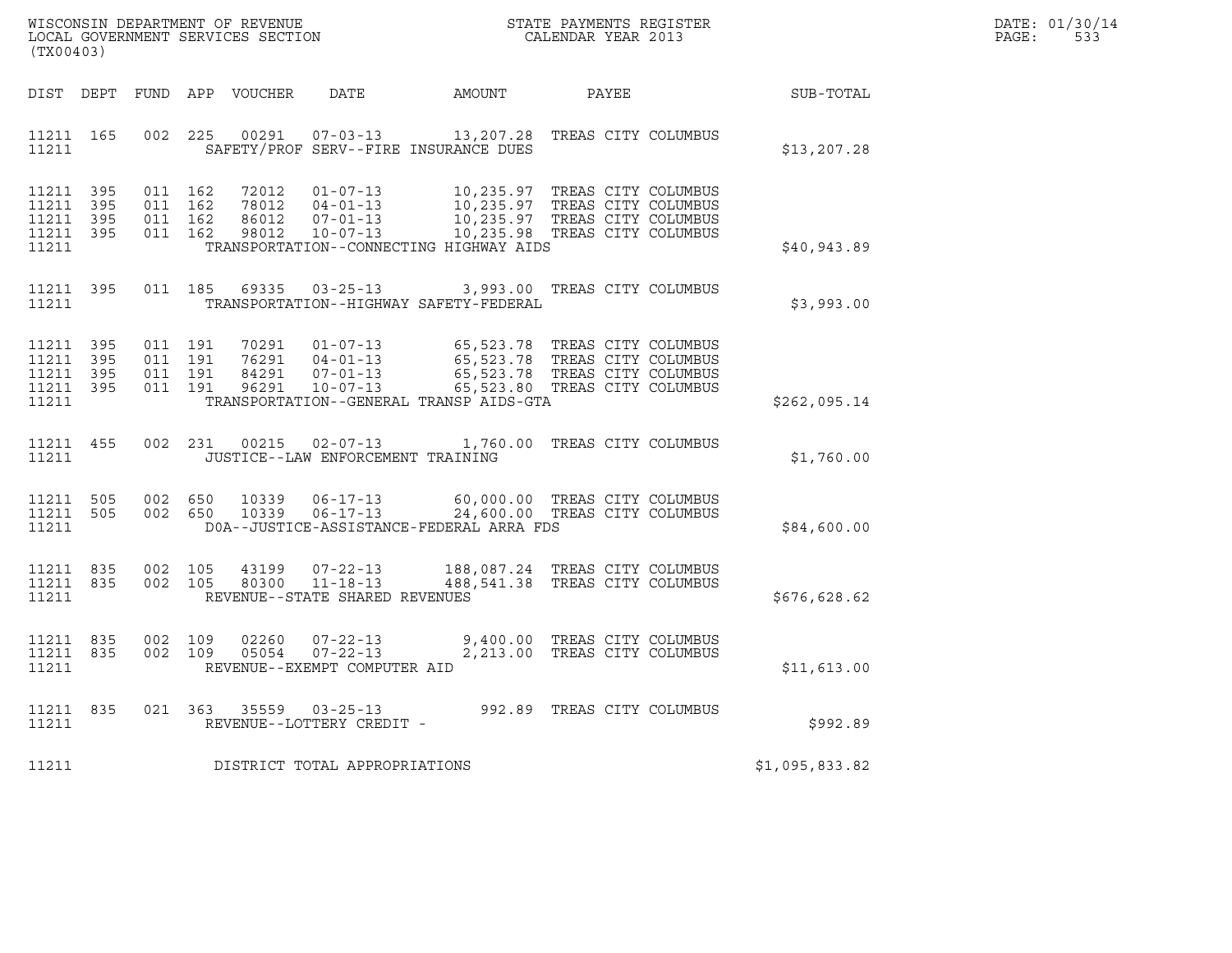WISCONSIN DEPARTMENT OF REVENUE
LOCAL GOVERNMENT SERVICES SECTION
(TX00403)

STATE PAYMENTS REGISTER
CALENDAR YEAR 2013

DATE: 01/30/14
PAGE: 533

| DIST | DEPT | FUND | APP | VOUCHER | DATE | AMOUNT | PAYEE | SUB-TOTAL |
|---|---|---|---|---|---|---|---|---|
| 11211 | 165 | 002 | 225 | 00291 | 07-03-13 | 13,207.28 | TREAS CITY COLUMBUS | |
| 11211 | | | | SAFETY/PROF SERV--FIRE INSURANCE DUES | | | | $13,207.28 |
| 11211 | 395 | 011 | 162 | 72012 | 01-07-13 | 10,235.97 | TREAS CITY COLUMBUS | |
| 11211 | 395 | 011 | 162 | 78012 | 04-01-13 | 10,235.97 | TREAS CITY COLUMBUS | |
| 11211 | 395 | 011 | 162 | 86012 | 07-01-13 | 10,235.97 | TREAS CITY COLUMBUS | |
| 11211 | 395 | 011 | 162 | 98012 | 10-07-13 | 10,235.98 | TREAS CITY COLUMBUS | |
| 11211 | | | | TRANSPORTATION--CONNECTING HIGHWAY AIDS | | | | $40,943.89 |
| 11211 | 395 | 011 | 185 | 69335 | 03-25-13 | 3,993.00 | TREAS CITY COLUMBUS | |
| 11211 | | | | TRANSPORTATION--HIGHWAY SAFETY-FEDERAL | | | | $3,993.00 |
| 11211 | 395 | 011 | 191 | 70291 | 01-07-13 | 65,523.78 | TREAS CITY COLUMBUS | |
| 11211 | 395 | 011 | 191 | 76291 | 04-01-13 | 65,523.78 | TREAS CITY COLUMBUS | |
| 11211 | 395 | 011 | 191 | 84291 | 07-01-13 | 65,523.78 | TREAS CITY COLUMBUS | |
| 11211 | 395 | 011 | 191 | 96291 | 10-07-13 | 65,523.80 | TREAS CITY COLUMBUS | |
| 11211 | | | | TRANSPORTATION--GENERAL TRANSP AIDS-GTA | | | | $262,095.14 |
| 11211 | 455 | 002 | 231 | 00215 | 02-07-13 | 1,760.00 | TREAS CITY COLUMBUS | |
| 11211 | | | | JUSTICE--LAW ENFORCEMENT TRAINING | | | | $1,760.00 |
| 11211 | 505 | 002 | 650 | 10339 | 06-17-13 | 60,000.00 | TREAS CITY COLUMBUS | |
| 11211 | 505 | 002 | 650 | 10339 | 06-17-13 | 24,600.00 | TREAS CITY COLUMBUS | |
| 11211 | | | | DOA--JUSTICE-ASSISTANCE-FEDERAL ARRA FDS | | | | $84,600.00 |
| 11211 | 835 | 002 | 105 | 43199 | 07-22-13 | 188,087.24 | TREAS CITY COLUMBUS | |
| 11211 | 835 | 002 | 105 | 80300 | 11-18-13 | 488,541.38 | TREAS CITY COLUMBUS | |
| 11211 | | | | REVENUE--STATE SHARED REVENUES | | | | $676,628.62 |
| 11211 | 835 | 002 | 109 | 02260 | 07-22-13 | 9,400.00 | TREAS CITY COLUMBUS | |
| 11211 | 835 | 002 | 109 | 05054 | 07-22-13 | 2,213.00 | TREAS CITY COLUMBUS | |
| 11211 | | | | REVENUE--EXEMPT COMPUTER AID | | | | $11,613.00 |
| 11211 | 835 | 021 | 363 | 35559 | 03-25-13 | 992.89 | TREAS CITY COLUMBUS | |
| 11211 | | | | REVENUE--LOTTERY CREDIT - | | | | $992.89 |
| 11211 | | | | DISTRICT TOTAL APPROPRIATIONS | | | | $1,095,833.82 |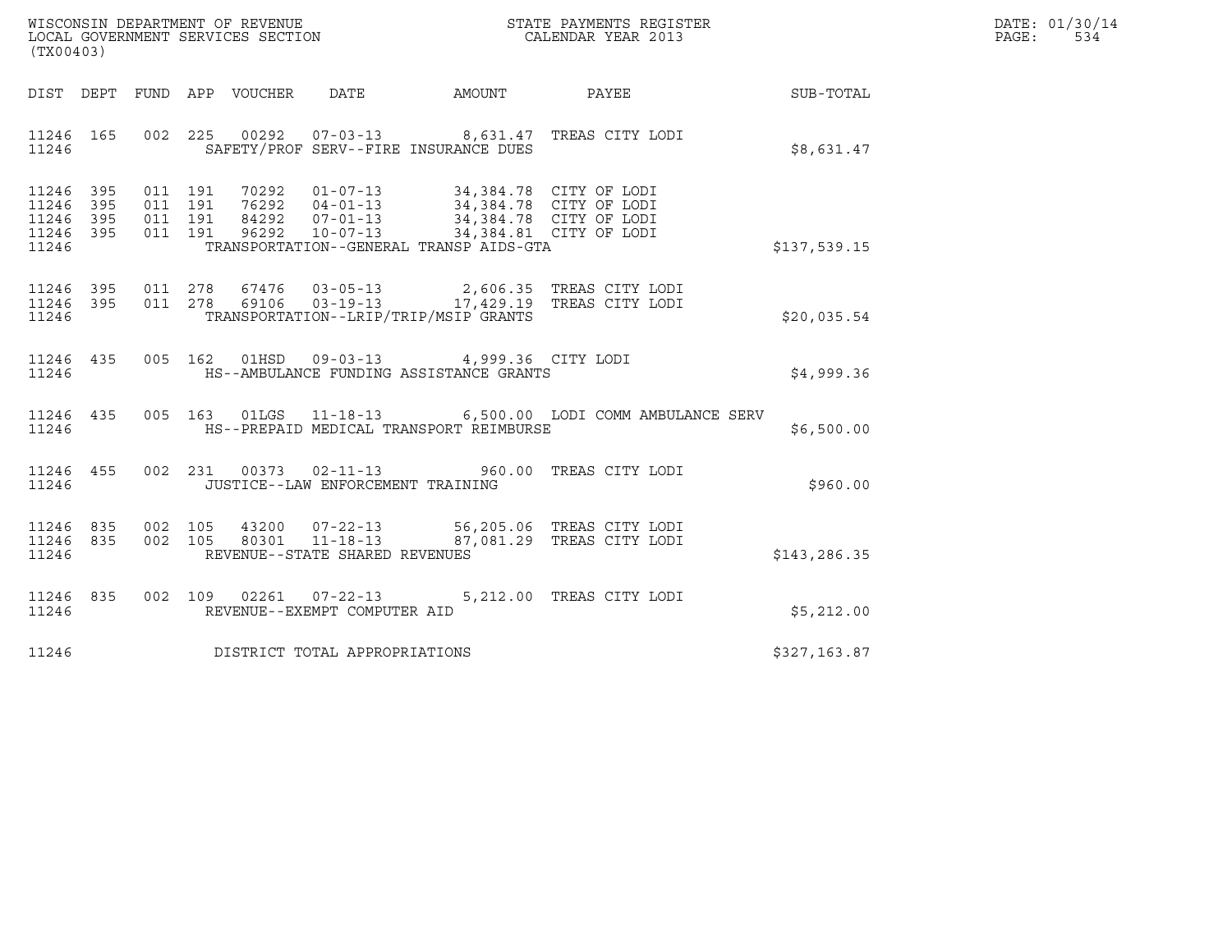WISCONSIN DEPARTMENT OF REVENUE
LOCAL GOVERNMENT SERVICES SECTION
(TX00403)

STATE PAYMENTS REGISTER
CALENDAR YEAR 2013

DATE: 01/30/14
PAGE: 534

| DIST | DEPT | FUND | APP | VOUCHER | DATE | AMOUNT | PAYEE | SUB-TOTAL |
|---|---|---|---|---|---|---|---|---|
| 11246 | 165 | 002 | 225 | 00292 | 07-03-13 | 8,631.47 | TREAS CITY LODI | |
| 11246 | | | | SAFETY/PROF SERV--FIRE INSURANCE DUES | | | | $8,631.47 |
| 11246 | 395 | 011 | 191 | 70292 | 01-07-13 | 34,384.78 | CITY OF LODI | |
| 11246 | 395 | 011 | 191 | 76292 | 04-01-13 | 34,384.78 | CITY OF LODI | |
| 11246 | 395 | 011 | 191 | 84292 | 07-01-13 | 34,384.78 | CITY OF LODI | |
| 11246 | 395 | 011 | 191 | 96292 | 10-07-13 | 34,384.81 | CITY OF LODI | |
| 11246 | | | | TRANSPORTATION--GENERAL TRANSP AIDS-GTA | | | | $137,539.15 |
| 11246 | 395 | 011 | 278 | 67476 | 03-05-13 | 2,606.35 | TREAS CITY LODI | |
| 11246 | 395 | 011 | 278 | 69106 | 03-19-13 | 17,429.19 | TREAS CITY LODI | |
| 11246 | | | | TRANSPORTATION--LRIP/TRIP/MSIP GRANTS | | | | $20,035.54 |
| 11246 | 435 | 005 | 162 | 01HSD | 09-03-13 | 4,999.36 | CITY LODI | |
| 11246 | | | | HS--AMBULANCE FUNDING ASSISTANCE GRANTS | | | | $4,999.36 |
| 11246 | 435 | 005 | 163 | 01LGS | 11-18-13 | 6,500.00 | LODI COMM AMBULANCE SERV | |
| 11246 | | | | HS--PREPAID MEDICAL TRANSPORT REIMBURSE | | | | $6,500.00 |
| 11246 | 455 | 002 | 231 | 00373 | 02-11-13 | 960.00 | TREAS CITY LODI | |
| 11246 | | | | JUSTICE--LAW ENFORCEMENT TRAINING | | | | $960.00 |
| 11246 | 835 | 002 | 105 | 43200 | 07-22-13 | 56,205.06 | TREAS CITY LODI | |
| 11246 | 835 | 002 | 105 | 80301 | 11-18-13 | 87,081.29 | TREAS CITY LODI | |
| 11246 | | | | REVENUE--STATE SHARED REVENUES | | | | $143,286.35 |
| 11246 | 835 | 002 | 109 | 02261 | 07-22-13 | 5,212.00 | TREAS CITY LODI | |
| 11246 | | | | REVENUE--EXEMPT COMPUTER AID | | | | $5,212.00 |
| 11246 | | | | DISTRICT TOTAL APPROPRIATIONS | | | | $327,163.87 |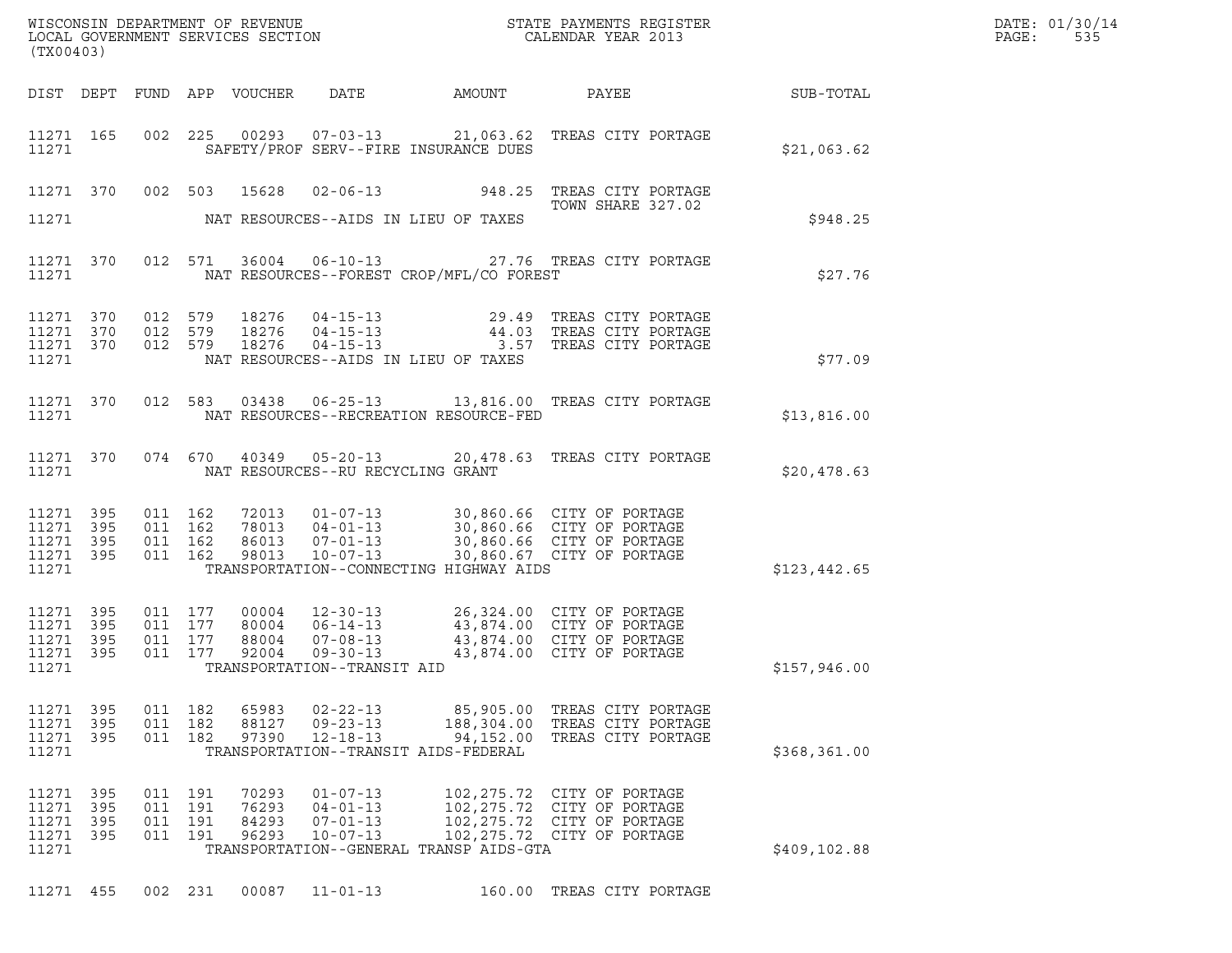WISCONSIN DEPARTMENT OF REVENUE
LOCAL GOVERNMENT SERVICES SECTION
(TX00403)

STATE PAYMENTS REGISTER
CALENDAR YEAR 2013

DATE: 01/30/14

| DIST | DEPT | FUND | APP | VOUCHER | DATE | AMOUNT | PAYEE | SUB-TOTAL |
|---|---|---|---|---|---|---|---|---|
| 11271 | 165 | 002 | 225 | 00293 | 07-03-13 | 21,063.62 | TREAS CITY PORTAGE | |
| 11271 | | | | | SAFETY/PROF SERV--FIRE INSURANCE DUES | | | $21,063.62 |
| 11271 | 370 | 002 | 503 | 15628 | 02-06-13 | 948.25 | TREAS CITY PORTAGE TOWN SHARE 327.02 | |
| 11271 | | | | | NAT RESOURCES--AIDS IN LIEU OF TAXES | | | $948.25 |
| 11271 | 370 | 012 | 571 | 36004 | 06-10-13 | 27.76 | TREAS CITY PORTAGE | |
| 11271 | | | | | NAT RESOURCES--FOREST CROP/MFL/CO FOREST | | | $27.76 |
| 11271 | 370 | 012 | 579 | 18276 | 04-15-13 | 29.49 | TREAS CITY PORTAGE | |
| 11271 | 370 | 012 | 579 | 18276 | 04-15-13 | 44.03 | TREAS CITY PORTAGE | |
| 11271 | 370 | 012 | 579 | 18276 | 04-15-13 | 3.57 | TREAS CITY PORTAGE | |
| 11271 | | | | | NAT RESOURCES--AIDS IN LIEU OF TAXES | | | $77.09 |
| 11271 | 370 | 012 | 583 | 03438 | 06-25-13 | 13,816.00 | TREAS CITY PORTAGE | |
| 11271 | | | | | NAT RESOURCES--RECREATION RESOURCE-FED | | | $13,816.00 |
| 11271 | 370 | 074 | 670 | 40349 | 05-20-13 | 20,478.63 | TREAS CITY PORTAGE | |
| 11271 | | | | | NAT RESOURCES--RU RECYCLING GRANT | | | $20,478.63 |
| 11271 | 395 | 011 | 162 | 72013 | 01-07-13 | 30,860.66 | CITY OF PORTAGE | |
| 11271 | 395 | 011 | 162 | 78013 | 04-01-13 | 30,860.66 | CITY OF PORTAGE | |
| 11271 | 395 | 011 | 162 | 86013 | 07-01-13 | 30,860.66 | CITY OF PORTAGE | |
| 11271 | 395 | 011 | 162 | 98013 | 10-07-13 | 30,860.67 | CITY OF PORTAGE | |
| 11271 | | | | | TRANSPORTATION--CONNECTING HIGHWAY AIDS | | | $123,442.65 |
| 11271 | 395 | 011 | 177 | 00004 | 12-30-13 | 26,324.00 | CITY OF PORTAGE | |
| 11271 | 395 | 011 | 177 | 80004 | 06-14-13 | 43,874.00 | CITY OF PORTAGE | |
| 11271 | 395 | 011 | 177 | 88004 | 07-08-13 | 43,874.00 | CITY OF PORTAGE | |
| 11271 | 395 | 011 | 177 | 92004 | 09-30-13 | 43,874.00 | CITY OF PORTAGE | |
| 11271 | | | | | TRANSPORTATION--TRANSIT AID | | | $157,946.00 |
| 11271 | 395 | 011 | 182 | 65983 | 02-22-13 | 85,905.00 | TREAS CITY PORTAGE | |
| 11271 | 395 | 011 | 182 | 88127 | 09-23-13 | 188,304.00 | TREAS CITY PORTAGE | |
| 11271 | 395 | 011 | 182 | 97390 | 12-18-13 | 94,152.00 | TREAS CITY PORTAGE | |
| 11271 | | | | | TRANSPORTATION--TRANSIT AIDS-FEDERAL | | | $368,361.00 |
| 11271 | 395 | 011 | 191 | 70293 | 01-07-13 | 102,275.72 | CITY OF PORTAGE | |
| 11271 | 395 | 011 | 191 | 76293 | 04-01-13 | 102,275.72 | CITY OF PORTAGE | |
| 11271 | 395 | 011 | 191 | 84293 | 07-01-13 | 102,275.72 | CITY OF PORTAGE | |
| 11271 | 395 | 011 | 191 | 96293 | 10-07-13 | 102,275.72 | CITY OF PORTAGE | |
| 11271 | | | | | TRANSPORTATION--GENERAL TRANSP AIDS-GTA | | | $409,102.88 |
| 11271 | 455 | 002 | 231 | 00087 | 11-01-13 | 160.00 | TREAS CITY PORTAGE | |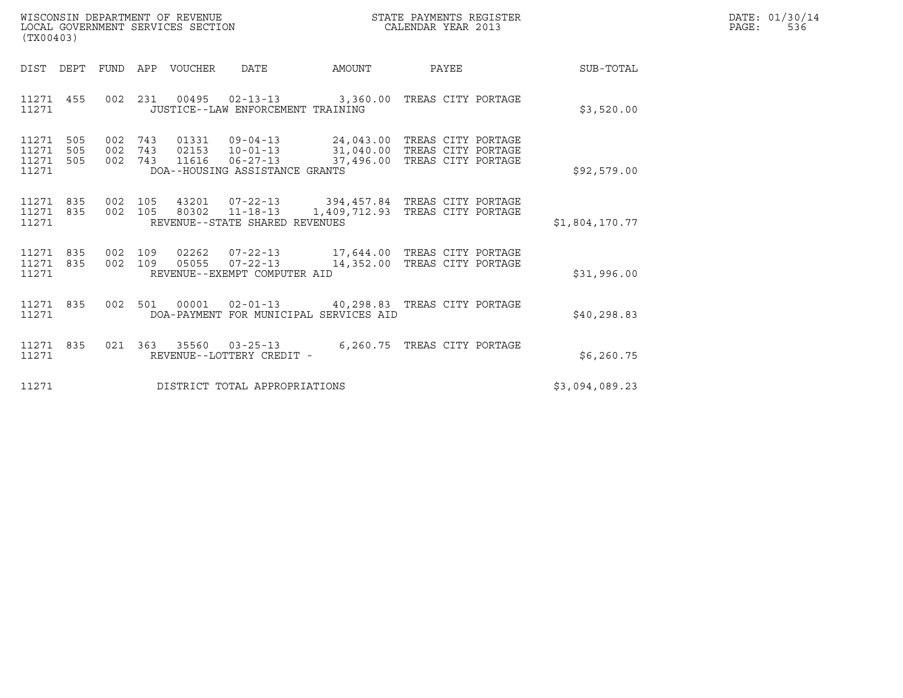WISCONSIN DEPARTMENT OF REVENUE
LOCAL GOVERNMENT SERVICES SECTION
(TX00403)

STATE PAYMENTS REGISTER
CALENDAR YEAR 2013

DATE: 01/30/14
PAGE: 536

| DIST | DEPT | FUND | APP | VOUCHER | DATE | AMOUNT | PAYEE | SUB-TOTAL |
|---|---|---|---|---|---|---|---|---|
| 11271 | 455 | 002 | 231 | 00495 | 02-13-13 | 3,360.00 | TREAS CITY PORTAGE | |
| 11271 | | | | JUSTICE--LAW ENFORCEMENT TRAINING | | | | $3,520.00 |
| 11271 | 505 | 002 | 743 | 01331 | 09-04-13 | 24,043.00 | TREAS CITY PORTAGE | |
| 11271 | 505 | 002 | 743 | 02153 | 10-01-13 | 31,040.00 | TREAS CITY PORTAGE | |
| 11271 | 505 | 002 | 743 | 11616 | 06-27-13 | 37,496.00 | TREAS CITY PORTAGE | |
| 11271 | | | | DOA--HOUSING ASSISTANCE GRANTS | | | | $92,579.00 |
| 11271 | 835 | 002 | 105 | 43201 | 07-22-13 | 394,457.84 | TREAS CITY PORTAGE | |
| 11271 | 835 | 002 | 105 | 80302 | 11-18-13 | 1,409,712.93 | TREAS CITY PORTAGE | |
| 11271 | | | | REVENUE--STATE SHARED REVENUES | | | | $1,804,170.77 |
| 11271 | 835 | 002 | 109 | 02262 | 07-22-13 | 17,644.00 | TREAS CITY PORTAGE | |
| 11271 | 835 | 002 | 109 | 05055 | 07-22-13 | 14,352.00 | TREAS CITY PORTAGE | |
| 11271 | | | | REVENUE--EXEMPT COMPUTER AID | | | | $31,996.00 |
| 11271 | 835 | 002 | 501 | 00001 | 02-01-13 | 40,298.83 | TREAS CITY PORTAGE | |
| 11271 | | | | DOA-PAYMENT FOR MUNICIPAL SERVICES AID | | | | $40,298.83 |
| 11271 | 835 | 021 | 363 | 35560 | 03-25-13 | 6,260.75 | TREAS CITY PORTAGE | |
| 11271 | | | | REVENUE--LOTTERY CREDIT - | | | | $6,260.75 |
| 11271 | | | | DISTRICT TOTAL APPROPRIATIONS | | | | $3,094,089.23 |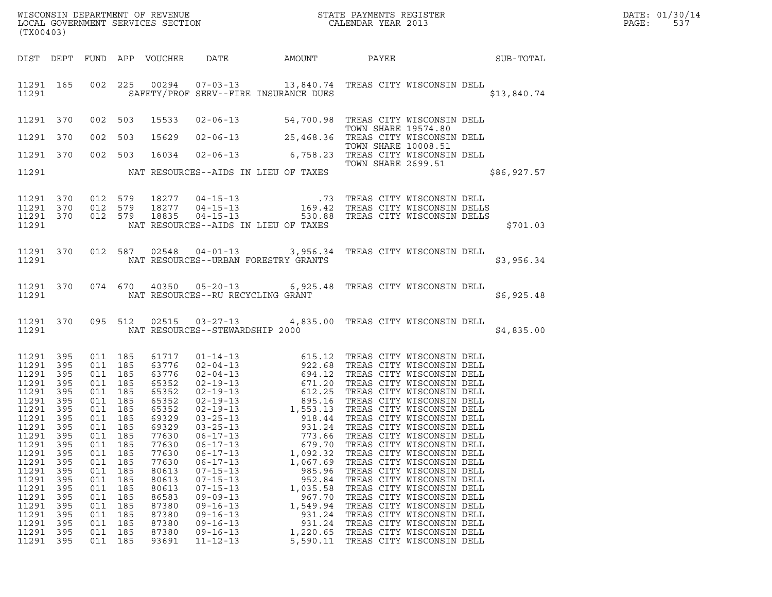WISCONSIN DEPARTMENT OF REVENUE
LOCAL GOVERNMENT SERVICES SECTION
(TX00403)

STATE PAYMENTS REGISTER
CALENDAR YEAR 2013

DATE: 01/30/14
PAGE: 537

| DIST | DEPT | FUND | APP | VOUCHER | DATE | AMOUNT | PAYEE | SUB-TOTAL |
|---|---|---|---|---|---|---|---|---|
| 11291 | 165 | 002 | 225 | 00294 | 07-03-13 | 13,840.74 | TREAS CITY WISCONSIN DELL | |
| 11291 | | | | | SAFETY/PROF SERV--FIRE INSURANCE DUES | | | $13,840.74 |
| 11291 | 370 | 002 | 503 | 15533 | 02-06-13 | 54,700.98 | TREAS CITY WISCONSIN DELL TOWN SHARE 19574.80 | |
| 11291 | 370 | 002 | 503 | 15629 | 02-06-13 | 25,468.36 | TREAS CITY WISCONSIN DELL TOWN SHARE 10008.51 | |
| 11291 | 370 | 002 | 503 | 16034 | 02-06-13 | 6,758.23 | TREAS CITY WISCONSIN DELL TOWN SHARE 2699.51 | |
| 11291 | | | | | NAT RESOURCES--AIDS IN LIEU OF TAXES | | | $86,927.57 |
| 11291 | 370 | 012 | 579 | 18277 | 04-15-13 | .73 | TREAS CITY WISCONSIN DELL | |
| 11291 | 370 | 012 | 579 | 18277 | 04-15-13 | 169.42 | TREAS CITY WISCONSIN DELLS | |
| 11291 | 370 | 012 | 579 | 18835 | 04-15-13 | 530.88 | TREAS CITY WISCONSIN DELLS | |
| 11291 | | | | | NAT RESOURCES--AIDS IN LIEU OF TAXES | | | $701.03 |
| 11291 | 370 | 012 | 587 | 02548 | 04-01-13 | 3,956.34 | TREAS CITY WISCONSIN DELL | |
| 11291 | | | | | NAT RESOURCES--URBAN FORESTRY GRANTS | | | $3,956.34 |
| 11291 | 370 | 074 | 670 | 40350 | 05-20-13 | 6,925.48 | TREAS CITY WISCONSIN DELL | |
| 11291 | | | | | NAT RESOURCES--RU RECYCLING GRANT | | | $6,925.48 |
| 11291 | 370 | 095 | 512 | 02515 | 03-27-13 | 4,835.00 | TREAS CITY WISCONSIN DELL | |
| 11291 | | | | | NAT RESOURCES--STEWARDSHIP 2000 | | | $4,835.00 |
| 11291 | 395 | 011 | 185 | 61717 | 01-14-13 | 615.12 | TREAS CITY WISCONSIN DELL | |
| 11291 | 395 | 011 | 185 | 63776 | 02-04-13 | 922.68 | TREAS CITY WISCONSIN DELL | |
| 11291 | 395 | 011 | 185 | 63776 | 02-04-13 | 694.12 | TREAS CITY WISCONSIN DELL | |
| 11291 | 395 | 011 | 185 | 65352 | 02-19-13 | 671.20 | TREAS CITY WISCONSIN DELL | |
| 11291 | 395 | 011 | 185 | 65352 | 02-19-13 | 612.25 | TREAS CITY WISCONSIN DELL | |
| 11291 | 395 | 011 | 185 | 65352 | 02-19-13 | 895.16 | TREAS CITY WISCONSIN DELL | |
| 11291 | 395 | 011 | 185 | 65352 | 02-19-13 | 1,553.13 | TREAS CITY WISCONSIN DELL | |
| 11291 | 395 | 011 | 185 | 69329 | 03-25-13 | 918.44 | TREAS CITY WISCONSIN DELL | |
| 11291 | 395 | 011 | 185 | 69329 | 03-25-13 | 931.24 | TREAS CITY WISCONSIN DELL | |
| 11291 | 395 | 011 | 185 | 77630 | 06-17-13 | 773.66 | TREAS CITY WISCONSIN DELL | |
| 11291 | 395 | 011 | 185 | 77630 | 06-17-13 | 679.70 | TREAS CITY WISCONSIN DELL | |
| 11291 | 395 | 011 | 185 | 77630 | 06-17-13 | 1,092.32 | TREAS CITY WISCONSIN DELL | |
| 11291 | 395 | 011 | 185 | 77630 | 06-17-13 | 1,067.69 | TREAS CITY WISCONSIN DELL | |
| 11291 | 395 | 011 | 185 | 80613 | 07-15-13 | 985.96 | TREAS CITY WISCONSIN DELL | |
| 11291 | 395 | 011 | 185 | 80613 | 07-15-13 | 952.84 | TREAS CITY WISCONSIN DELL | |
| 11291 | 395 | 011 | 185 | 80613 | 07-15-13 | 1,035.58 | TREAS CITY WISCONSIN DELL | |
| 11291 | 395 | 011 | 185 | 86583 | 09-09-13 | 967.70 | TREAS CITY WISCONSIN DELL | |
| 11291 | 395 | 011 | 185 | 87380 | 09-16-13 | 1,549.94 | TREAS CITY WISCONSIN DELL | |
| 11291 | 395 | 011 | 185 | 87380 | 09-16-13 | 931.24 | TREAS CITY WISCONSIN DELL | |
| 11291 | 395 | 011 | 185 | 87380 | 09-16-13 | 931.24 | TREAS CITY WISCONSIN DELL | |
| 11291 | 395 | 011 | 185 | 87380 | 09-16-13 | 1,220.65 | TREAS CITY WISCONSIN DELL | |
| 11291 | 395 | 011 | 185 | 93691 | 11-12-13 | 5,590.11 | TREAS CITY WISCONSIN DELL | |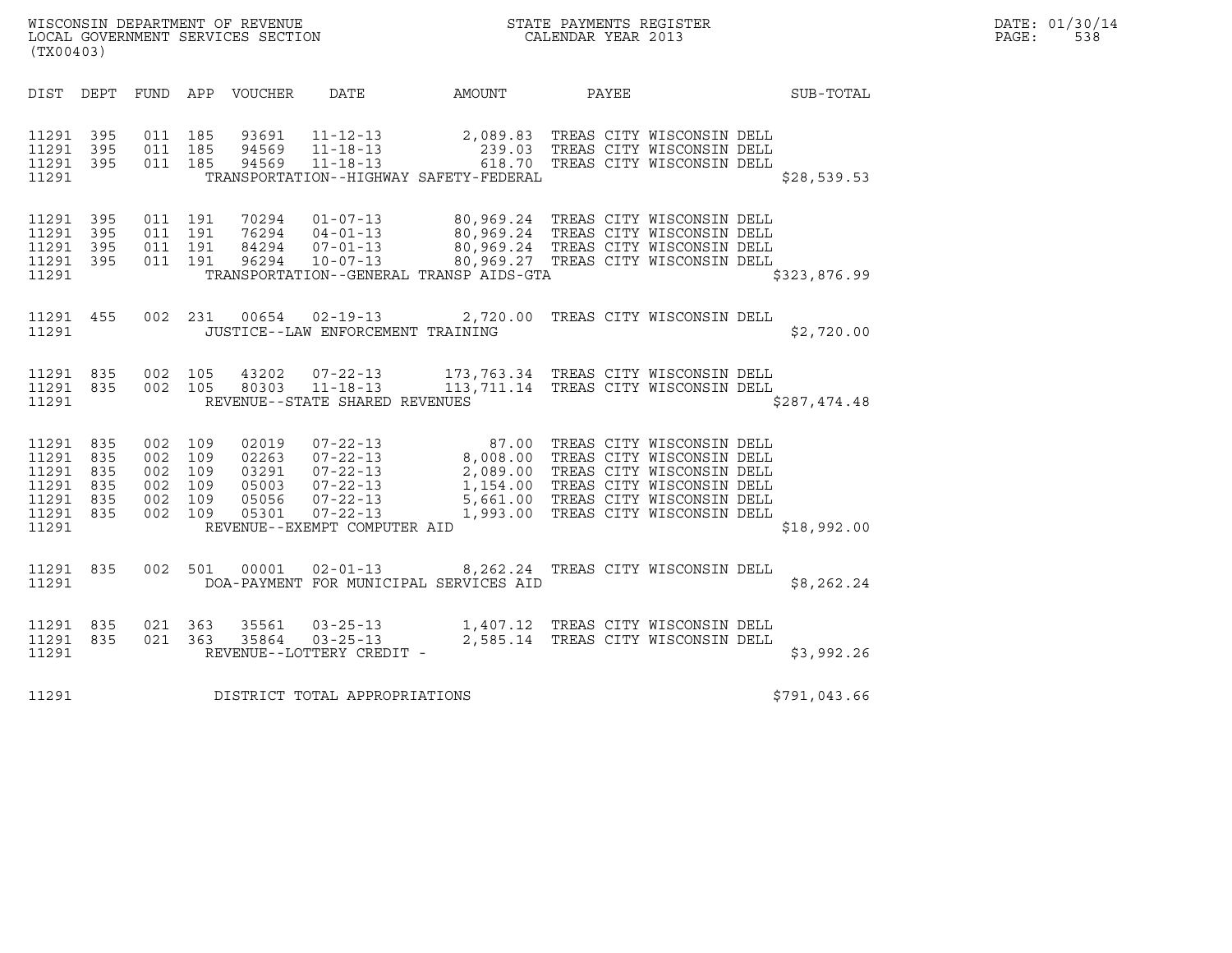WISCONSIN DEPARTMENT OF REVENUE
LOCAL GOVERNMENT SERVICES SECTION
(TX00403)

STATE PAYMENTS REGISTER
CALENDAR YEAR 2013

DATE: 01/30/14
PAGE: 538

| DIST | DEPT | FUND | APP | VOUCHER | DATE | AMOUNT | PAYEE | SUB-TOTAL |
|---|---|---|---|---|---|---|---|---|
| 11291 | 395 | 011 | 185 | 93691 | 11-12-13 | 2,089.83 | TREAS CITY WISCONSIN DELL | |
| 11291 | 395 | 011 | 185 | 94569 | 11-18-13 | 239.03 | TREAS CITY WISCONSIN DELL | |
| 11291 | 395 | 011 | 185 | 94569 | 11-18-13 | 618.70 | TREAS CITY WISCONSIN DELL | |
| 11291 | | | | | TRANSPORTATION--HIGHWAY SAFETY-FEDERAL | | | $28,539.53 |
| 11291 | 395 | 011 | 191 | 70294 | 01-07-13 | 80,969.24 | TREAS CITY WISCONSIN DELL | |
| 11291 | 395 | 011 | 191 | 76294 | 04-01-13 | 80,969.24 | TREAS CITY WISCONSIN DELL | |
| 11291 | 395 | 011 | 191 | 84294 | 07-01-13 | 80,969.24 | TREAS CITY WISCONSIN DELL | |
| 11291 | 395 | 011 | 191 | 96294 | 10-07-13 | 80,969.27 | TREAS CITY WISCONSIN DELL | |
| 11291 | | | | | TRANSPORTATION--GENERAL TRANSP AIDS-GTA | | | $323,876.99 |
| 11291 | 455 | 002 | 231 | 00654 | 02-19-13 | 2,720.00 | TREAS CITY WISCONSIN DELL | |
| 11291 | | | | | JUSTICE--LAW ENFORCEMENT TRAINING | | | $2,720.00 |
| 11291 | 835 | 002 | 105 | 43202 | 07-22-13 | 173,763.34 | TREAS CITY WISCONSIN DELL | |
| 11291 | 835 | 002 | 105 | 80303 | 11-18-13 | 113,711.14 | TREAS CITY WISCONSIN DELL | |
| 11291 | | | | | REVENUE--STATE SHARED REVENUES | | | $287,474.48 |
| 11291 | 835 | 002 | 109 | 02019 | 07-22-13 | 87.00 | TREAS CITY WISCONSIN DELL | |
| 11291 | 835 | 002 | 109 | 02263 | 07-22-13 | 8,008.00 | TREAS CITY WISCONSIN DELL | |
| 11291 | 835 | 002 | 109 | 03291 | 07-22-13 | 2,089.00 | TREAS CITY WISCONSIN DELL | |
| 11291 | 835 | 002 | 109 | 05003 | 07-22-13 | 1,154.00 | TREAS CITY WISCONSIN DELL | |
| 11291 | 835 | 002 | 109 | 05056 | 07-22-13 | 5,661.00 | TREAS CITY WISCONSIN DELL | |
| 11291 | 835 | 002 | 109 | 05301 | 07-22-13 | 1,993.00 | TREAS CITY WISCONSIN DELL | |
| 11291 | | | | | REVENUE--EXEMPT COMPUTER AID | | | $18,992.00 |
| 11291 | 835 | 002 | 501 | 00001 | 02-01-13 | 8,262.24 | TREAS CITY WISCONSIN DELL | |
| 11291 | | | | | DOA-PAYMENT FOR MUNICIPAL SERVICES AID | | | $8,262.24 |
| 11291 | 835 | 021 | 363 | 35561 | 03-25-13 | 1,407.12 | TREAS CITY WISCONSIN DELL | |
| 11291 | 835 | 021 | 363 | 35864 | 03-25-13 | 2,585.14 | TREAS CITY WISCONSIN DELL | |
| 11291 | | | | | REVENUE--LOTTERY CREDIT - | | | $3,992.26 |
| 11291 | | | | | DISTRICT TOTAL APPROPRIATIONS | | | $791,043.66 |